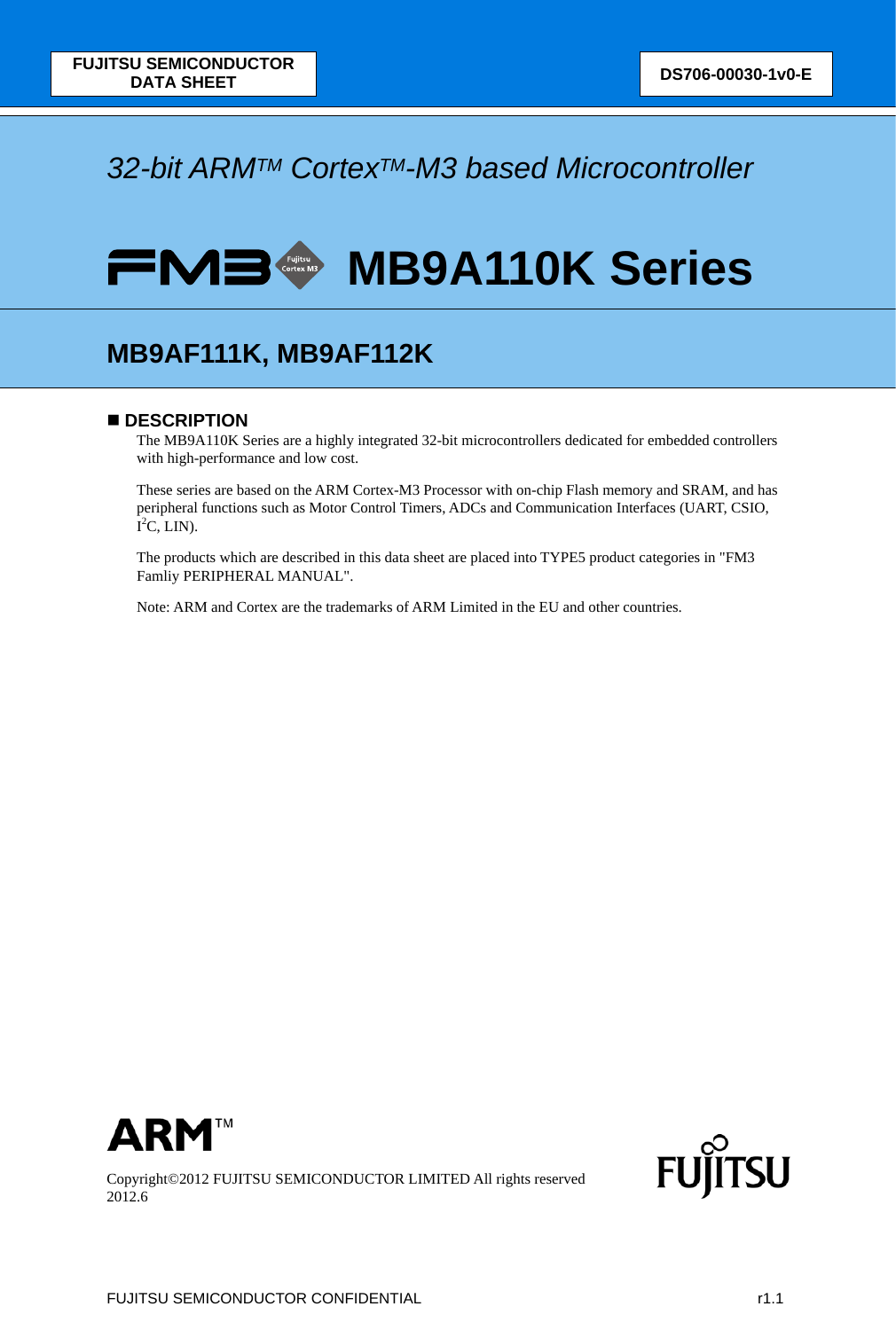FUJITSU SEMICONDUCTOR
DATA SHEET

DS706-00030-1v0-E

*32-bit ARM™ Cortex™-M3 based Microcontroller*

# FM3 MB9A110K Series

## MB9AF111K, MB9AF112K

## ■ DESCRIPTION

The MB9A110K Series are a highly integrated 32-bit microcontrollers dedicated for embedded controllers with high-performance and low cost.

These series are based on the ARM Cortex-M3 Processor with on-chip Flash memory and SRAM, and has peripheral functions such as Motor Control Timers, ADCs and Communication Interfaces (UART, CSIO, $I^2C$, LIN).

The products which are described in this data sheet are placed into TYPE5 product categories in "FM3 Famliy PERIPHERAL MANUAL".

Note: ARM and Cortex are the trademarks of ARM Limited in the EU and other countries.

ARM™

Copyright©2012 FUJITSU SEMICONDUCTOR LIMITED All rights reserved
2012.6

FUJITSU

FUJITSU SEMICONDUCTOR CONFIDENTIAL r1.1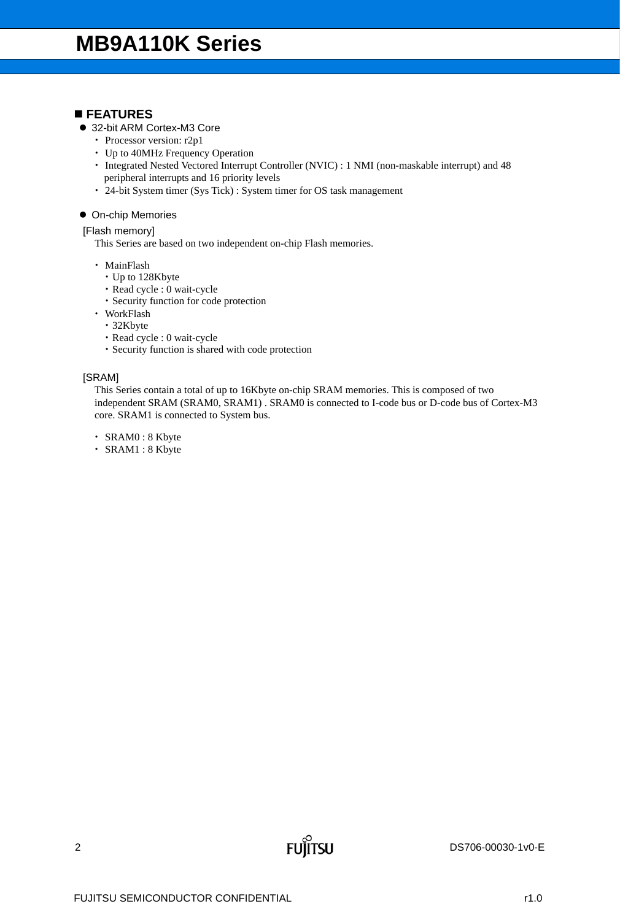## FEATURES

- 32-bit ARM Cortex-M3 Core
  - Processor version: r2p1
  - Up to 40MHz Frequency Operation
  - Integrated Nested Vectored Interrupt Controller (NVIC) : 1 NMI (non-maskable interrupt) and 48 peripheral interrupts and 16 priority levels
  - 24-bit System timer (Sys Tick) : System timer for OS task management

- On-chip Memories

[Flash memory]

This Series are based on two independent on-chip Flash memories.

- MainFlash
  - Up to 128Kbyte
  - Read cycle : 0 wait-cycle
  - Security function for code protection
- WorkFlash
  - 32Kbyte
  - Read cycle : 0 wait-cycle
  - Security function is shared with code protection

[SRAM]

This Series contain a total of up to 16Kbyte on-chip SRAM memories. This is composed of two independent SRAM (SRAM0, SRAM1) . SRAM0 is connected to I-code bus or D-code bus of Cortex-M3 core. SRAM1 is connected to System bus.

- SRAM0 : 8 Kbyte
- SRAM1 : 8 Kbyte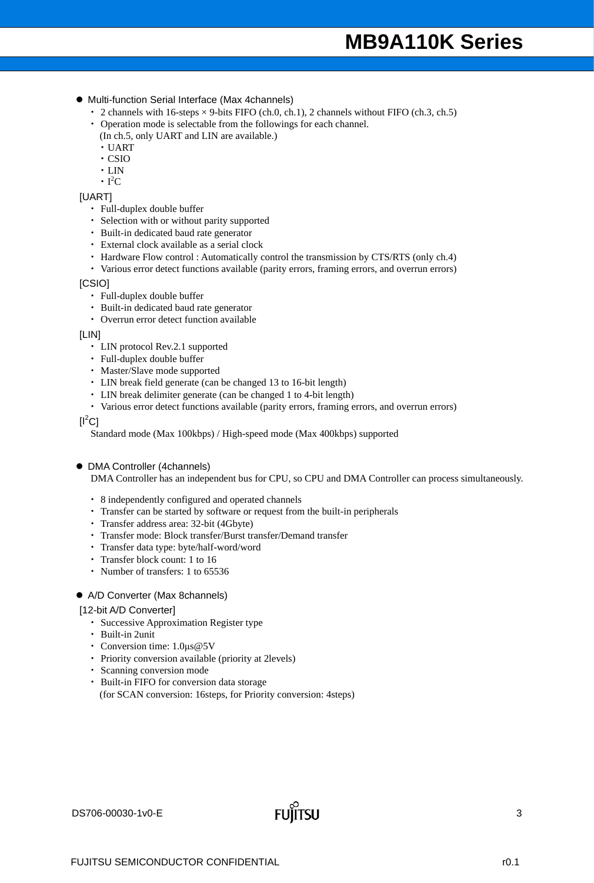- Multi-function Serial Interface (Max 4channels)
  - 2 channels with 16-steps × 9-bits FIFO (ch.0, ch.1), 2 channels without FIFO (ch.3, ch.5)
  - Operation mode is selectable from the followings for each channel.
    (In ch.5, only UART and LIN are available.)
    - UART
    - CSIO
    - LIN
    - I$^2$C

[UART]

- Full-duplex double buffer
- Selection with or without parity supported
- Built-in dedicated baud rate generator
- External clock available as a serial clock
- Hardware Flow control : Automatically control the transmission by CTS/RTS (only ch.4)
- Various error detect functions available (parity errors, framing errors, and overrun errors)

[CSIO]

- Full-duplex double buffer
- Built-in dedicated baud rate generator
- Overrun error detect function available

[LIN]

- LIN protocol Rev.2.1 supported
- Full-duplex double buffer
- Master/Slave mode supported
- LIN break field generate (can be changed 13 to 16-bit length)
- LIN break delimiter generate (can be changed 1 to 4-bit length)
- Various error detect functions available (parity errors, framing errors, and overrun errors)

[I$^2$C]

Standard mode (Max 100kbps) / High-speed mode (Max 400kbps) supported

- DMA Controller (4channels)

  DMA Controller has an independent bus for CPU, so CPU and DMA Controller can process simultaneously.

  - 8 independently configured and operated channels
  - Transfer can be started by software or request from the built-in peripherals
  - Transfer address area: 32-bit (4Gbyte)
  - Transfer mode: Block transfer/Burst transfer/Demand transfer
  - Transfer data type: byte/half-word/word
  - Transfer block count: 1 to 16
  - Number of transfers: 1 to 65536

- A/D Converter (Max 8channels)

[12-bit A/D Converter]

- Successive Approximation Register type
- Built-in 2unit
- Conversion time: 1.0μs@5V
- Priority conversion available (priority at 2levels)
- Scanning conversion mode
- Built-in FIFO for conversion data storage
  (for SCAN conversion: 16steps, for Priority conversion: 4steps)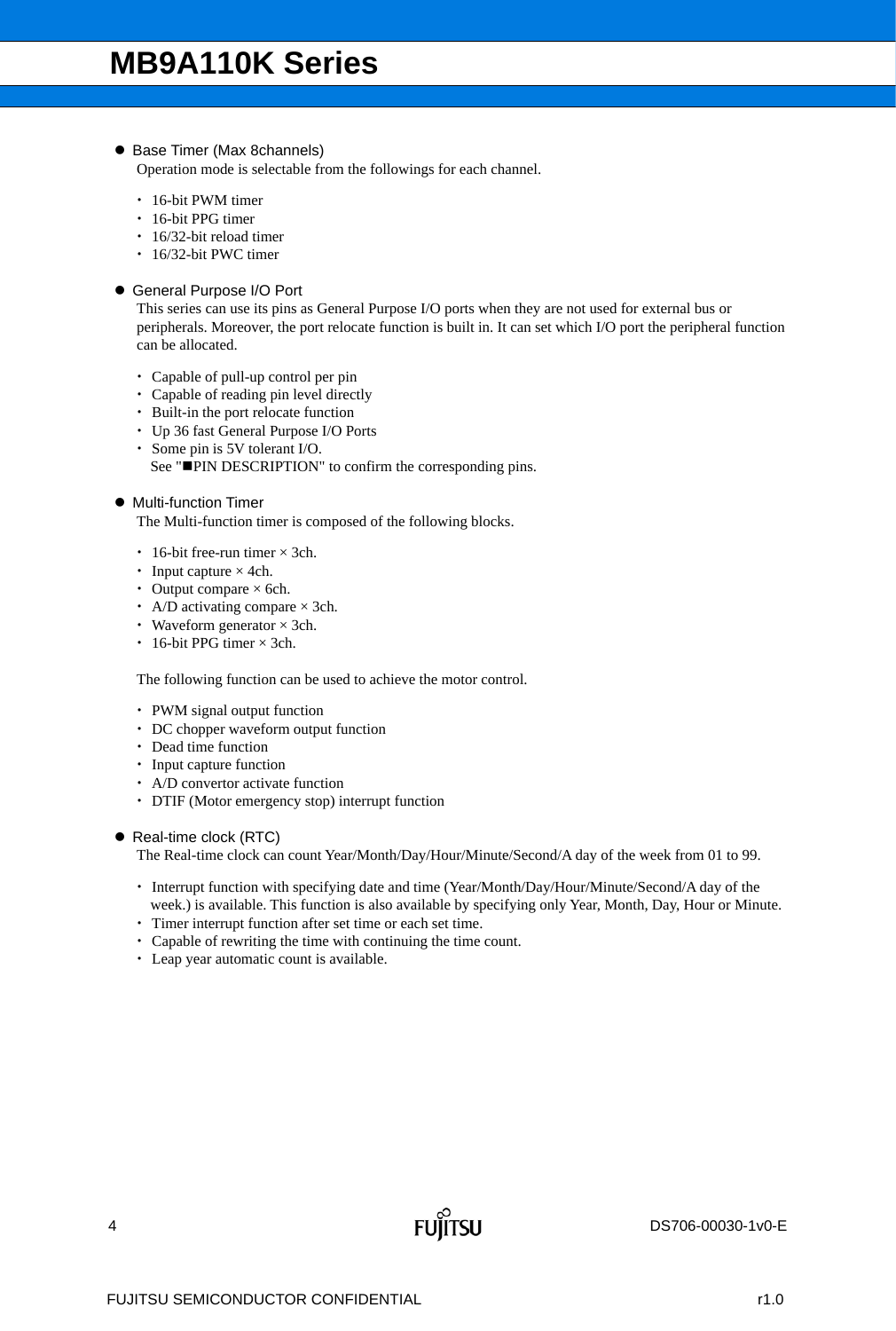- **Base Timer (Max 8channels)**

  Operation mode is selectable from the followings for each channel.

  - 16-bit PWM timer
  - 16-bit PPG timer
  - 16/32-bit reload timer
  - 16/32-bit PWC timer

- **General Purpose I/O Port**

  This series can use its pins as General Purpose I/O ports when they are not used for external bus or peripherals. Moreover, the port relocate function is built in. It can set which I/O port the peripheral function can be allocated.

  - Capable of pull-up control per pin
  - Capable of reading pin level directly
  - Built-in the port relocate function
  - Up 36 fast General Purpose I/O Ports
  - Some pin is 5V tolerant I/O.
    See "■PIN DESCRIPTION" to confirm the corresponding pins.

- **Multi-function Timer**

  The Multi-function timer is composed of the following blocks.

  - 16-bit free-run timer × 3ch.
  - Input capture × 4ch.
  - Output compare × 6ch.
  - A/D activating compare × 3ch.
  - Waveform generator × 3ch.
  - 16-bit PPG timer × 3ch.

  The following function can be used to achieve the motor control.

  - PWM signal output function
  - DC chopper waveform output function
  - Dead time function
  - Input capture function
  - A/D convertor activate function
  - DTIF (Motor emergency stop) interrupt function

- **Real-time clock (RTC)**

  The Real-time clock can count Year/Month/Day/Hour/Minute/Second/A day of the week from 01 to 99.

  - Interrupt function with specifying date and time (Year/Month/Day/Hour/Minute/Second/A day of the week.) is available. This function is also available by specifying only Year, Month, Day, Hour or Minute.
  - Timer interrupt function after set time or each set time.
  - Capable of rewriting the time with continuing the time count.
  - Leap year automatic count is available.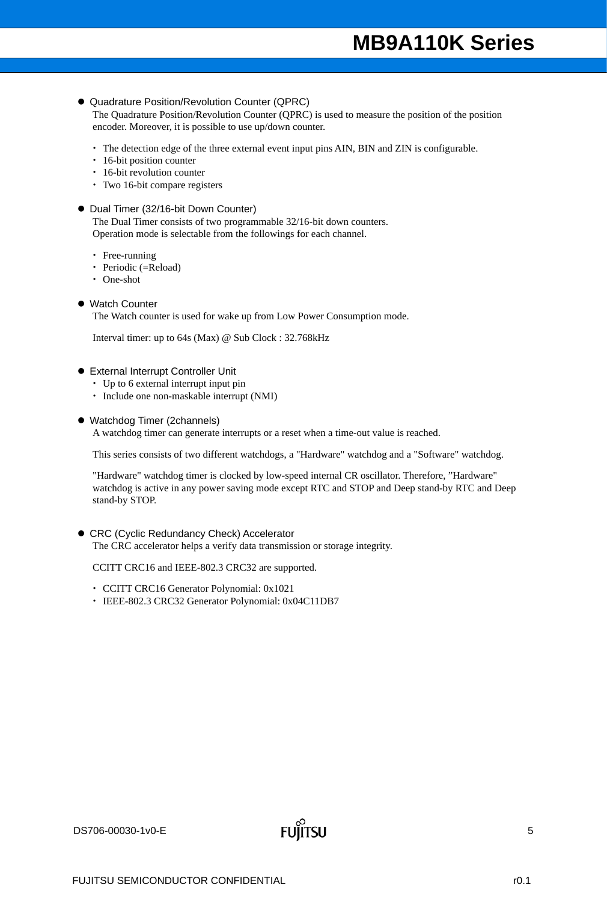- **Quadrature Position/Revolution Counter (QPRC)**

  The Quadrature Position/Revolution Counter (QPRC) is used to measure the position of the position encoder. Moreover, it is possible to use up/down counter.

  - The detection edge of the three external event input pins AIN, BIN and ZIN is configurable.
  - 16-bit position counter
  - 16-bit revolution counter
  - Two 16-bit compare registers

- **Dual Timer (32/16-bit Down Counter)**

  The Dual Timer consists of two programmable 32/16-bit down counters.
  Operation mode is selectable from the followings for each channel.

  - Free-running
  - Periodic (=Reload)
  - One-shot

- **Watch Counter**

  The Watch counter is used for wake up from Low Power Consumption mode.

  Interval timer: up to 64s (Max) @ Sub Clock : 32.768kHz

- **External Interrupt Controller Unit**
  - Up to 6 external interrupt input pin
  - Include one non-maskable interrupt (NMI)

- **Watchdog Timer (2channels)**

  A watchdog timer can generate interrupts or a reset when a time-out value is reached.

  This series consists of two different watchdogs, a "Hardware" watchdog and a "Software" watchdog.

  "Hardware" watchdog timer is clocked by low-speed internal CR oscillator. Therefore, "Hardware" watchdog is active in any power saving mode except RTC and STOP and Deep stand-by RTC and Deep stand-by STOP.

- **CRC (Cyclic Redundancy Check) Accelerator**

  The CRC accelerator helps a verify data transmission or storage integrity.

  CCITT CRC16 and IEEE-802.3 CRC32 are supported.

  - CCITT CRC16 Generator Polynomial: 0x1021
  - IEEE-802.3 CRC32 Generator Polynomial: 0x04C11DB7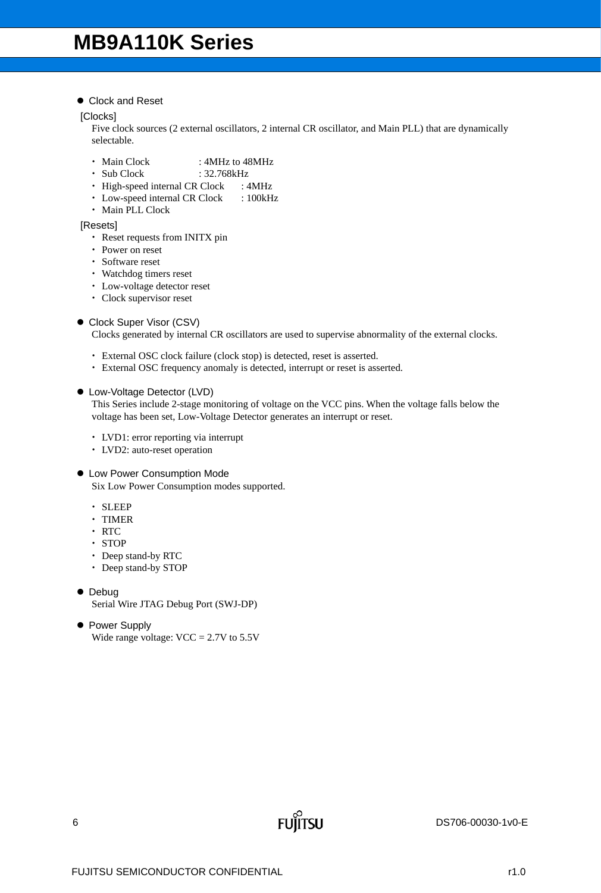- Clock and Reset

[Clocks]

Five clock sources (2 external oscillators, 2 internal CR oscillator, and Main PLL) that are dynamically selectable.

- Main Clock : 4MHz to 48MHz
- Sub Clock : 32.768kHz
- High-speed internal CR Clock : 4MHz
- Low-speed internal CR Clock : 100kHz
- Main PLL Clock

[Resets]

- Reset requests from INITX pin
- Power on reset
- Software reset
- Watchdog timers reset
- Low-voltage detector reset
- Clock supervisor reset

- Clock Super Visor (CSV)

Clocks generated by internal CR oscillators are used to supervise abnormality of the external clocks.

- External OSC clock failure (clock stop) is detected, reset is asserted.
- External OSC frequency anomaly is detected, interrupt or reset is asserted.

- Low-Voltage Detector (LVD)

This Series include 2-stage monitoring of voltage on the VCC pins. When the voltage falls below the voltage has been set, Low-Voltage Detector generates an interrupt or reset.

- LVD1: error reporting via interrupt
- LVD2: auto-reset operation

- Low Power Consumption Mode

Six Low Power Consumption modes supported.

- SLEEP
- TIMER
- RTC
- STOP
- Deep stand-by RTC
- Deep stand-by STOP

- Debug

Serial Wire JTAG Debug Port (SWJ-DP)

- Power Supply

Wide range voltage: VCC = 2.7V to 5.5V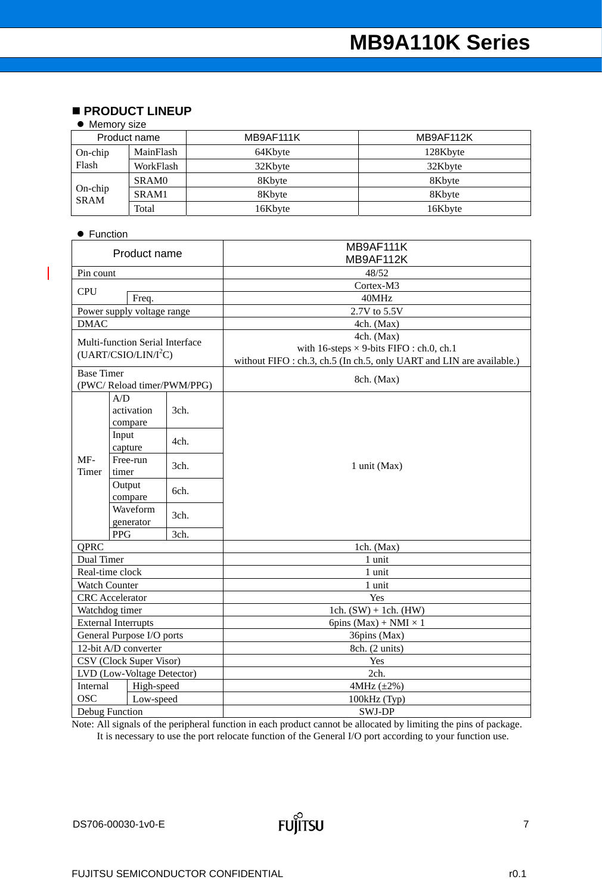## ■ PRODUCT LINEUP

● Memory size

| Product name | | MB9AF111K | MB9AF112K |
|---|---|---|---|
| On-chip Flash | MainFlash | 64Kbyte | 128Kbyte |
| | WorkFlash | 32Kbyte | 32Kbyte |
| On-chip SRAM | SRAM0 | 8Kbyte | 8Kbyte |
| | SRAM1 | 8Kbyte | 8Kbyte |
| | Total | 16Kbyte | 16Kbyte |

● Function

| Product name | | | MB9AF111K<br>MB9AF112K |
|---|---|---|---|
| Pin count | | | 48/52 |
| CPU | | | Cortex-M3 |
| | Freq. | | 40MHz |
| Power supply voltage range | | | 2.7V to 5.5V |
| DMAC | | | 4ch. (Max) |
| Multi-function Serial Interface (UART/CSIO/LIN/I$^2$C) | | | 4ch. (Max)<br>with 16-steps × 9-bits FIFO : ch.0, ch.1<br>without FIFO : ch.3, ch.5 (In ch.5, only UART and LIN are available.) |
| Base Timer (PWC/ Reload timer/PWM/PPG) | | | 8ch. (Max) |
| MF-Timer | A/D activation compare | 3ch. | 1 unit (Max) |
| | Input capture | 4ch. | |
| | Free-run timer | 3ch. | |
| | Output compare | 6ch. | |
| | Waveform generator | 3ch. | |
| | PPG | 3ch. | |
| QPRC | | | 1ch. (Max) |
| Dual Timer | | | 1 unit |
| Real-time clock | | | 1 unit |
| Watch Counter | | | 1 unit |
| CRC Accelerator | | | Yes |
| Watchdog timer | | | 1ch. (SW) + 1ch. (HW) |
| External Interrupts | | | 6pins (Max) + NMI × 1 |
| General Purpose I/O ports | | | 36pins (Max) |
| 12-bit A/D converter | | | 8ch. (2 units) |
| CSV (Clock Super Visor) | | | Yes |
| LVD (Low-Voltage Detector) | | | 2ch. |
| Internal OSC | High-speed | | 4MHz (±2%) |
| | Low-speed | | 100kHz (Typ) |
| Debug Function | | | SWJ-DP |

Note: All signals of the peripheral function in each product cannot be allocated by limiting the pins of package.
It is necessary to use the port relocate function of the General I/O port according to your function use.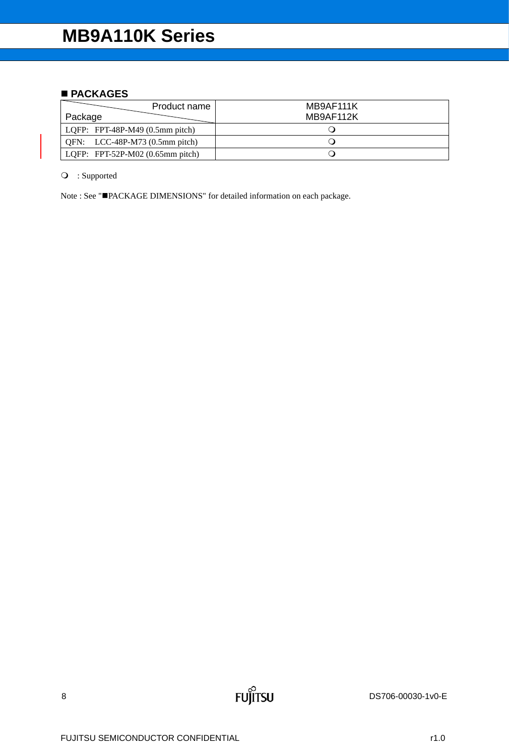## ■ PACKAGES

| Product name / Package | MB9AF111K<br>MB9AF112K |
|---|---|
| LQFP: FPT-48P-M49 (0.5mm pitch) | ❍ |
| QFN: LCC-48P-M73 (0.5mm pitch) | ❍ |
| LQFP: FPT-52P-M02 (0.65mm pitch) | ❍ |

❍ : Supported

Note : See "■PACKAGE DIMENSIONS" for detailed information on each package.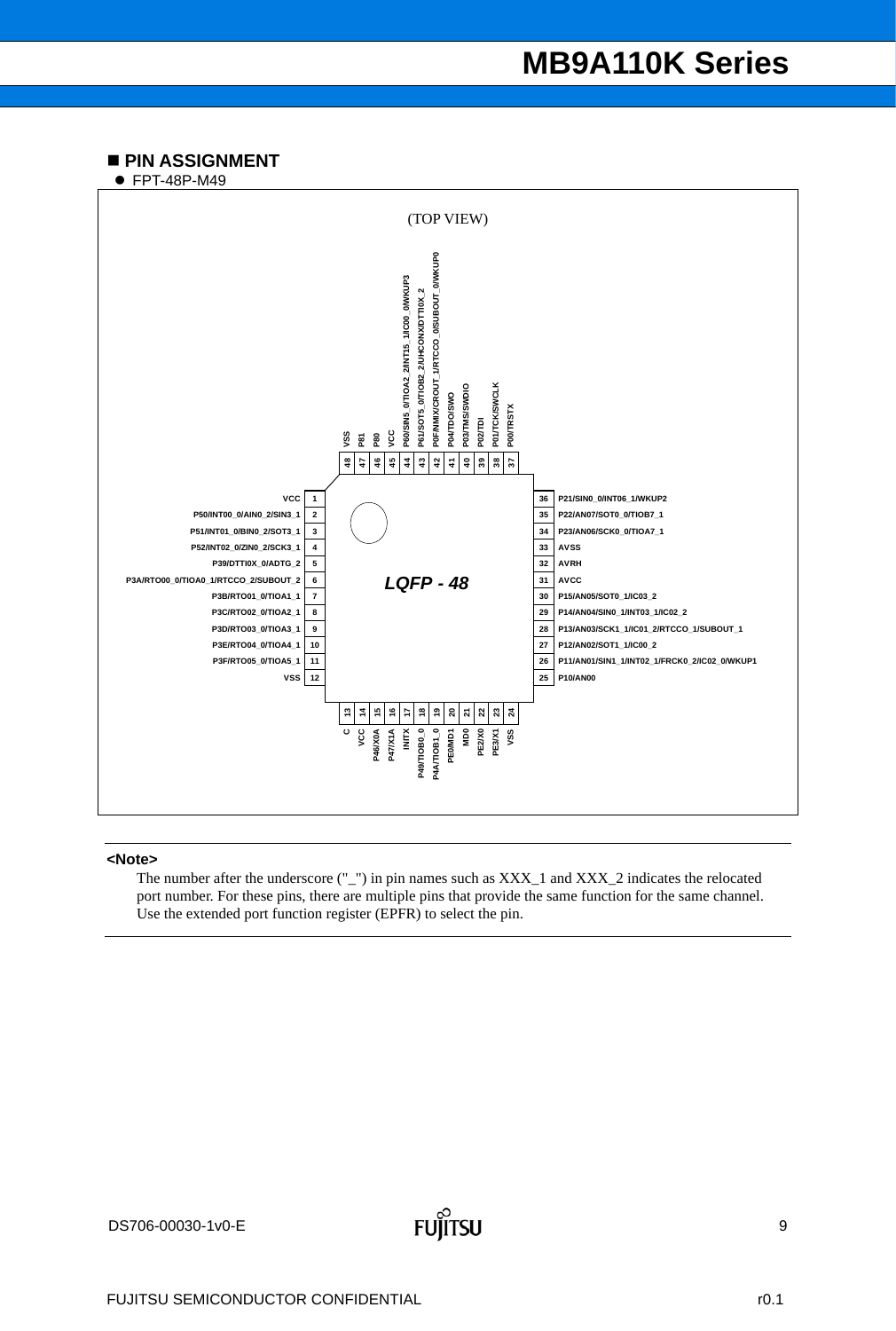## ■ PIN ASSIGNMENT

- FPT-48P-M49

(TOP VIEW)

LQFP - 48

| Pin | Pin name |
|---|---|
| 1 | VCC |
| 2 | P50/INT00_0/AIN0_2/SIN3_1 |
| 3 | P51/INT01_0/BIN0_2/SOT3_1 |
| 4 | P52/INT02_0/ZIN0_2/SCK3_1 |
| 5 | P39/DTTI0X_0/ADTG_2 |
| 6 | P3A/RTO00_0/TIOA0_1/RTCCO_2/SUBOUT_2 |
| 7 | P3B/RTO01_0/TIOA1_1 |
| 8 | P3C/RTO02_0/TIOA2_1 |
| 9 | P3D/RTO03_0/TIOA3_1 |
| 10 | P3E/RTO04_0/TIOA4_1 |
| 11 | P3F/RTO05_0/TIOA5_1 |
| 12 | VSS |
| 13 | C |
| 14 | VCC |
| 15 | P46/X0A |
| 16 | P47/X1A |
| 17 | INITX |
| 18 | P49/TIOB0_0 |
| 19 | P4A/TIOB1_0 |
| 20 | PE0/MD1 |
| 21 | MD0 |
| 22 | PE2/X0 |
| 23 | PE3/X1 |
| 24 | VSS |
| 25 | P10/AN00 |
| 26 | P11/AN01/SIN1_1/INT02_1/FRCK0_2/IC02_0/WKUP1 |
| 27 | P12/AN02/SOT1_1/IC00_2 |
| 28 | P13/AN03/SCK1_1/IC01_2/RTCCO_1/SUBOUT_1 |
| 29 | P14/AN04/SIN0_1/INT03_1/IC02_2 |
| 30 | P15/AN05/SOT0_1/IC03_2 |
| 31 | AVCC |
| 32 | AVRH |
| 33 | AVSS |
| 34 | P23/AN06/SCK0_0/TIOA7_1 |
| 35 | P22/AN07/SOT0_0/TIOB7_1 |
| 36 | P21/SIN0_0/INT06_1/WKUP2 |
| 37 | P00/TRSTX |
| 38 | P01/TCK/SWCLK |
| 39 | P02/TDI |
| 40 | P03/TMS/SWDIO |
| 41 | P04/TDO/SWO |
| 42 | P0F/NMIX/CROUT_1/RTCCO_0/SUBOUT_0/WKUP0 |
| 43 | P61/SOT5_0/TIOB2_2/UHCONX/DTTI0X_2 |
| 44 | P60/SIN5_0/TIOA2_2/INT15_1/IC00_0/WKUP3 |
| 45 | VCC |
| 46 | P80 |
| 47 | P81 |
| 48 | VSS |

**<Note>**

The number after the underscore ("_") in pin names such as XXX_1 and XXX_2 indicates the relocated port number. For these pins, there are multiple pins that provide the same function for the same channel. Use the extended port function register (EPFR) to select the pin.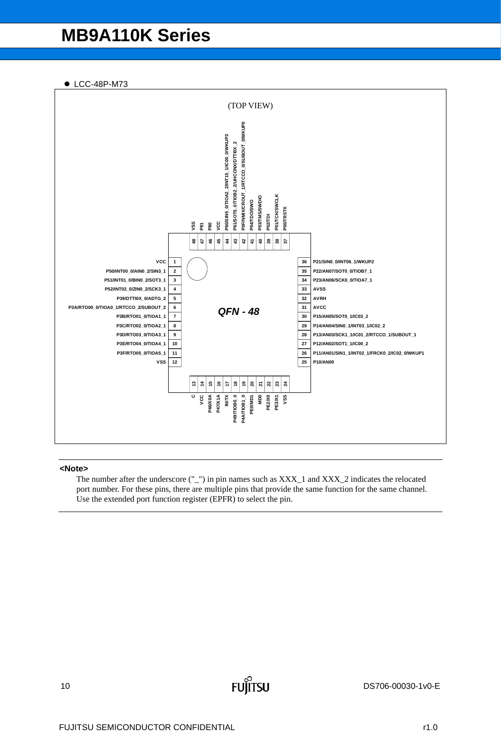- LCC-48P-M73

(TOP VIEW)

QFN - 48

| Pin | Name |
| --- | --- |
| 1 | VCC |
| 2 | P50/INT00_0/AIN0_2/SIN3_1 |
| 3 | P51/INT01_0/BIN0_2/SOT3_1 |
| 4 | P52/INT02_0/ZIN0_2/SCK3_1 |
| 5 | P39/DTTI0X_0/ADTG_2 |
| 6 | P3A/RTO00_0/TIOA0_1/RTCCO_2/SUBOUT_2 |
| 7 | P3B/RTO01_0/TIOA1_1 |
| 8 | P3C/RTO02_0/TIOA2_1 |
| 9 | P3D/RTO03_0/TIOA3_1 |
| 10 | P3E/RTO04_0/TIOA4_1 |
| 11 | P3F/RTO05_0/TIOA5_1 |
| 12 | VSS |
| 13 | C |
| 14 | VCC |
| 15 | P46/X0A |
| 16 | P47/X1A |
| 17 | INITX |
| 18 | P49/TIOB0_0 |
| 19 | P4A/TIOB1_0 |
| 20 | PE0/MD1 |
| 21 | MD0 |
| 22 | PE2/X0 |
| 23 | PE3/X1 |
| 24 | VSS |
| 25 | P10/AN00 |
| 26 | P11/AN01/SIN1_1/INT02_1/FRCK0_2/IC02_0/WKUP1 |
| 27 | P12/AN02/SOT1_1/IC00_2 |
| 28 | P13/AN03/SCK1_1/IC01_2/RTCCO_1/SUBOUT_1 |
| 29 | P14/AN04/SIN0_1/INT03_1/IC02_2 |
| 30 | P15/AN05/SOT0_1/IC03_2 |
| 31 | AVCC |
| 32 | AVRH |
| 33 | AVSS |
| 34 | P23/AN06/SCK0_0/TIOA7_1 |
| 35 | P22/AN07/SOT0_0/TIOB7_1 |
| 36 | P21/SIN0_0/INT06_1/WKUP2 |
| 37 | P00/TRSTX |
| 38 | P01/TCK/SWCLK |
| 39 | P02/TDI |
| 40 | P03/TMS/SWDIO |
| 41 | P04/TDO/SWO |
| 42 | P0F/NMIX/CROUT_1/RTCCO_0/SUBOUT_0/WKUP0 |
| 43 | P61/SOT5_0/TIOB2_2/UHCONX/DTTI0X_2 |
| 44 | P60/SIN5_0/TIOA2_2/INT15_1/IC00_0/WKUP3 |
| 45 | VCC |
| 46 | P80 |
| 47 | P81 |
| 48 | VSS |

**<Note>**

The number after the underscore ("_") in pin names such as XXX_1 and XXX_2 indicates the relocated port number. For these pins, there are multiple pins that provide the same function for the same channel. Use the extended port function register (EPFR) to select the pin.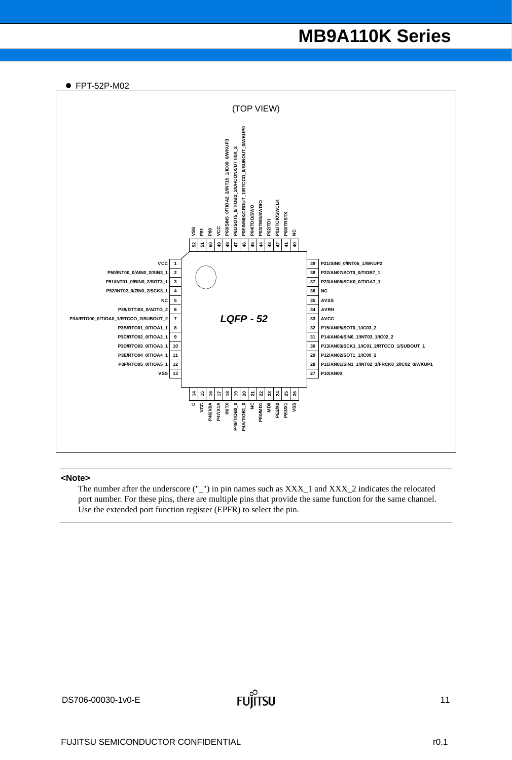- FPT-52P-M02

(TOP VIEW)

LQFP - 52

| Pin | Name |
| --- | --- |
| 1 | VCC |
| 2 | P50/INT00_0/AIN0_2/SIN3_1 |
| 3 | P51/INT01_0/BIN0_2/SOT3_1 |
| 4 | P52/INT02_0/ZIN0_2/SCK3_1 |
| 5 | NC |
| 6 | P39/DTTI0X_0/ADTG_2 |
| 7 | P3A/RTO00_0/TIOA0_1/RTCCO_2/SUBOUT_2 |
| 8 | P3B/RTO01_0/TIOA1_1 |
| 9 | P3C/RTO02_0/TIOA2_1 |
| 10 | P3D/RTO03_0/TIOA3_1 |
| 11 | P3E/RTO04_0/TIOA4_1 |
| 12 | P3F/RTO05_0/TIOA5_1 |
| 13 | VSS |
| 14 | C |
| 15 | VCC |
| 16 | P46/X0A |
| 17 | P47/X1A |
| 18 | INITX |
| 19 | P49/TIOB0_0 |
| 20 | P4A/TIOB1_0 |
| 21 | NC |
| 22 | PE0/MD1 |
| 23 | MD0 |
| 24 | PE2/X0 |
| 25 | PE3/X1 |
| 26 | VSS |
| 27 | P10/AN00 |
| 28 | P11/AN01/SIN1_1/INT02_1/FRCK0_2/IC02_0/WKUP1 |
| 29 | P12/AN02/SOT1_1/IC00_2 |
| 30 | P13/AN03/SCK1_1/IC01_2/RTCCO_1/SUBOUT_1 |
| 31 | P14/AN04/SIN0_1/INT03_1/IC02_2 |
| 32 | P15/AN05/SOT0_1/IC03_2 |
| 33 | AVCC |
| 34 | AVRH |
| 35 | AVSS |
| 36 | NC |
| 37 | P23/AN06/SCK0_0/TIOA7_1 |
| 38 | P22/AN07/SOT0_0/TIOB7_1 |
| 39 | P21/SIN0_0/INT06_1/WKUP2 |
| 40 | NC |
| 41 | P00/TRSTX |
| 42 | P01/TCK/SWCLK |
| 43 | P02/TDI |
| 44 | P03/TMS/SWDIO |
| 45 | P04/TDO/SWO |
| 46 | P0F/NMIX/CROUT_1/RTCCO_0/SUBOUT_0/WKUP0 |
| 47 | P61/SOT5_0/TIOB2_2/UHCONX/DTTI0X_2 |
| 48 | P60/SIN5_0/TIOA2_2/INT15_1/IC00_0/WKUP3 |
| 49 | VCC |
| 50 | P80 |
| 51 | P81 |
| 52 | VSS |

**<Note>**

The number after the underscore ("_") in pin names such as XXX_1 and XXX_2 indicates the relocated port number. For these pins, there are multiple pins that provide the same function for the same channel. Use the extended port function register (EPFR) to select the pin.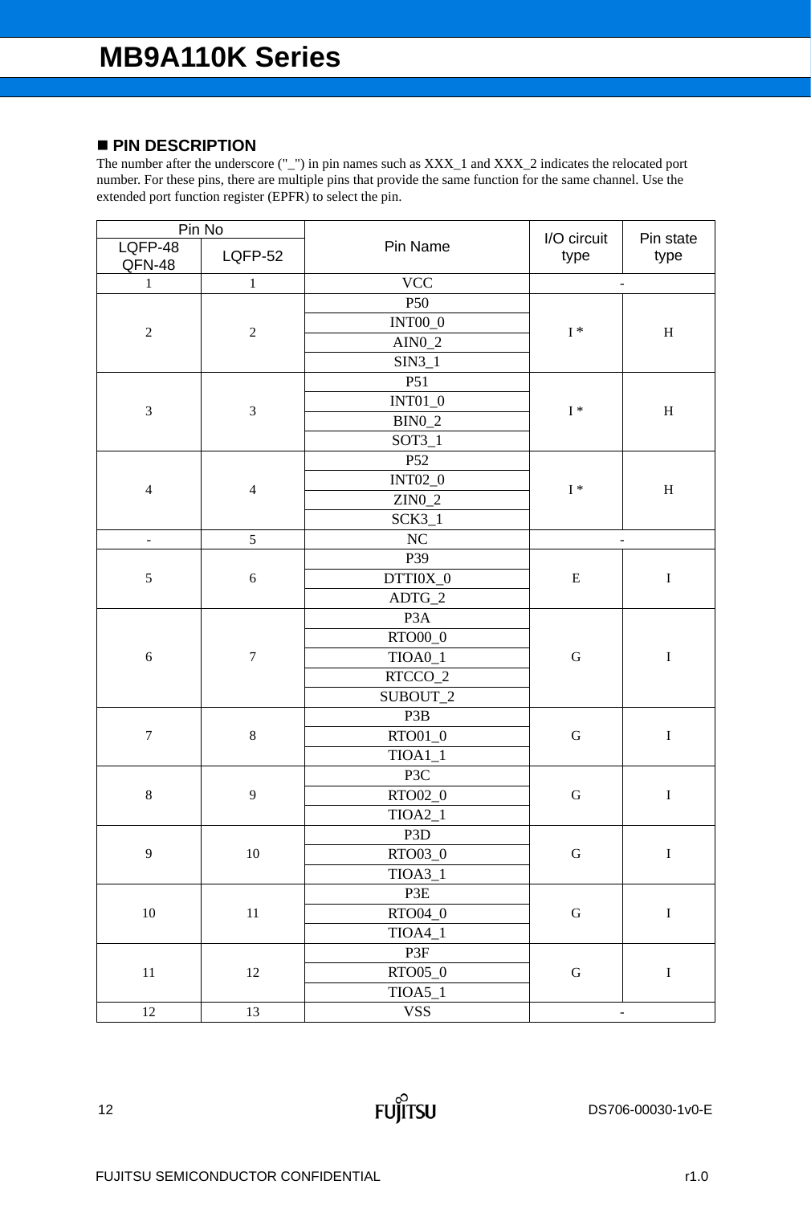## ■ PIN DESCRIPTION

The number after the underscore ("_") in pin names such as XXX_1 and XXX_2 indicates the relocated port number. For these pins, there are multiple pins that provide the same function for the same channel. Use the extended port function register (EPFR) to select the pin.

| Pin No | | Pin Name | I/O circuit type | Pin state type |
|---|---|---|---|---|
| LQFP-48 QFN-48 | LQFP-52 | | | |
| 1 | 1 | VCC | - | |
| 2 | 2 | P50 | I * | H |
| | | INT00_0 | | |
| | | AIN0_2 | | |
| | | SIN3_1 | | |
| 3 | 3 | P51 | I * | H |
| | | INT01_0 | | |
| | | BIN0_2 | | |
| | | SOT3_1 | | |
| 4 | 4 | P52 | I * | H |
| | | INT02_0 | | |
| | | ZIN0_2 | | |
| | | SCK3_1 | | |
| - | 5 | NC | - | |
| 5 | 6 | P39 | E | I |
| | | DTTI0X_0 | | |
| | | ADTG_2 | | |
| 6 | 7 | P3A | G | I |
| | | RTO00_0 | | |
| | | TIOA0_1 | | |
| | | RTCCO_2 | | |
| | | SUBOUT_2 | | |
| 7 | 8 | P3B | G | I |
| | | RTO01_0 | | |
| | | TIOA1_1 | | |
| 8 | 9 | P3C | G | I |
| | | RTO02_0 | | |
| | | TIOA2_1 | | |
| 9 | 10 | P3D | G | I |
| | | RTO03_0 | | |
| | | TIOA3_1 | | |
| 10 | 11 | P3E | G | I |
| | | RTO04_0 | | |
| | | TIOA4_1 | | |
| 11 | 12 | P3F | G | I |
| | | RTO05_0 | | |
| | | TIOA5_1 | | |
| 12 | 13 | VSS | - | |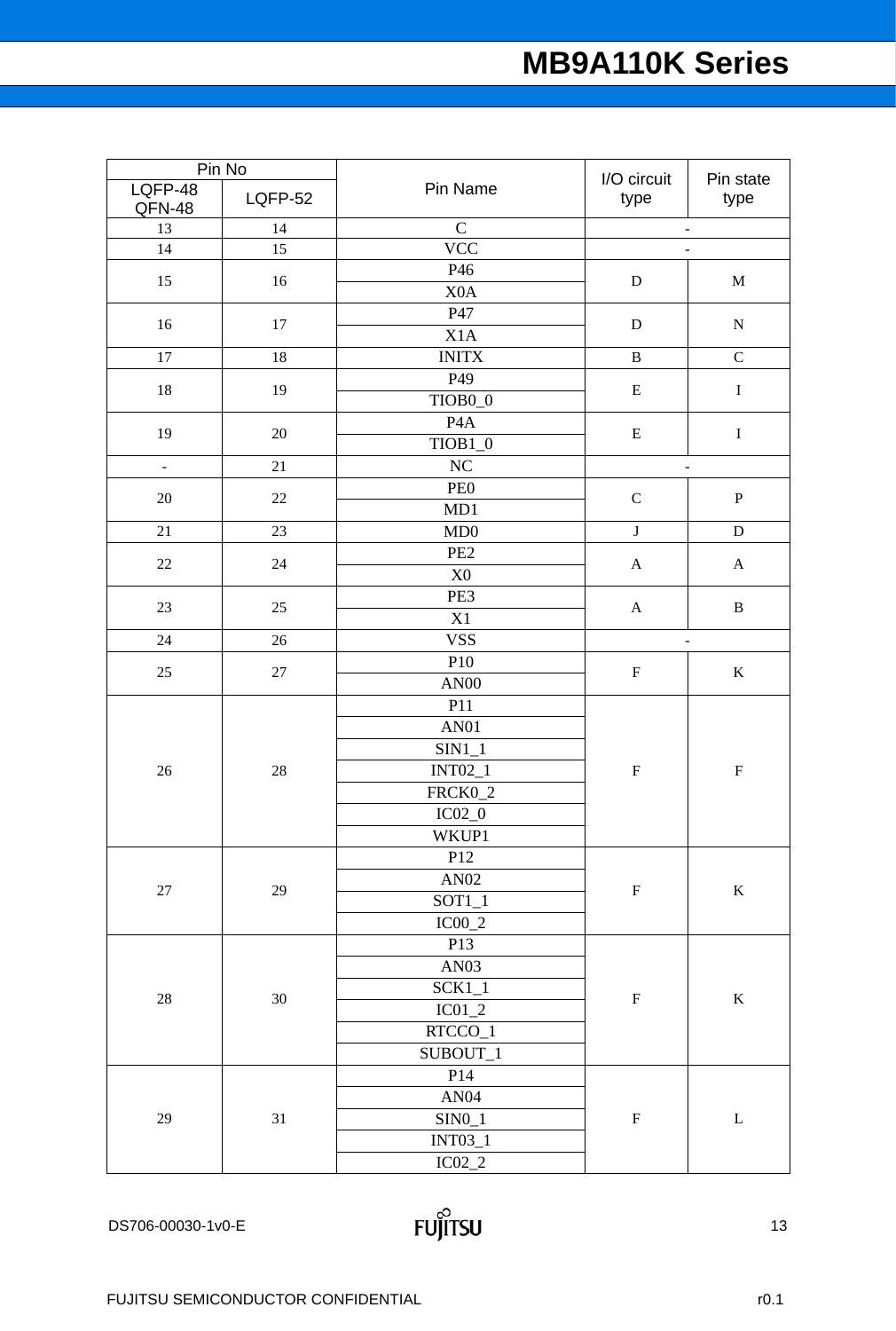| Pin No | | Pin Name | I/O circuit type | Pin state type |
|---|---|---|---|---|
| LQFP-48 QFN-48 | LQFP-52 | | | |
| 13 | 14 | C | - | |
| 14 | 15 | VCC | - | |
| 15 | 16 | P46 | D | M |
| | | X0A | | |
| 16 | 17 | P47 | D | N |
| | | X1A | | |
| 17 | 18 | INITX | B | C |
| 18 | 19 | P49 | E | I |
| | | TIOB0_0 | | |
| 19 | 20 | P4A | E | I |
| | | TIOB1_0 | | |
| - | 21 | NC | - | |
| 20 | 22 | PE0 | C | P |
| | | MD1 | | |
| 21 | 23 | MD0 | J | D |
| 22 | 24 | PE2 | A | A |
| | | X0 | | |
| 23 | 25 | PE3 | A | B |
| | | X1 | | |
| 24 | 26 | VSS | - | |
| 25 | 27 | P10 | F | K |
| | | AN00 | | |
| 26 | 28 | P11 | F | F |
| | | AN01 | | |
| | | SIN1_1 | | |
| | | INT02_1 | | |
| | | FRCK0_2 | | |
| | | IC02_0 | | |
| | | WKUP1 | | |
| 27 | 29 | P12 | F | K |
| | | AN02 | | |
| | | SOT1_1 | | |
| | | IC00_2 | | |
| 28 | 30 | P13 | F | K |
| | | AN03 | | |
| | | SCK1_1 | | |
| | | IC01_2 | | |
| | | RTCCO_1 | | |
| | | SUBOUT_1 | | |
| 29 | 31 | P14 | F | L |
| | | AN04 | | |
| | | SIN0_1 | | |
| | | INT03_1 | | |
| | | IC02_2 | | |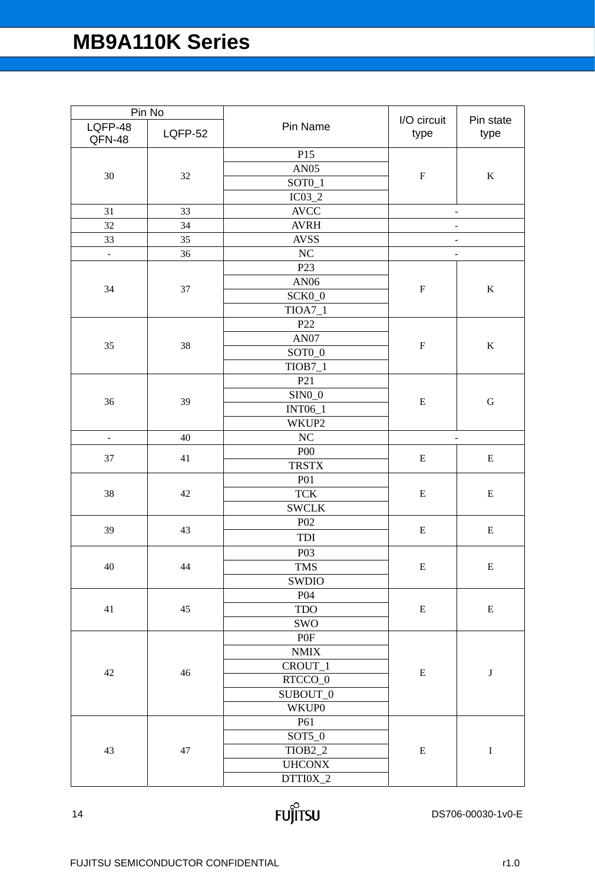| Pin No | | Pin Name | I/O circuit type | Pin state type |
|---|---|---|---|---|
| LQFP-48 QFN-48 | LQFP-52 | | | |
| 30 | 32 | P15 | F | K |
| | | AN05 | | |
| | | SOT0_1 | | |
| | | IC03_2 | | |
| 31 | 33 | AVCC | - | |
| 32 | 34 | AVRH | - | |
| 33 | 35 | AVSS | - | |
| - | 36 | NC | - | |
| 34 | 37 | P23 | F | K |
| | | AN06 | | |
| | | SCK0_0 | | |
| | | TIOA7_1 | | |
| 35 | 38 | P22 | F | K |
| | | AN07 | | |
| | | SOT0_0 | | |
| | | TIOB7_1 | | |
| 36 | 39 | P21 | E | G |
| | | SIN0_0 | | |
| | | INT06_1 | | |
| | | WKUP2 | | |
| - | 40 | NC | - | |
| 37 | 41 | P00 | E | E |
| | | TRSTX | | |
| 38 | 42 | P01 | E | E |
| | | TCK | | |
| | | SWCLK | | |
| 39 | 43 | P02 | E | E |
| | | TDI | | |
| 40 | 44 | P03 | E | E |
| | | TMS | | |
| | | SWDIO | | |
| 41 | 45 | P04 | E | E |
| | | TDO | | |
| | | SWO | | |
| 42 | 46 | P0F | E | J |
| | | NMIX | | |
| | | CROUT_1 | | |
| | | RTCCO_0 | | |
| | | SUBOUT_0 | | |
| | | WKUP0 | | |
| 43 | 47 | P61 | E | I |
| | | SOT5_0 | | |
| | | TIOB2_2 | | |
| | | UHCONX | | |
| | | DTTI0X_2 | | |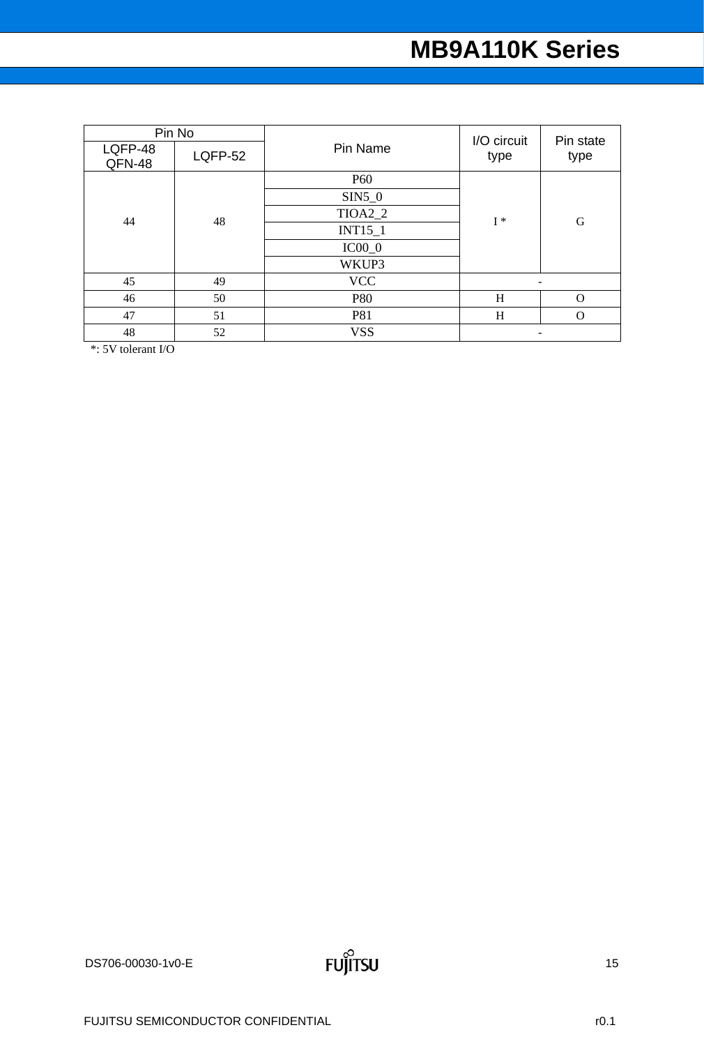| Pin No | | Pin Name | I/O circuit type | Pin state type |
|---|---|---|---|---|
| LQFP-48 QFN-48 | LQFP-52 | | | |
| 44 | 48 | P60 | I * | G |
| | | SIN5_0 | | |
| | | TIOA2_2 | | |
| | | INT15_1 | | |
| | | IC00_0 | | |
| | | WKUP3 | | |
| 45 | 49 | VCC | - | |
| 46 | 50 | P80 | H | O |
| 47 | 51 | P81 | H | O |
| 48 | 52 | VSS | - | |

*: 5V tolerant I/O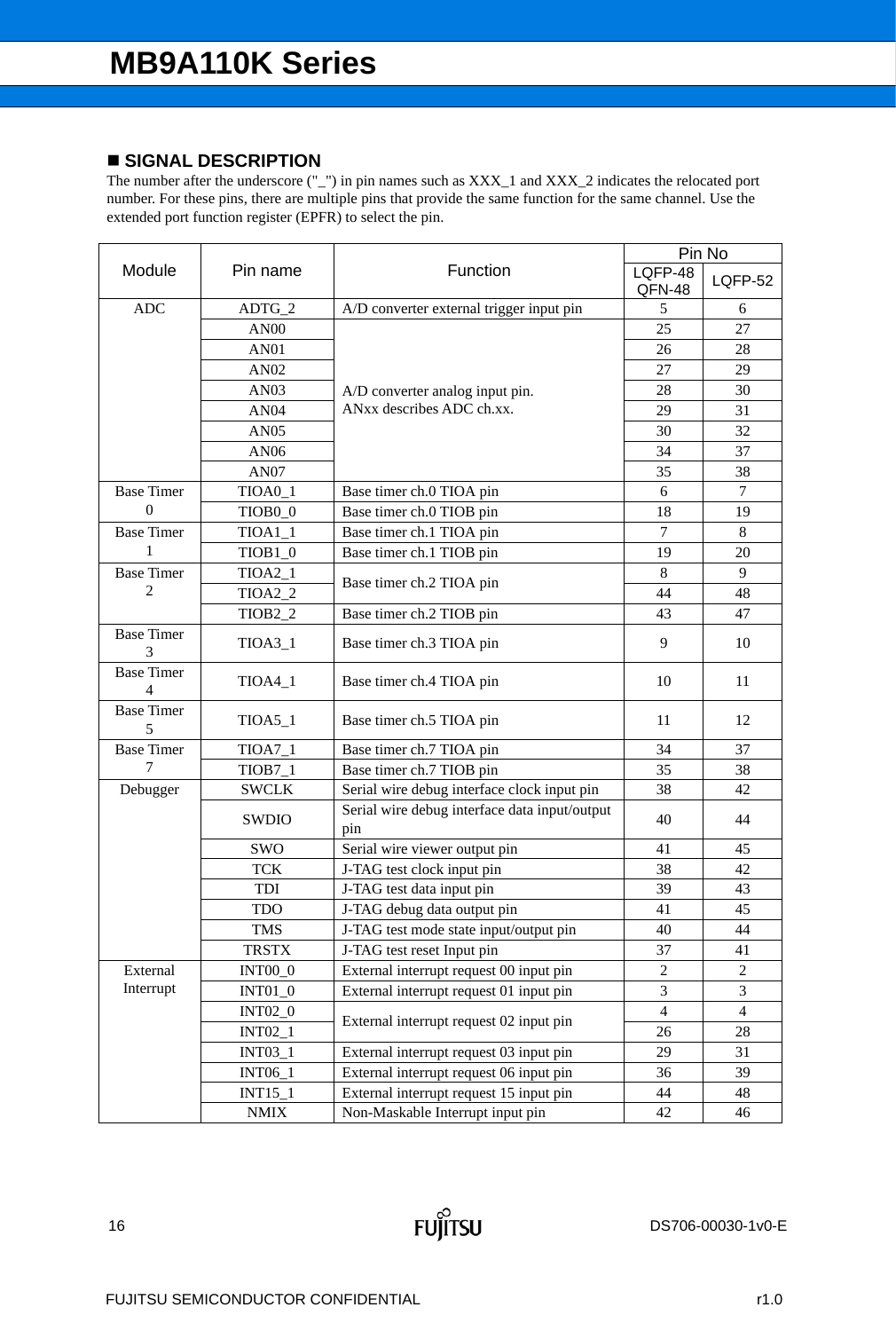## ■ SIGNAL DESCRIPTION

The number after the underscore ("_") in pin names such as XXX_1 and XXX_2 indicates the relocated port number. For these pins, there are multiple pins that provide the same function for the same channel. Use the extended port function register (EPFR) to select the pin.

| Module | Pin name | Function | Pin No | |
|---|---|---|---|---|
| | | | LQFP-48 QFN-48 | LQFP-52 |
| ADC | ADTG_2 | A/D converter external trigger input pin | 5 | 6 |
| | AN00 | A/D converter analog input pin. ANxx describes ADC ch.xx. | 25 | 27 |
| | AN01 | | 26 | 28 |
| | AN02 | | 27 | 29 |
| | AN03 | | 28 | 30 |
| | AN04 | | 29 | 31 |
| | AN05 | | 30 | 32 |
| | AN06 | | 34 | 37 |
| | AN07 | | 35 | 38 |
| Base Timer 0 | TIOA0_1 | Base timer ch.0 TIOA pin | 6 | 7 |
| | TIOB0_0 | Base timer ch.0 TIOB pin | 18 | 19 |
| Base Timer 1 | TIOA1_1 | Base timer ch.1 TIOA pin | 7 | 8 |
| | TIOB1_0 | Base timer ch.1 TIOB pin | 19 | 20 |
| Base Timer 2 | TIOA2_1 | Base timer ch.2 TIOA pin | 8 | 9 |
| | TIOA2_2 | | 44 | 48 |
| | TIOB2_2 | Base timer ch.2 TIOB pin | 43 | 47 |
| Base Timer 3 | TIOA3_1 | Base timer ch.3 TIOA pin | 9 | 10 |
| Base Timer 4 | TIOA4_1 | Base timer ch.4 TIOA pin | 10 | 11 |
| Base Timer 5 | TIOA5_1 | Base timer ch.5 TIOA pin | 11 | 12 |
| Base Timer 7 | TIOA7_1 | Base timer ch.7 TIOA pin | 34 | 37 |
| | TIOB7_1 | Base timer ch.7 TIOB pin | 35 | 38 |
| Debugger | SWCLK | Serial wire debug interface clock input pin | 38 | 42 |
| | SWDIO | Serial wire debug interface data input/output pin | 40 | 44 |
| | SWO | Serial wire viewer output pin | 41 | 45 |
| | TCK | J-TAG test clock input pin | 38 | 42 |
| | TDI | J-TAG test data input pin | 39 | 43 |
| | TDO | J-TAG debug data output pin | 41 | 45 |
| | TMS | J-TAG test mode state input/output pin | 40 | 44 |
| | TRSTX | J-TAG test reset Input pin | 37 | 41 |
| External Interrupt | INT00_0 | External interrupt request 00 input pin | 2 | 2 |
| | INT01_0 | External interrupt request 01 input pin | 3 | 3 |
| | INT02_0 | External interrupt request 02 input pin | 4 | 4 |
| | INT02_1 | | 26 | 28 |
| | INT03_1 | External interrupt request 03 input pin | 29 | 31 |
| | INT06_1 | External interrupt request 06 input pin | 36 | 39 |
| | INT15_1 | External interrupt request 15 input pin | 44 | 48 |
| | NMIX | Non-Maskable Interrupt input pin | 42 | 46 |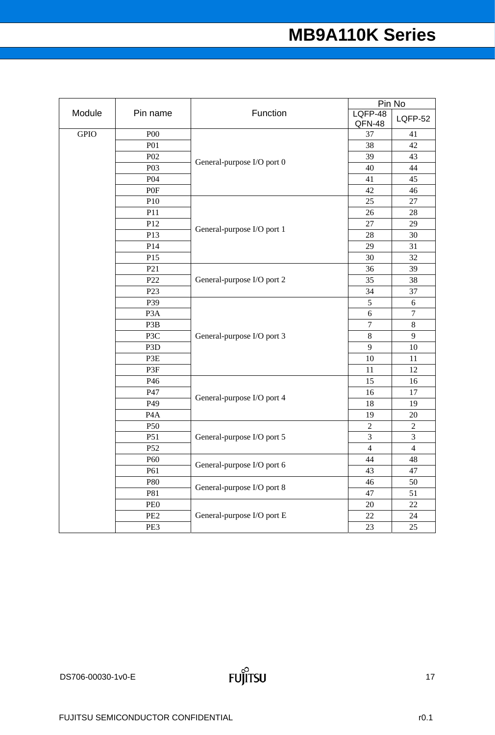| Module | Pin name | Function | Pin No | |
|---|---|---|---|---|
| | | | LQFP-48 QFN-48 | LQFP-52 |
| GPIO | P00 | General-purpose I/O port 0 | 37 | 41 |
| | P01 | | 38 | 42 |
| | P02 | | 39 | 43 |
| | P03 | | 40 | 44 |
| | P04 | | 41 | 45 |
| | P0F | | 42 | 46 |
| | P10 | General-purpose I/O port 1 | 25 | 27 |
| | P11 | | 26 | 28 |
| | P12 | | 27 | 29 |
| | P13 | | 28 | 30 |
| | P14 | | 29 | 31 |
| | P15 | | 30 | 32 |
| | P21 | General-purpose I/O port 2 | 36 | 39 |
| | P22 | | 35 | 38 |
| | P23 | | 34 | 37 |
| | P39 | General-purpose I/O port 3 | 5 | 6 |
| | P3A | | 6 | 7 |
| | P3B | | 7 | 8 |
| | P3C | | 8 | 9 |
| | P3D | | 9 | 10 |
| | P3E | | 10 | 11 |
| | P3F | | 11 | 12 |
| | P46 | General-purpose I/O port 4 | 15 | 16 |
| | P47 | | 16 | 17 |
| | P49 | | 18 | 19 |
| | P4A | | 19 | 20 |
| | P50 | General-purpose I/O port 5 | 2 | 2 |
| | P51 | | 3 | 3 |
| | P52 | | 4 | 4 |
| | P60 | General-purpose I/O port 6 | 44 | 48 |
| | P61 | | 43 | 47 |
| | P80 | General-purpose I/O port 8 | 46 | 50 |
| | P81 | | 47 | 51 |
| | PE0 | General-purpose I/O port E | 20 | 22 |
| | PE2 | | 22 | 24 |
| | PE3 | | 23 | 25 |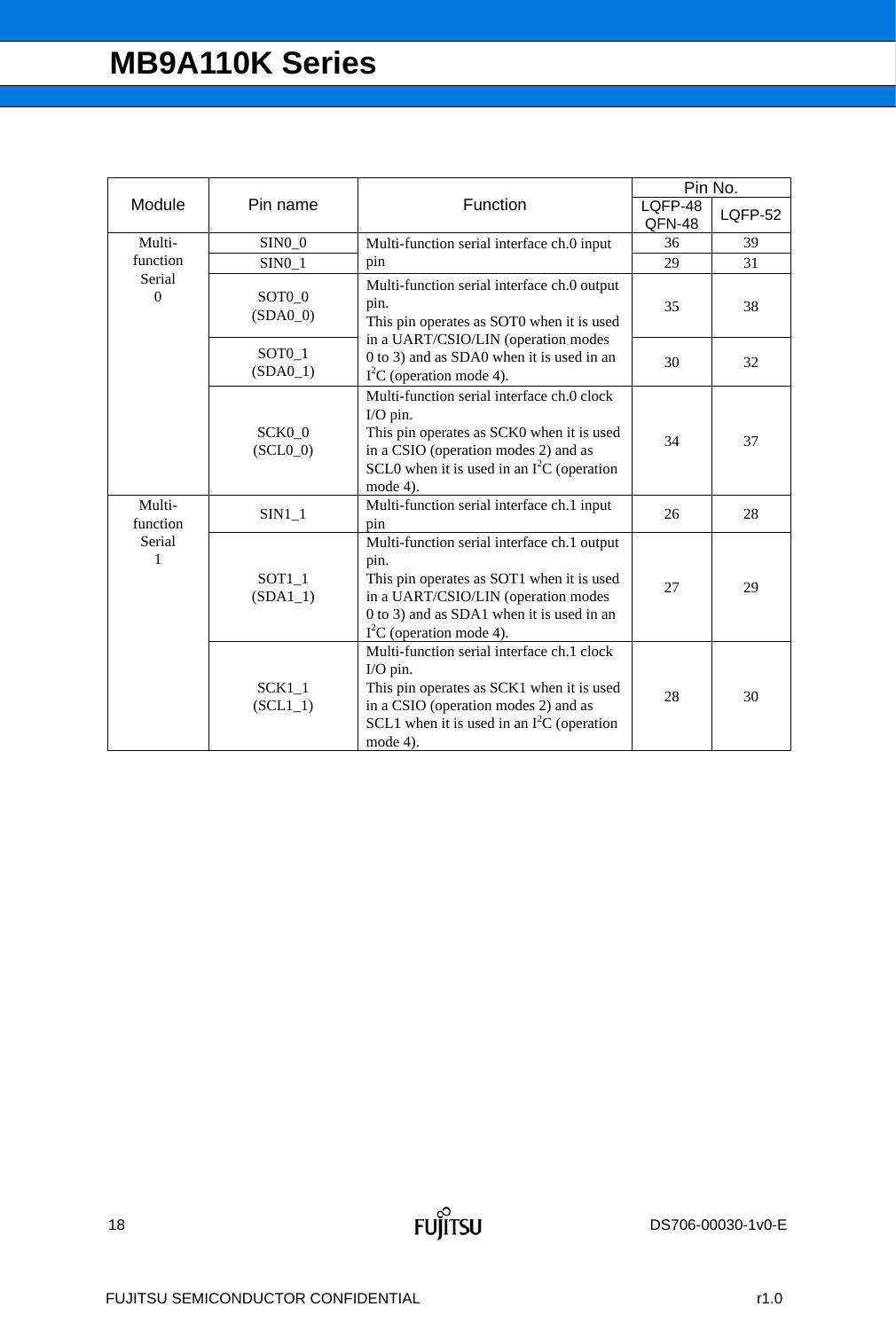| Module | Pin name | Function | Pin No. | |
|---|---|---|---|---|
| | | | LQFP-48 QFN-48 | LQFP-52 |
| Multi-function Serial 0 | SIN0_0 | Multi-function serial interface ch.0 input pin | 36 | 39 |
| | SIN0_1 | | 29 | 31 |
| | SOT0_0 (SDA0_0) | Multi-function serial interface ch.0 output pin. This pin operates as SOT0 when it is used in a UART/CSIO/LIN (operation modes 0 to 3) and as SDA0 when it is used in an I²C (operation mode 4). | 35 | 38 |
| | SOT0_1 (SDA0_1) | | 30 | 32 |
| | SCK0_0 (SCL0_0) | Multi-function serial interface ch.0 clock I/O pin. This pin operates as SCK0 when it is used in a CSIO (operation modes 2) and as SCL0 when it is used in an I²C (operation mode 4). | 34 | 37 |
| Multi-function Serial 1 | SIN1_1 | Multi-function serial interface ch.1 input pin | 26 | 28 |
| | SOT1_1 (SDA1_1) | Multi-function serial interface ch.1 output pin. This pin operates as SOT1 when it is used in a UART/CSIO/LIN (operation modes 0 to 3) and as SDA1 when it is used in an I²C (operation mode 4). | 27 | 29 |
| | SCK1_1 (SCL1_1) | Multi-function serial interface ch.1 clock I/O pin. This pin operates as SCK1 when it is used in a CSIO (operation modes 2) and as SCL1 when it is used in an I²C (operation mode 4). | 28 | 30 |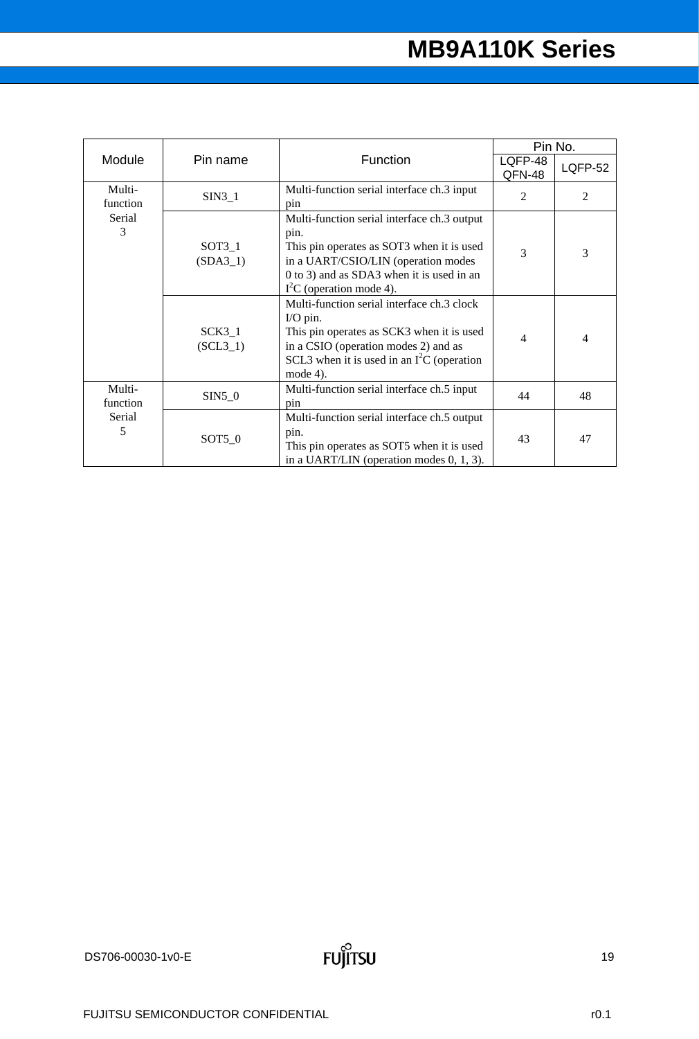| Module | Pin name | Function | Pin No. | |
|---|---|---|---|---|
| | | | LQFP-48 QFN-48 | LQFP-52 |
| Multi-function Serial 3 | SIN3_1 | Multi-function serial interface ch.3 input pin | 2 | 2 |
| | SOT3_1 (SDA3_1) | Multi-function serial interface ch.3 output pin. This pin operates as SOT3 when it is used in a UART/CSIO/LIN (operation modes 0 to 3) and as SDA3 when it is used in an $I^2C$ (operation mode 4). | 3 | 3 |
| | SCK3_1 (SCL3_1) | Multi-function serial interface ch.3 clock I/O pin. This pin operates as SCK3 when it is used in a CSIO (operation modes 2) and as SCL3 when it is used in an $I^2C$ (operation mode 4). | 4 | 4 |
| Multi-function Serial 5 | SIN5_0 | Multi-function serial interface ch.5 input pin | 44 | 48 |
| | SOT5_0 | Multi-function serial interface ch.5 output pin. This pin operates as SOT5 when it is used in a UART/LIN (operation modes 0, 1, 3). | 43 | 47 |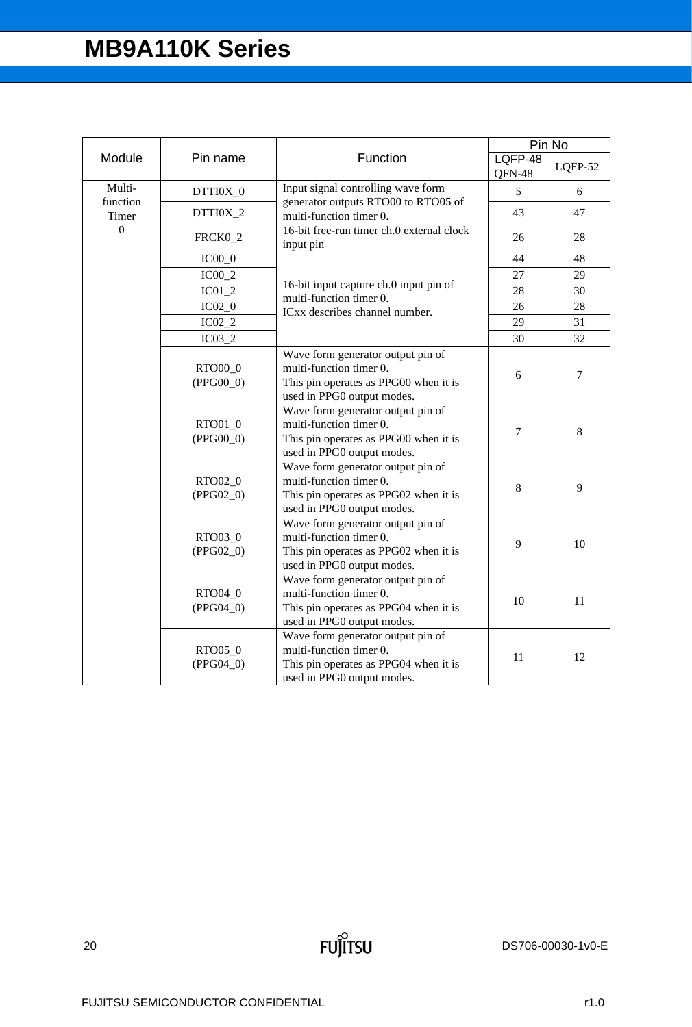| Module | Pin name | Function | Pin No | |
|---|---|---|---|---|
| | | | LQFP-48 QFN-48 | LQFP-52 |
| Multi-function Timer 0 | DTTI0X_0 | Input signal controlling wave form generator outputs RTO00 to RTO05 of multi-function timer 0. | 5 | 6 |
| | DTTI0X_2 | | 43 | 47 |
| | FRCK0_2 | 16-bit free-run timer ch.0 external clock input pin | 26 | 28 |
| | IC00_0 | 16-bit input capture ch.0 input pin of multi-function timer 0. ICxx describes channel number. | 44 | 48 |
| | IC00_2 | | 27 | 29 |
| | IC01_2 | | 28 | 30 |
| | IC02_0 | | 26 | 28 |
| | IC02_2 | | 29 | 31 |
| | IC03_2 | | 30 | 32 |
| | RTO00_0 (PPG00_0) | Wave form generator output pin of multi-function timer 0. This pin operates as PPG00 when it is used in PPG0 output modes. | 6 | 7 |
| | RTO01_0 (PPG00_0) | Wave form generator output pin of multi-function timer 0. This pin operates as PPG00 when it is used in PPG0 output modes. | 7 | 8 |
| | RTO02_0 (PPG02_0) | Wave form generator output pin of multi-function timer 0. This pin operates as PPG02 when it is used in PPG0 output modes. | 8 | 9 |
| | RTO03_0 (PPG02_0) | Wave form generator output pin of multi-function timer 0. This pin operates as PPG02 when it is used in PPG0 output modes. | 9 | 10 |
| | RTO04_0 (PPG04_0) | Wave form generator output pin of multi-function timer 0. This pin operates as PPG04 when it is used in PPG0 output modes. | 10 | 11 |
| | RTO05_0 (PPG04_0) | Wave form generator output pin of multi-function timer 0. This pin operates as PPG04 when it is used in PPG0 output modes. | 11 | 12 |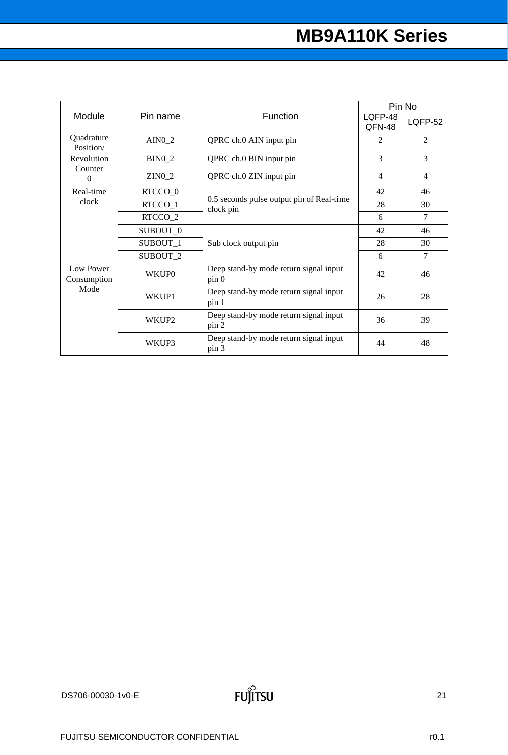| Module | Pin name | Function | Pin No | |
|---|---|---|---|---|
| | | | LQFP-48 QFN-48 | LQFP-52 |
| Quadrature Position/ Revolution Counter 0 | AIN0_2 | QPRC ch.0 AIN input pin | 2 | 2 |
| | BIN0_2 | QPRC ch.0 BIN input pin | 3 | 3 |
| | ZIN0_2 | QPRC ch.0 ZIN input pin | 4 | 4 |
| Real-time clock | RTCCO_0 | 0.5 seconds pulse output pin of Real-time clock pin | 42 | 46 |
| | RTCCO_1 | | 28 | 30 |
| | RTCCO_2 | | 6 | 7 |
| | SUBOUT_0 | Sub clock output pin | 42 | 46 |
| | SUBOUT_1 | | 28 | 30 |
| | SUBOUT_2 | | 6 | 7 |
| Low Power Consumption Mode | WKUP0 | Deep stand-by mode return signal input pin 0 | 42 | 46 |
| | WKUP1 | Deep stand-by mode return signal input pin 1 | 26 | 28 |
| | WKUP2 | Deep stand-by mode return signal input pin 2 | 36 | 39 |
| | WKUP3 | Deep stand-by mode return signal input pin 3 | 44 | 48 |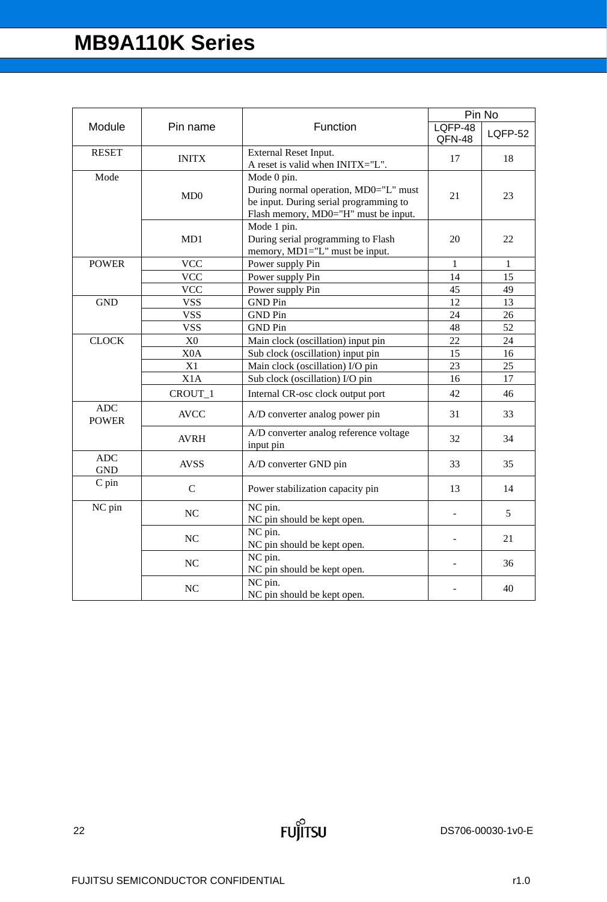| Module | Pin name | Function | Pin No | |
|---|---|---|---|---|
| | | | LQFP-48 QFN-48 | LQFP-52 |
| RESET | INITX | External Reset Input. A reset is valid when INITX="L". | 17 | 18 |
| Mode | MD0 | Mode 0 pin. During normal operation, MD0="L" must be input. During serial programming to Flash memory, MD0="H" must be input. | 21 | 23 |
| | MD1 | Mode 1 pin. During serial programming to Flash memory, MD1="L" must be input. | 20 | 22 |
| POWER | VCC | Power supply Pin | 1 | 1 |
| | VCC | Power supply Pin | 14 | 15 |
| | VCC | Power supply Pin | 45 | 49 |
| GND | VSS | GND Pin | 12 | 13 |
| | VSS | GND Pin | 24 | 26 |
| | VSS | GND Pin | 48 | 52 |
| CLOCK | X0 | Main clock (oscillation) input pin | 22 | 24 |
| | X0A | Sub clock (oscillation) input pin | 15 | 16 |
| | X1 | Main clock (oscillation) I/O pin | 23 | 25 |
| | X1A | Sub clock (oscillation) I/O pin | 16 | 17 |
| | CROUT_1 | Internal CR-osc clock output port | 42 | 46 |
| ADC POWER | AVCC | A/D converter analog power pin | 31 | 33 |
| | AVRH | A/D converter analog reference voltage input pin | 32 | 34 |
| ADC GND | AVSS | A/D converter GND pin | 33 | 35 |
| C pin | C | Power stabilization capacity pin | 13 | 14 |
| NC pin | NC | NC pin. NC pin should be kept open. | - | 5 |
| | NC | NC pin. NC pin should be kept open. | - | 21 |
| | NC | NC pin. NC pin should be kept open. | - | 36 |
| | NC | NC pin. NC pin should be kept open. | - | 40 |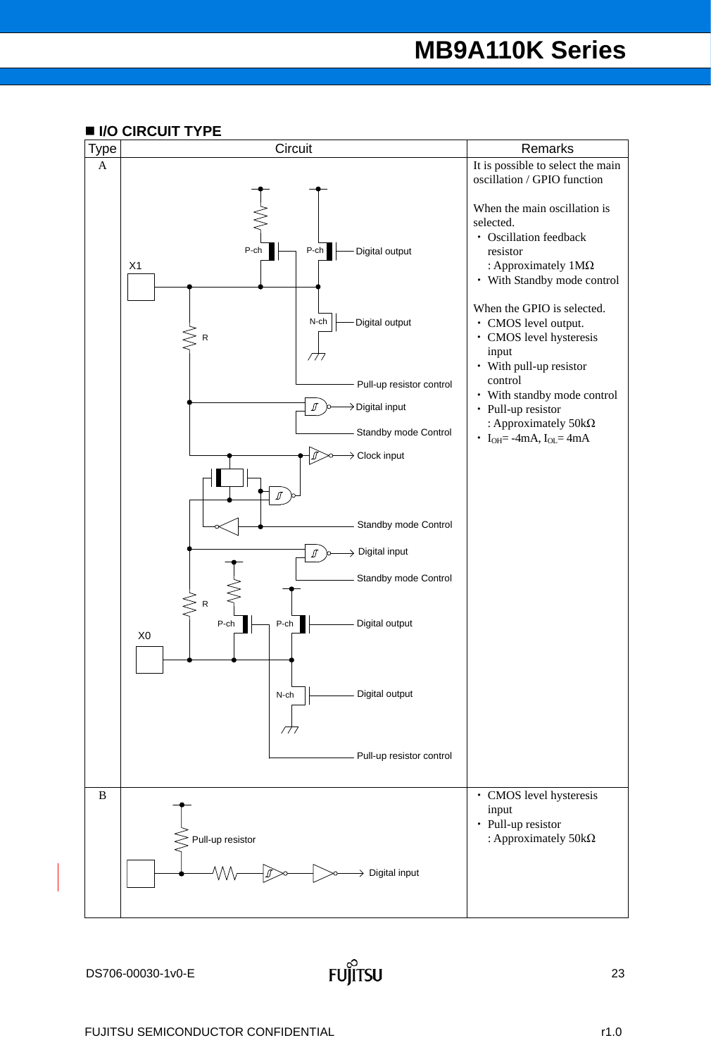## ■ I/O CIRCUIT TYPE

| Type | Circuit | Remarks |
|---|---|---|
| A | X1, X0, P-ch, N-ch, R, Digital output, Pull-up resistor control, Digital input, Standby mode Control, Clock input | It is possible to select the main oscillation / GPIO function<br><br>When the main oscillation is selected.<br>・ Oscillation feedback resistor<br>: Approximately 1MΩ<br>・ With Standby mode control<br><br>When the GPIO is selected.<br>・ CMOS level output.<br>・ CMOS level hysteresis input<br>・ With pull-up resistor control<br>・ With standby mode control<br>・ Pull-up resistor<br>: Approximately 50kΩ<br>・ $I_{OH}$= -4mA, $I_{OL}$= 4mA |
| B | Pull-up resistor, Digital input | ・ CMOS level hysteresis input<br>・ Pull-up resistor<br>: Approximately 50kΩ |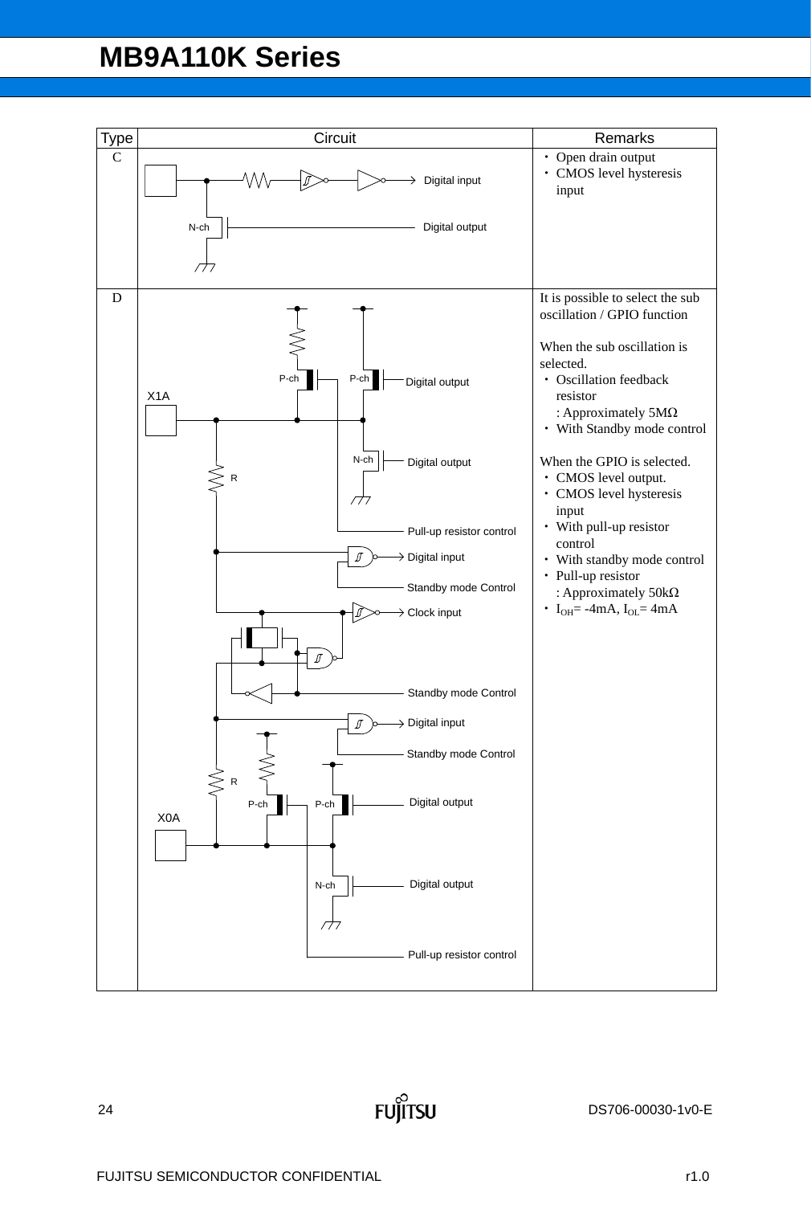| Type | Circuit | Remarks |
|---|---|---|
| C | Digital input<br>N-ch<br>Digital output | ・ Open drain output<br>・ CMOS level hysteresis input |
| D | X1A<br>P-ch P-ch Digital output<br>N-ch Digital output<br>R<br>Pull-up resistor control<br>Digital input<br>Standby mode Control<br>Clock input<br>Standby mode Control<br>Digital input<br>Standby mode Control<br>R<br>X0A<br>P-ch P-ch Digital output<br>N-ch Digital output<br>Pull-up resistor control | It is possible to select the sub oscillation / GPIO function<br><br>When the sub oscillation is selected.<br>・ Oscillation feedback resistor<br>: Approximately 5MΩ<br>・ With Standby mode control<br><br>When the GPIO is selected.<br>・ CMOS level output.<br>・ CMOS level hysteresis input<br>・ With pull-up resistor control<br>・ With standby mode control<br>・ Pull-up resistor<br>: Approximately 50kΩ<br>・ $I_{OH}$= -4mA, $I_{OL}$= 4mA |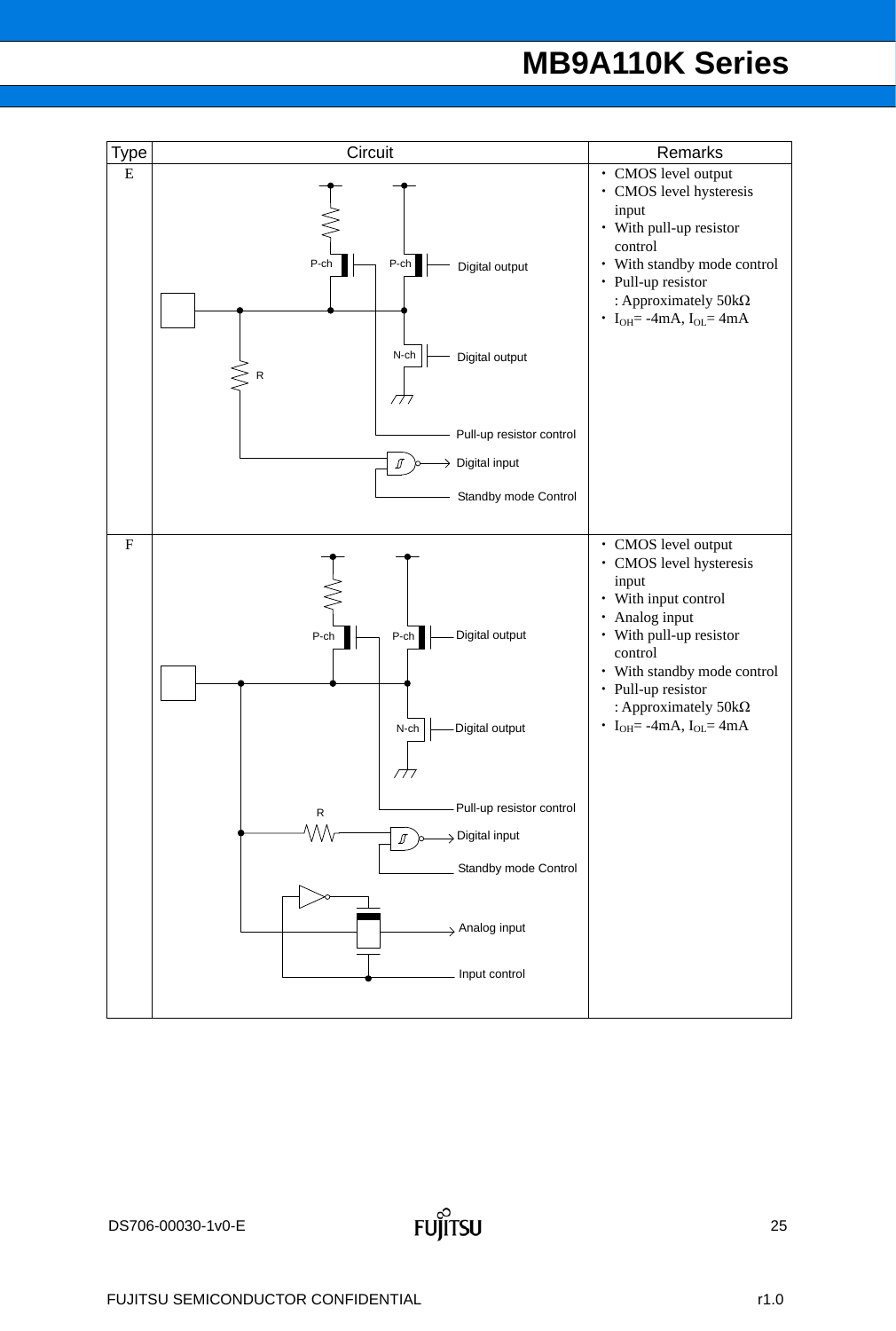| Type | Circuit | Remarks |
| --- | --- | --- |
| E | P-ch, P-ch, Digital output, N-ch, Digital output, R, Pull-up resistor control, Digital input, Standby mode Control | ・CMOS level output<br>・CMOS level hysteresis input<br>・With pull-up resistor control<br>・With standby mode control<br>・Pull-up resistor : Approximately 50kΩ<br>・$I_{OH}$= -4mA, $I_{OL}$= 4mA |
| F | P-ch, P-ch, Digital output, N-ch, Digital output, Pull-up resistor control, R, Digital input, Standby mode Control, Analog input, Input control | ・CMOS level output<br>・CMOS level hysteresis input<br>・With input control<br>・Analog input<br>・With pull-up resistor control<br>・With standby mode control<br>・Pull-up resistor : Approximately 50kΩ<br>・$I_{OH}$= -4mA, $I_{OL}$= 4mA |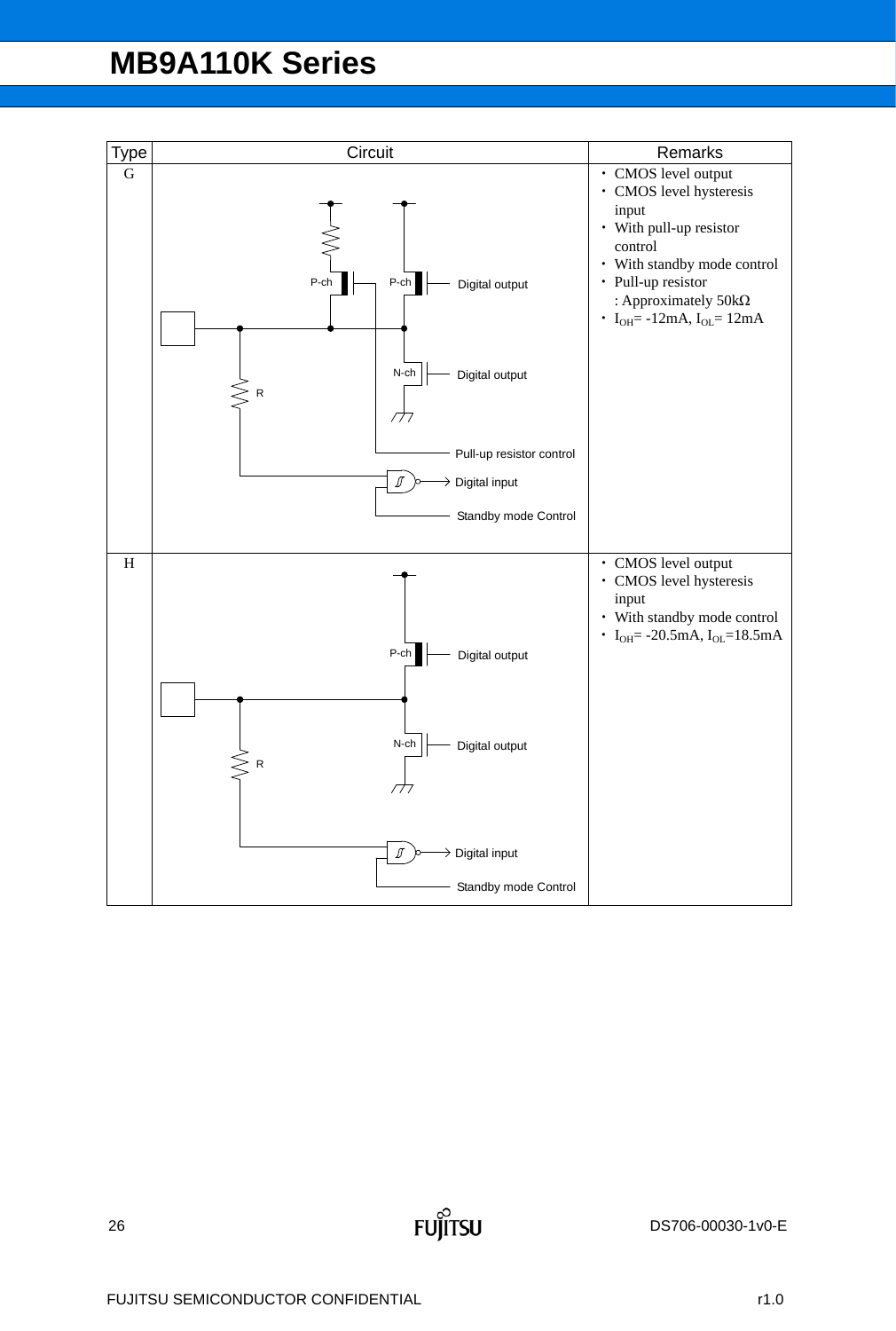| Type | Circuit | Remarks |
|---|---|---|
| G | P-ch, P-ch, Digital output, N-ch, Digital output, R, Pull-up resistor control, Digital input, Standby mode Control | ・ CMOS level output<br>・ CMOS level hysteresis input<br>・ With pull-up resistor control<br>・ With standby mode control<br>・ Pull-up resistor : Approximately 50kΩ<br>・ $I_{OH}$= -12mA, $I_{OL}$= 12mA |
| H | P-ch, Digital output, N-ch, Digital output, R, Digital input, Standby mode Control | ・ CMOS level output<br>・ CMOS level hysteresis input<br>・ With standby mode control<br>・ $I_{OH}$= -20.5mA, $I_{OL}$=18.5mA |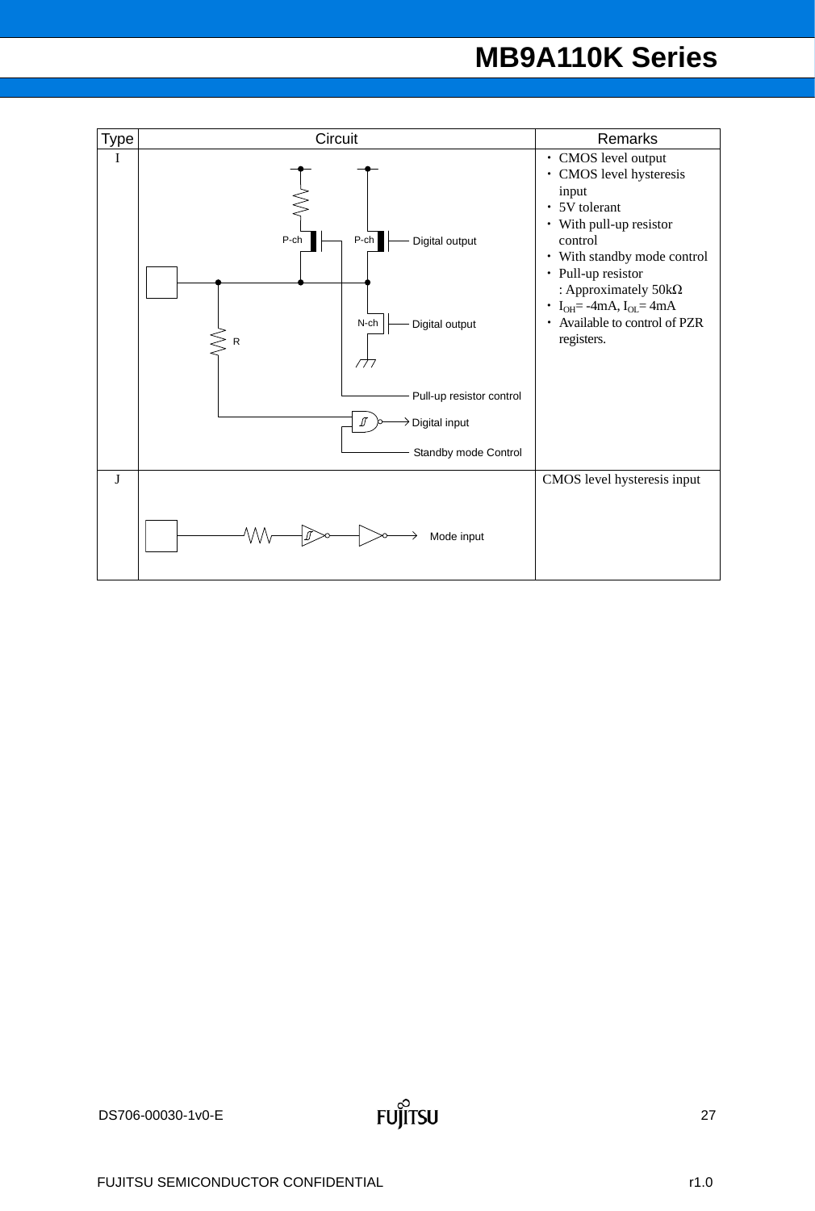| Type | Circuit | Remarks |
|---|---|---|
| I | P-ch, P-ch, Digital output, N-ch, Digital output, R, Pull-up resistor control, Digital input, Standby mode Control | ・CMOS level output<br>・CMOS level hysteresis input<br>・5V tolerant<br>・With pull-up resistor control<br>・With standby mode control<br>・Pull-up resistor : Approximately 50kΩ<br>・$I_{OH}$= -4mA, $I_{OL}$= 4mA<br>・Available to control of PZR registers. |
| J | Mode input | CMOS level hysteresis input |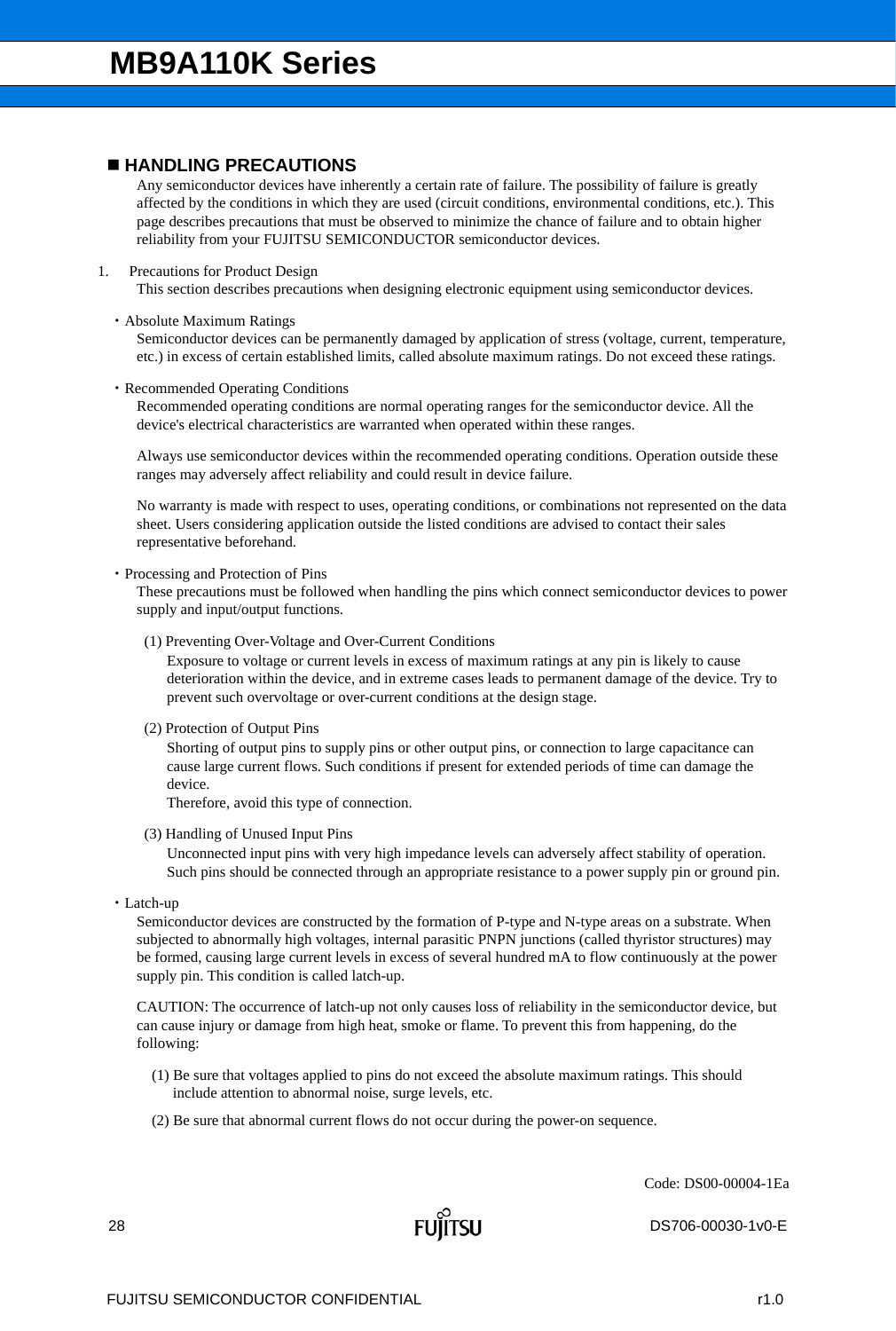## ■ HANDLING PRECAUTIONS

Any semiconductor devices have inherently a certain rate of failure. The possibility of failure is greatly affected by the conditions in which they are used (circuit conditions, environmental conditions, etc.). This page describes precautions that must be observed to minimize the chance of failure and to obtain higher reliability from your FUJITSU SEMICONDUCTOR semiconductor devices.

1. Precautions for Product Design

This section describes precautions when designing electronic equipment using semiconductor devices.

・Absolute Maximum Ratings

Semiconductor devices can be permanently damaged by application of stress (voltage, current, temperature, etc.) in excess of certain established limits, called absolute maximum ratings. Do not exceed these ratings.

・Recommended Operating Conditions

Recommended operating conditions are normal operating ranges for the semiconductor device. All the device's electrical characteristics are warranted when operated within these ranges.

Always use semiconductor devices within the recommended operating conditions. Operation outside these ranges may adversely affect reliability and could result in device failure.

No warranty is made with respect to uses, operating conditions, or combinations not represented on the data sheet. Users considering application outside the listed conditions are advised to contact their sales representative beforehand.

・Processing and Protection of Pins

These precautions must be followed when handling the pins which connect semiconductor devices to power supply and input/output functions.

(1) Preventing Over-Voltage and Over-Current Conditions

Exposure to voltage or current levels in excess of maximum ratings at any pin is likely to cause deterioration within the device, and in extreme cases leads to permanent damage of the device. Try to prevent such overvoltage or over-current conditions at the design stage.

(2) Protection of Output Pins

Shorting of output pins to supply pins or other output pins, or connection to large capacitance can cause large current flows. Such conditions if present for extended periods of time can damage the device.

Therefore, avoid this type of connection.

(3) Handling of Unused Input Pins

Unconnected input pins with very high impedance levels can adversely affect stability of operation. Such pins should be connected through an appropriate resistance to a power supply pin or ground pin.

・Latch-up

Semiconductor devices are constructed by the formation of P-type and N-type areas on a substrate. When subjected to abnormally high voltages, internal parasitic PNPN junctions (called thyristor structures) may be formed, causing large current levels in excess of several hundred mA to flow continuously at the power supply pin. This condition is called latch-up.

CAUTION: The occurrence of latch-up not only causes loss of reliability in the semiconductor device, but can cause injury or damage from high heat, smoke or flame. To prevent this from happening, do the following:

(1) Be sure that voltages applied to pins do not exceed the absolute maximum ratings. This should include attention to abnormal noise, surge levels, etc.

(2) Be sure that abnormal current flows do not occur during the power-on sequence.

Code: DS00-00004-1Ea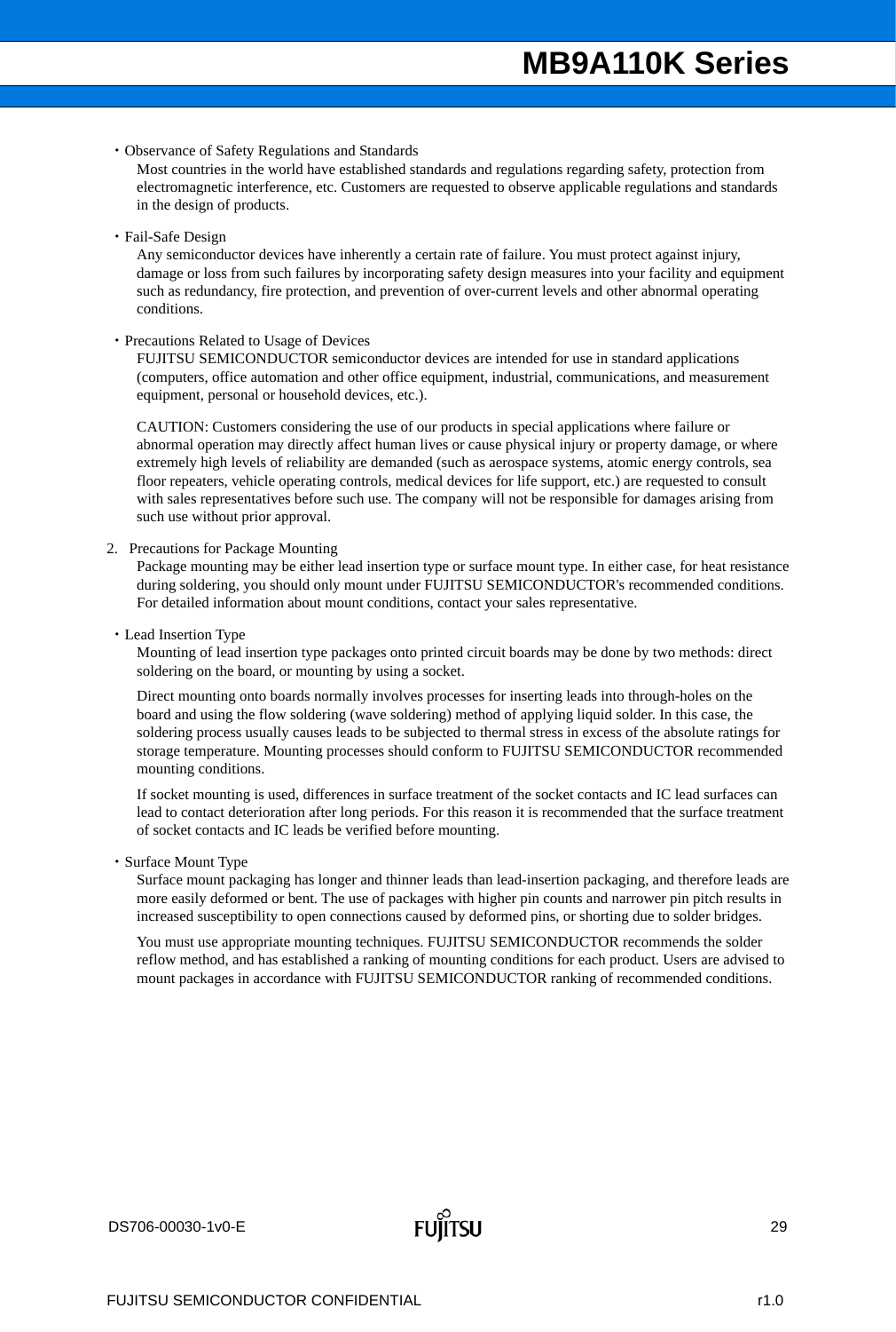・Observance of Safety Regulations and Standards

Most countries in the world have established standards and regulations regarding safety, protection from electromagnetic interference, etc. Customers are requested to observe applicable regulations and standards in the design of products.

・Fail-Safe Design

Any semiconductor devices have inherently a certain rate of failure. You must protect against injury, damage or loss from such failures by incorporating safety design measures into your facility and equipment such as redundancy, fire protection, and prevention of over-current levels and other abnormal operating conditions.

・Precautions Related to Usage of Devices

FUJITSU SEMICONDUCTOR semiconductor devices are intended for use in standard applications (computers, office automation and other office equipment, industrial, communications, and measurement equipment, personal or household devices, etc.).

CAUTION: Customers considering the use of our products in special applications where failure or abnormal operation may directly affect human lives or cause physical injury or property damage, or where extremely high levels of reliability are demanded (such as aerospace systems, atomic energy controls, sea floor repeaters, vehicle operating controls, medical devices for life support, etc.) are requested to consult with sales representatives before such use. The company will not be responsible for damages arising from such use without prior approval.

2. Precautions for Package Mounting

Package mounting may be either lead insertion type or surface mount type. In either case, for heat resistance during soldering, you should only mount under FUJITSU SEMICONDUCTOR's recommended conditions. For detailed information about mount conditions, contact your sales representative.

・Lead Insertion Type

Mounting of lead insertion type packages onto printed circuit boards may be done by two methods: direct soldering on the board, or mounting by using a socket.

Direct mounting onto boards normally involves processes for inserting leads into through-holes on the board and using the flow soldering (wave soldering) method of applying liquid solder. In this case, the soldering process usually causes leads to be subjected to thermal stress in excess of the absolute ratings for storage temperature. Mounting processes should conform to FUJITSU SEMICONDUCTOR recommended mounting conditions.

If socket mounting is used, differences in surface treatment of the socket contacts and IC lead surfaces can lead to contact deterioration after long periods. For this reason it is recommended that the surface treatment of socket contacts and IC leads be verified before mounting.

・Surface Mount Type

Surface mount packaging has longer and thinner leads than lead-insertion packaging, and therefore leads are more easily deformed or bent. The use of packages with higher pin counts and narrower pin pitch results in increased susceptibility to open connections caused by deformed pins, or shorting due to solder bridges.

You must use appropriate mounting techniques. FUJITSU SEMICONDUCTOR recommends the solder reflow method, and has established a ranking of mounting conditions for each product. Users are advised to mount packages in accordance with FUJITSU SEMICONDUCTOR ranking of recommended conditions.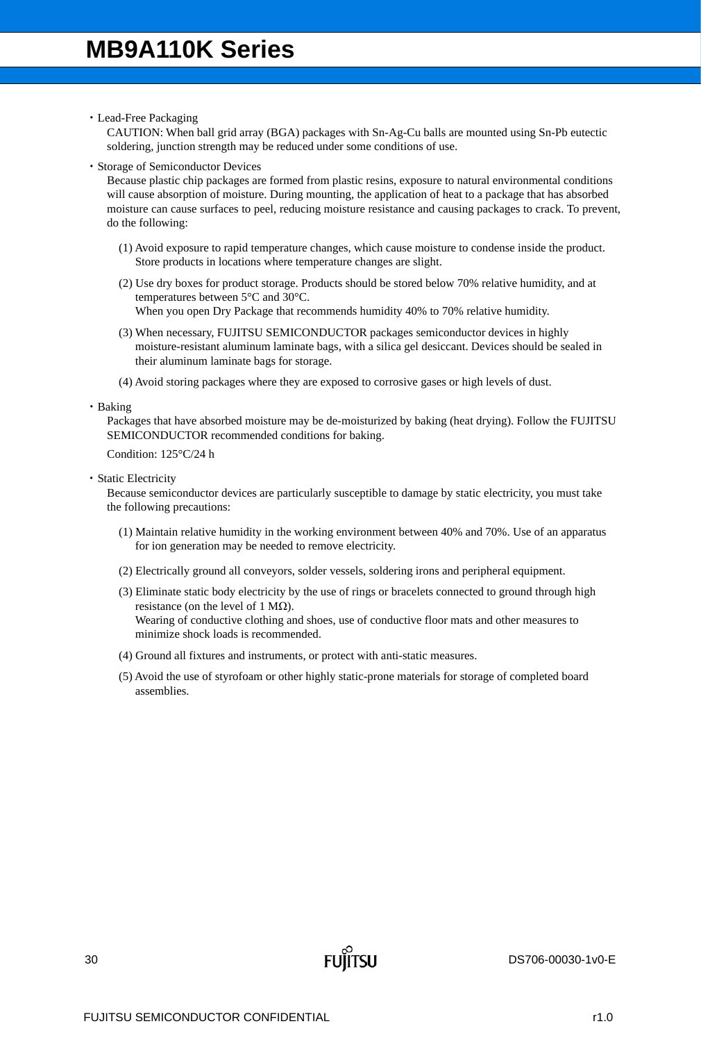- Lead-Free Packaging

  CAUTION: When ball grid array (BGA) packages with Sn-Ag-Cu balls are mounted using Sn-Pb eutectic soldering, junction strength may be reduced under some conditions of use.

- Storage of Semiconductor Devices

  Because plastic chip packages are formed from plastic resins, exposure to natural environmental conditions will cause absorption of moisture. During mounting, the application of heat to a package that has absorbed moisture can cause surfaces to peel, reducing moisture resistance and causing packages to crack. To prevent, do the following:

  (1) Avoid exposure to rapid temperature changes, which cause moisture to condense inside the product. Store products in locations where temperature changes are slight.

  (2) Use dry boxes for product storage. Products should be stored below 70% relative humidity, and at temperatures between 5°C and 30°C.
  When you open Dry Package that recommends humidity 40% to 70% relative humidity.

  (3) When necessary, FUJITSU SEMICONDUCTOR packages semiconductor devices in highly moisture-resistant aluminum laminate bags, with a silica gel desiccant. Devices should be sealed in their aluminum laminate bags for storage.

  (4) Avoid storing packages where they are exposed to corrosive gases or high levels of dust.

- Baking

  Packages that have absorbed moisture may be de-moisturized by baking (heat drying). Follow the FUJITSU SEMICONDUCTOR recommended conditions for baking.

  Condition: 125°C/24 h

- Static Electricity

  Because semiconductor devices are particularly susceptible to damage by static electricity, you must take the following precautions:

  (1) Maintain relative humidity in the working environment between 40% and 70%. Use of an apparatus for ion generation may be needed to remove electricity.

  (2) Electrically ground all conveyors, solder vessels, soldering irons and peripheral equipment.

  (3) Eliminate static body electricity by the use of rings or bracelets connected to ground through high resistance (on the level of 1 MΩ).
  Wearing of conductive clothing and shoes, use of conductive floor mats and other measures to minimize shock loads is recommended.

  (4) Ground all fixtures and instruments, or protect with anti-static measures.

  (5) Avoid the use of styrofoam or other highly static-prone materials for storage of completed board assemblies.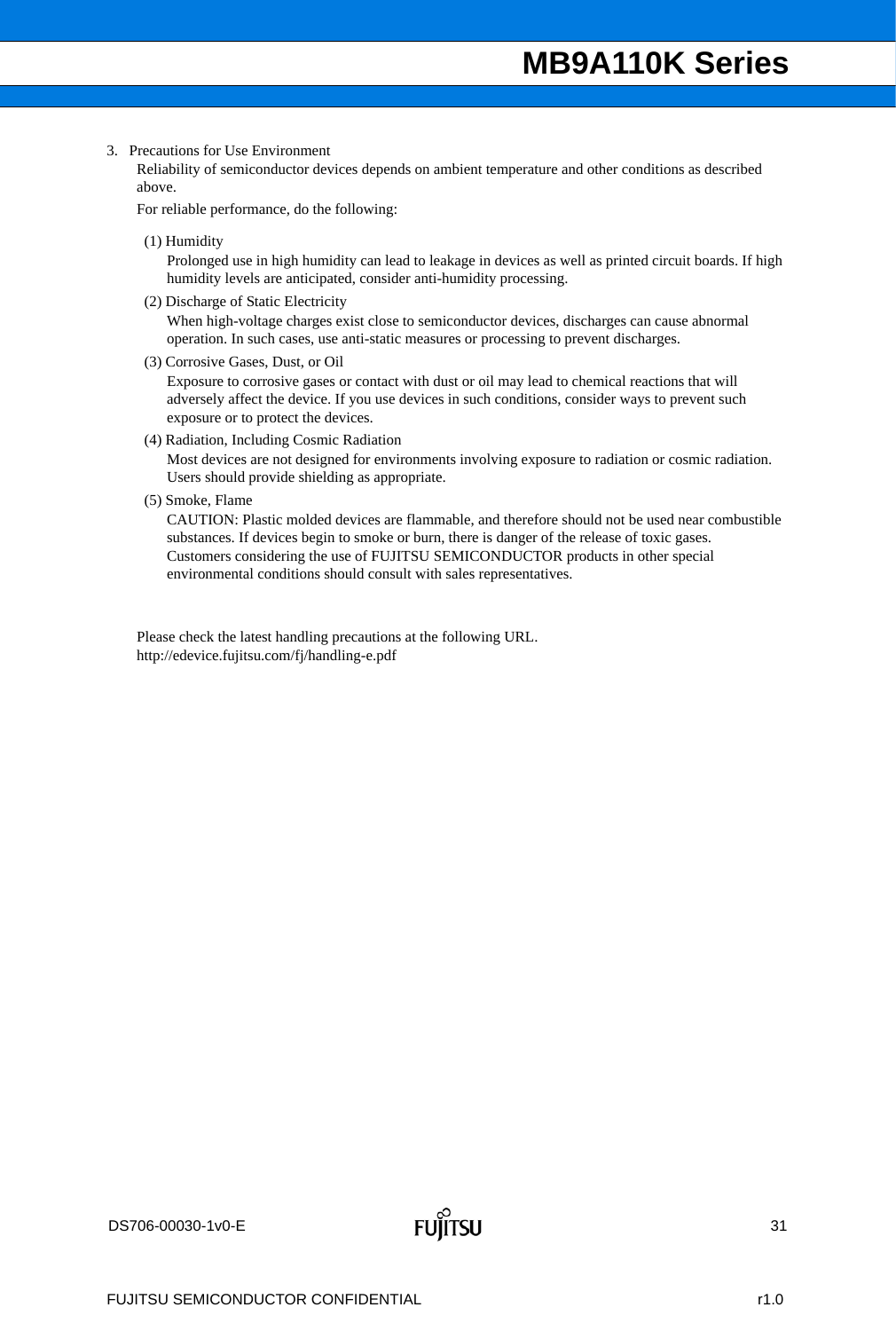3. Precautions for Use Environment

Reliability of semiconductor devices depends on ambient temperature and other conditions as described above.

For reliable performance, do the following:

(1) Humidity

Prolonged use in high humidity can lead to leakage in devices as well as printed circuit boards. If high humidity levels are anticipated, consider anti-humidity processing.

(2) Discharge of Static Electricity

When high-voltage charges exist close to semiconductor devices, discharges can cause abnormal operation. In such cases, use anti-static measures or processing to prevent discharges.

(3) Corrosive Gases, Dust, or Oil

Exposure to corrosive gases or contact with dust or oil may lead to chemical reactions that will adversely affect the device. If you use devices in such conditions, consider ways to prevent such exposure or to protect the devices.

(4) Radiation, Including Cosmic Radiation

Most devices are not designed for environments involving exposure to radiation or cosmic radiation. Users should provide shielding as appropriate.

(5) Smoke, Flame

CAUTION: Plastic molded devices are flammable, and therefore should not be used near combustible substances. If devices begin to smoke or burn, there is danger of the release of toxic gases.

Customers considering the use of FUJITSU SEMICONDUCTOR products in other special environmental conditions should consult with sales representatives.

Please check the latest handling precautions at the following URL.
http://edevice.fujitsu.com/fj/handling-e.pdf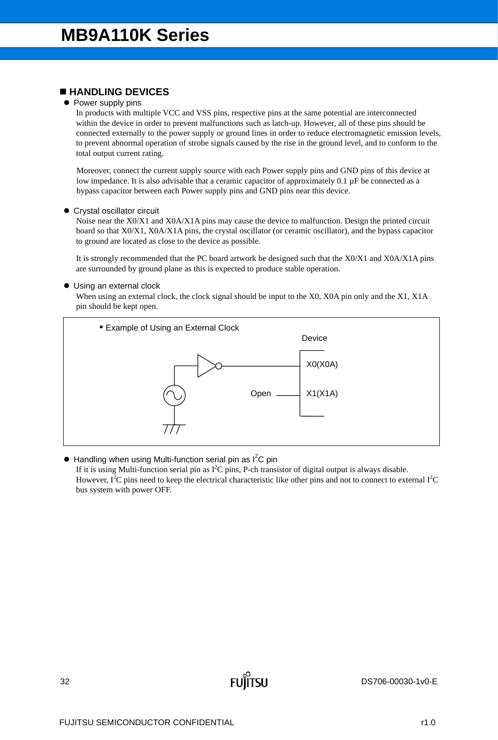## ■ HANDLING DEVICES

- **Power supply pins**

  In products with multiple VCC and VSS pins, respective pins at the same potential are interconnected within the device in order to prevent malfunctions such as latch-up. However, all of these pins should be connected externally to the power supply or ground lines in order to reduce electromagnetic emission levels, to prevent abnormal operation of strobe signals caused by the rise in the ground level, and to conform to the total output current rating.

  Moreover, connect the current supply source with each Power supply pins and GND pins of this device at low impedance. It is also advisable that a ceramic capacitor of approximately 0.1 µF be connected as a bypass capacitor between each Power supply pins and GND pins near this device.

- **Crystal oscillator circuit**

  Noise near the X0/X1 and X0A/X1A pins may cause the device to malfunction. Design the printed circuit board so that X0/X1, X0A/X1A pins, the crystal oscillator (or ceramic oscillator), and the bypass capacitor to ground are located as close to the device as possible.

  It is strongly recommended that the PC board artwork be designed such that the X0/X1 and X0A/X1A pins are surrounded by ground plane as this is expected to produce stable operation.

- **Using an external clock**

  When using an external clock, the clock signal should be input to the X0, X0A pin only and the X1, X1A pin should be kept open.

  • Example of Using an External Clock

  Device

  X0(X0A)

  Open X1(X1A)

- **Handling when using Multi-function serial pin as I²C pin**

  If it is using Multi-function serial pin as I²C pins, P-ch transistor of digital output is always disable. However, I²C pins need to keep the electrical characteristic like other pins and not to connect to external I²C bus system with power OFF.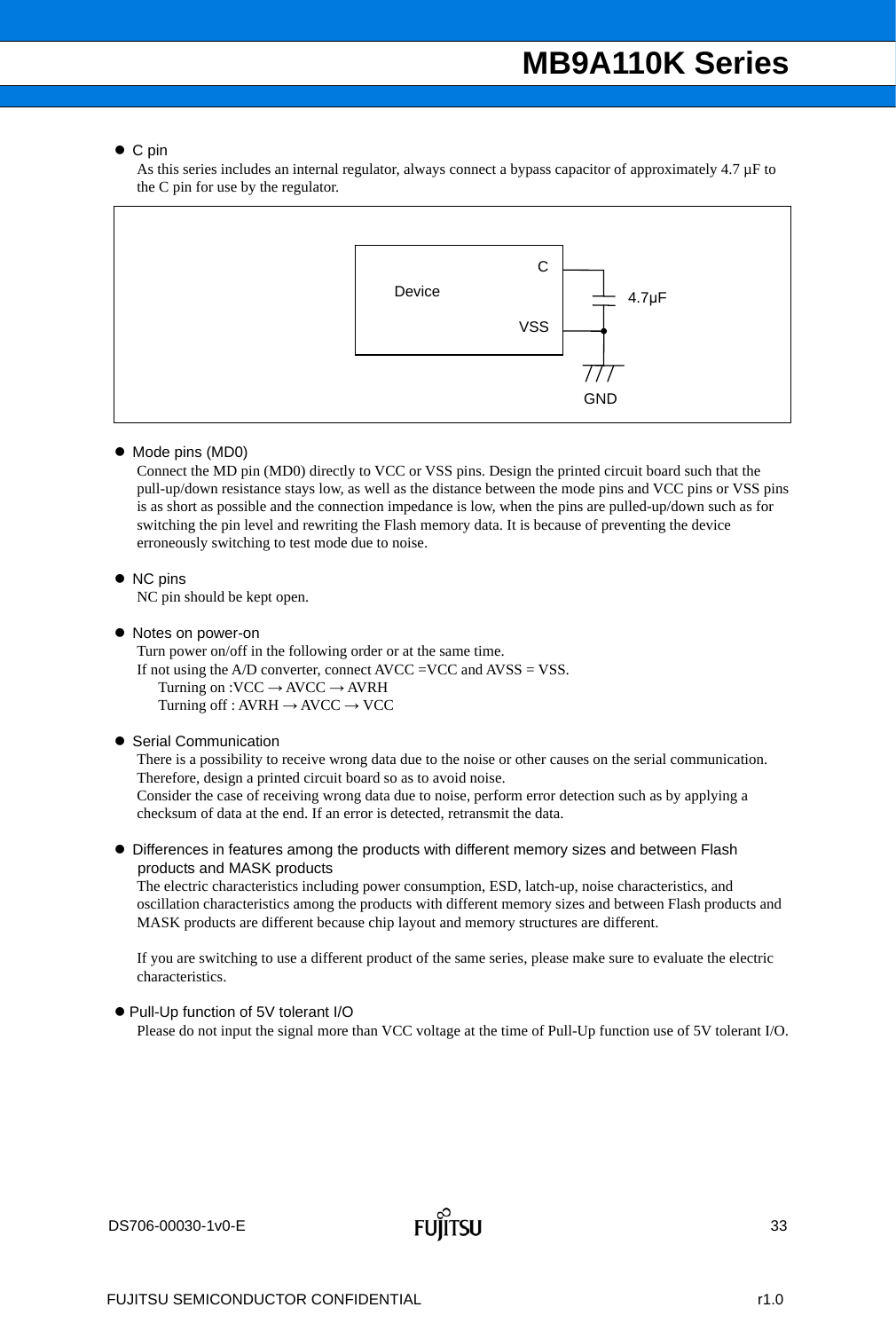- C pin

  As this series includes an internal regulator, always connect a bypass capacitor of approximately 4.7 µF to the C pin for use by the regulator.

- Mode pins (MD0)

  Connect the MD pin (MD0) directly to VCC or VSS pins. Design the printed circuit board such that the pull-up/down resistance stays low, as well as the distance between the mode pins and VCC pins or VSS pins is as short as possible and the connection impedance is low, when the pins are pulled-up/down such as for switching the pin level and rewriting the Flash memory data. It is because of preventing the device erroneously switching to test mode due to noise.

- NC pins

  NC pin should be kept open.

- Notes on power-on

  Turn power on/off in the following order or at the same time.
  If not using the A/D converter, connect AVCC =VCC and AVSS = VSS.
  Turning on :VCC → AVCC → AVRH
  Turning off : AVRH → AVCC → VCC

- Serial Communication

  There is a possibility to receive wrong data due to the noise or other causes on the serial communication. Therefore, design a printed circuit board so as to avoid noise.
  Consider the case of receiving wrong data due to noise, perform error detection such as by applying a checksum of data at the end. If an error is detected, retransmit the data.

- Differences in features among the products with different memory sizes and between Flash products and MASK products

  The electric characteristics including power consumption, ESD, latch-up, noise characteristics, and oscillation characteristics among the products with different memory sizes and between Flash products and MASK products are different because chip layout and memory structures are different.

  If you are switching to use a different product of the same series, please make sure to evaluate the electric characteristics.

- Pull-Up function of 5V tolerant I/O

  Please do not input the signal more than VCC voltage at the time of Pull-Up function use of 5V tolerant I/O.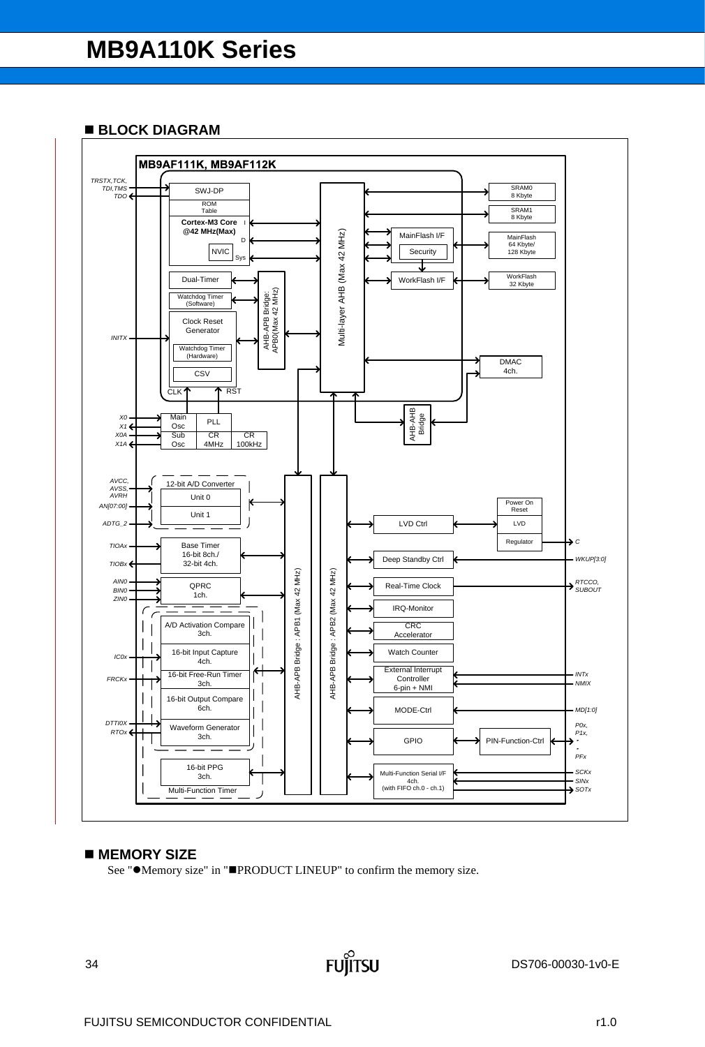## ■ BLOCK DIAGRAM

MB9AF111K, MB9AF112K

TRSTX,TCK, TDI,TMS TDO

SWJ-DP

ROM Table

Cortex-M3 Core @42 MHz(Max)

I

D

NVIC

Sys

Multi-layer AHB (Max 42 MHz)

SRAM0 8 Kbyte

SRAM1 8 Kbyte

MainFlash I/F

Security

MainFlash 64 Kbyte/ 128 Kbyte

WorkFlash I/F

WorkFlash 32 Kbyte

Dual-Timer

Watchdog Timer (Software)

AHB-APB Bridge: APB0(Max 42 MHz)

INITX

Clock Reset Generator

Watchdog Timer (Hardware)

CSV

CLK

RST

DMAC 4ch.

AHB-AHB Bridge

X0 X1 X0A X1A

Main Osc

PLL

Sub Osc

CR 4MHz

CR 100kHz

AVCC, AVSS, AVRH

AN[07:00]

ADTG_2

12-bit A/D Converter

Unit 0

Unit 1

TIOAx

TIOBx

Base Timer 16-bit 8ch./ 32-bit 4ch.

AIN0 BIN0 ZIN0

QPRC 1ch.

A/D Activation Compare 3ch.

IC0x

16-bit Input Capture 4ch.

FRCKx

16-bit Free-Run Timer 3ch.

16-bit Output Compare 6ch.

DTTI0X RTOx

Waveform Generator 3ch.

16-bit PPG 3ch.

Multi-Function Timer

AHB-APB Bridge : APB1 (Max 42 MHz)

AHB-APB Bridge : APB2 (Max 42 MHz)

LVD Ctrl

Power On Reset

LVD

Regulator

C

Deep Standby Ctrl

WKUP[3:0]

Real-Time Clock

RTCCO, SUBOUT

IRQ-Monitor

CRC Accelerator

Watch Counter

External Interrupt Controller 6-pin + NMI

INTx NMIX

MODE-Ctrl

MD[1:0]

GPIO

PIN-Function-Ctrl

P0x, P1x, - - PFx

Multi-Function Serial I/F 4ch. (with FIFO ch.0 - ch.1)

SCKx SINx SOTx

## ■ MEMORY SIZE

See "●Memory size" in "■PRODUCT LINEUP" to confirm the memory size.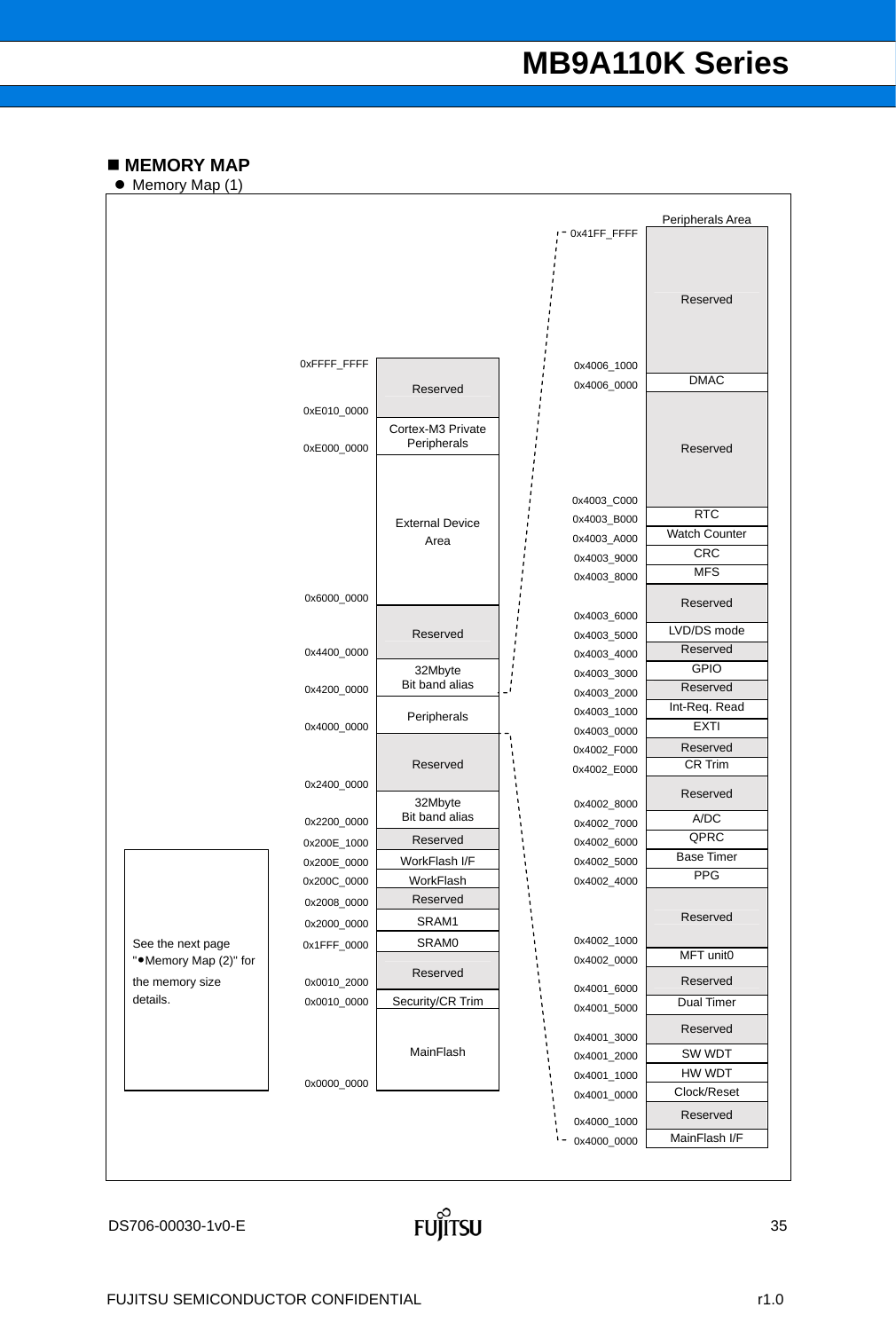## ■ MEMORY MAP

- Memory Map (1)

| Address | Area |
|---|---|
| 0xFFFF_FFFF | |
| | Reserved |
| 0xE010_0000 | |
| | Cortex-M3 Private Peripherals |
| 0xE000_0000 | |
| | External Device Area |
| 0x6000_0000 | |
| | Reserved |
| 0x4400_0000 | |
| | 32Mbyte Bit band alias |
| 0x4200_0000 | |
| | Peripherals |
| 0x4000_0000 | |
| | Reserved |
| 0x2400_0000 | |
| | 32Mbyte Bit band alias |
| 0x2200_0000 | |
| 0x200E_1000 | Reserved |
| 0x200E_0000 | WorkFlash I/F |
| 0x200C_0000 | WorkFlash |
| 0x2008_0000 | Reserved |
| 0x2000_0000 | SRAM1 |
| 0x1FFF_0000 | SRAM0 |
| | Reserved |
| 0x0010_2000 | |
| 0x0010_0000 | Security/CR Trim |
| | MainFlash |
| 0x0000_0000 | |

See the next page "●Memory Map (2)" for the memory size details.

**Peripherals Area**

| Address | Area |
|---|---|
| 0x41FF_FFFF | |
| | Reserved |
| 0x4006_1000 | |
| 0x4006_0000 | DMAC |
| | Reserved |
| 0x4003_C000 | |
| 0x4003_B000 | RTC |
| 0x4003_A000 | Watch Counter |
| 0x4003_9000 | CRC |
| 0x4003_8000 | MFS |
| | Reserved |
| 0x4003_6000 | |
| 0x4003_5000 | LVD/DS mode |
| 0x4003_4000 | Reserved |
| 0x4003_3000 | GPIO |
| 0x4003_2000 | Reserved |
| 0x4003_1000 | Int-Req. Read |
| 0x4003_0000 | EXTI |
| 0x4002_F000 | Reserved |
| 0x4002_E000 | CR Trim |
| | Reserved |
| 0x4002_8000 | |
| 0x4002_7000 | A/DC |
| 0x4002_6000 | QPRC |
| 0x4002_5000 | Base Timer |
| 0x4002_4000 | PPG |
| | Reserved |
| 0x4002_1000 | |
| 0x4002_0000 | MFT unit0 |
| | Reserved |
| 0x4001_6000 | |
| 0x4001_5000 | Dual Timer |
| | Reserved |
| 0x4001_3000 | |
| 0x4001_2000 | SW WDT |
| 0x4001_1000 | HW WDT |
| 0x4001_0000 | Clock/Reset |
| | Reserved |
| 0x4000_1000 | |
| 0x4000_0000 | MainFlash I/F |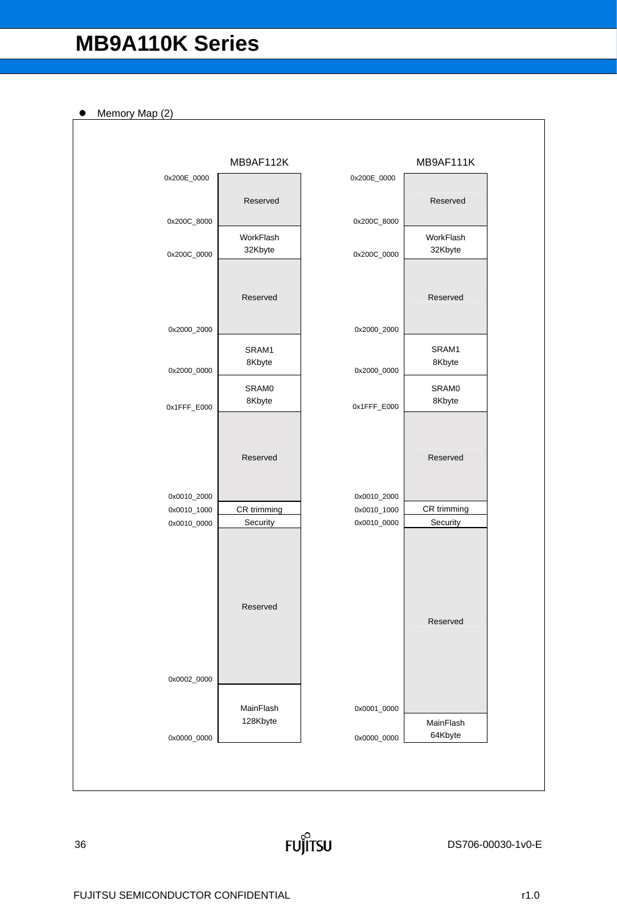- Memory Map (2)

**MB9AF112K**

| Address | Region |
| --- | --- |
| 0x200E_0000 | |
| | Reserved |
| 0x200C_8000 | |
| | WorkFlash 32Kbyte |
| 0x200C_0000 | |
| | Reserved |
| 0x2000_2000 | |
| | SRAM1 8Kbyte |
| 0x2000_0000 | |
| | SRAM0 8Kbyte |
| 0x1FFF_E000 | |
| | Reserved |
| 0x0010_2000 | |
| | CR trimming |
| 0x0010_1000 | |
| | Security |
| 0x0010_0000 | |
| | Reserved |
| 0x0002_0000 | |
| | MainFlash 128Kbyte |
| 0x0000_0000 | |

**MB9AF111K**

| Address | Region |
| --- | --- |
| 0x200E_0000 | |
| | Reserved |
| 0x200C_8000 | |
| | WorkFlash 32Kbyte |
| 0x200C_0000 | |
| | Reserved |
| 0x2000_2000 | |
| | SRAM1 8Kbyte |
| 0x2000_0000 | |
| | SRAM0 8Kbyte |
| 0x1FFF_E000 | |
| | Reserved |
| 0x0010_2000 | |
| | CR trimming |
| 0x0010_1000 | |
| | Security |
| 0x0010_0000 | |
| | Reserved |
| 0x0001_0000 | |
| | MainFlash 64Kbyte |
| 0x0000_0000 | |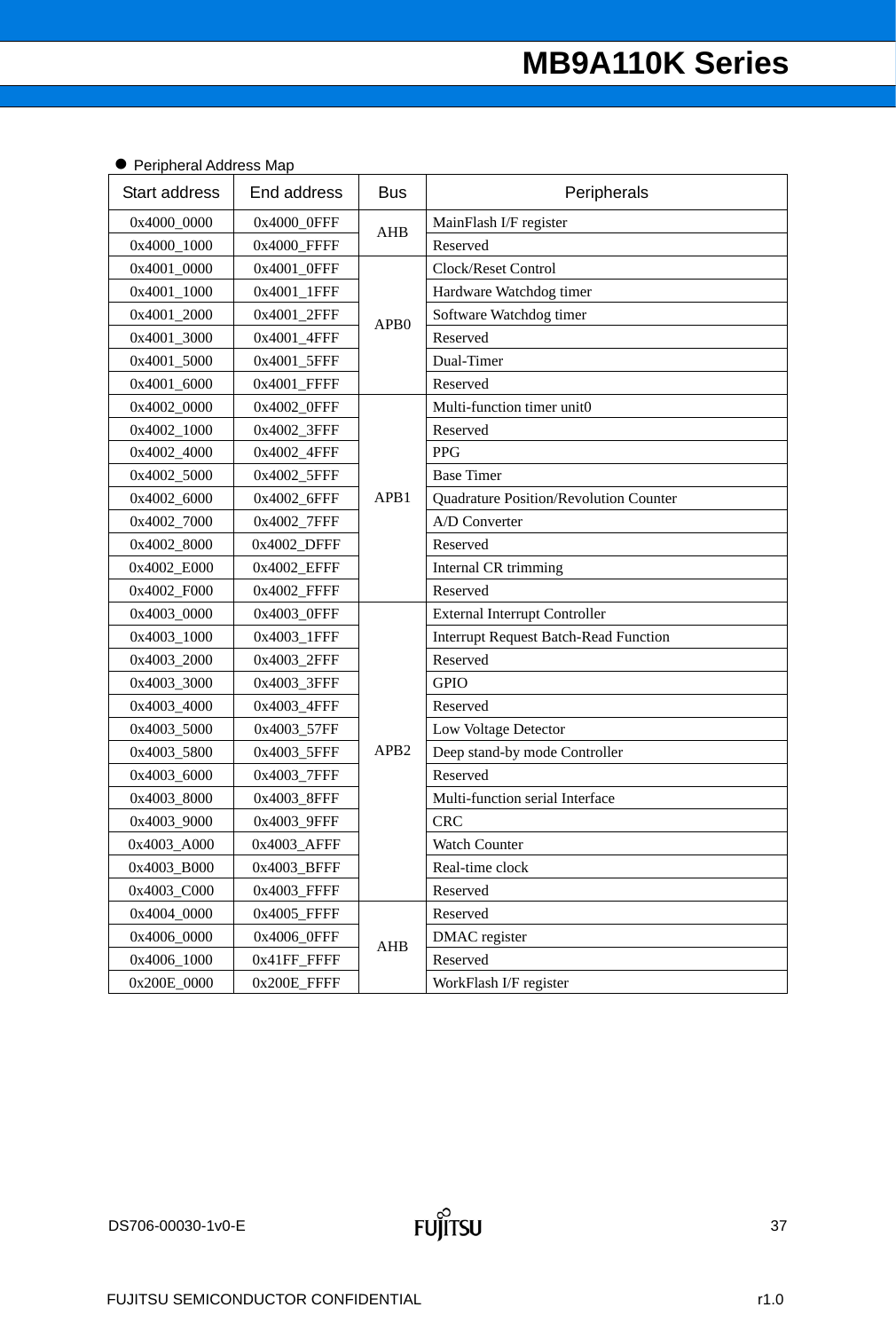- Peripheral Address Map

| Start address | End address | Bus | Peripherals |
|---|---|---|---|
| 0x4000_0000 | 0x4000_0FFF | AHB | MainFlash I/F register |
| 0x4000_1000 | 0x4000_FFFF | | Reserved |
| 0x4001_0000 | 0x4001_0FFF | APB0 | Clock/Reset Control |
| 0x4001_1000 | 0x4001_1FFF | | Hardware Watchdog timer |
| 0x4001_2000 | 0x4001_2FFF | | Software Watchdog timer |
| 0x4001_3000 | 0x4001_4FFF | | Reserved |
| 0x4001_5000 | 0x4001_5FFF | | Dual-Timer |
| 0x4001_6000 | 0x4001_FFFF | | Reserved |
| 0x4002_0000 | 0x4002_0FFF | APB1 | Multi-function timer unit0 |
| 0x4002_1000 | 0x4002_3FFF | | Reserved |
| 0x4002_4000 | 0x4002_4FFF | | PPG |
| 0x4002_5000 | 0x4002_5FFF | | Base Timer |
| 0x4002_6000 | 0x4002_6FFF | | Quadrature Position/Revolution Counter |
| 0x4002_7000 | 0x4002_7FFF | | A/D Converter |
| 0x4002_8000 | 0x4002_DFFF | | Reserved |
| 0x4002_E000 | 0x4002_EFFF | | Internal CR trimming |
| 0x4002_F000 | 0x4002_FFFF | | Reserved |
| 0x4003_0000 | 0x4003_0FFF | APB2 | External Interrupt Controller |
| 0x4003_1000 | 0x4003_1FFF | | Interrupt Request Batch-Read Function |
| 0x4003_2000 | 0x4003_2FFF | | Reserved |
| 0x4003_3000 | 0x4003_3FFF | | GPIO |
| 0x4003_4000 | 0x4003_4FFF | | Reserved |
| 0x4003_5000 | 0x4003_57FF | | Low Voltage Detector |
| 0x4003_5800 | 0x4003_5FFF | | Deep stand-by mode Controller |
| 0x4003_6000 | 0x4003_7FFF | | Reserved |
| 0x4003_8000 | 0x4003_8FFF | | Multi-function serial Interface |
| 0x4003_9000 | 0x4003_9FFF | | CRC |
| 0x4003_A000 | 0x4003_AFFF | | Watch Counter |
| 0x4003_B000 | 0x4003_BFFF | | Real-time clock |
| 0x4003_C000 | 0x4003_FFFF | | Reserved |
| 0x4004_0000 | 0x4005_FFFF | AHB | Reserved |
| 0x4006_0000 | 0x4006_0FFF | | DMAC register |
| 0x4006_1000 | 0x41FF_FFFF | | Reserved |
| 0x200E_0000 | 0x200E_FFFF | | WorkFlash I/F register |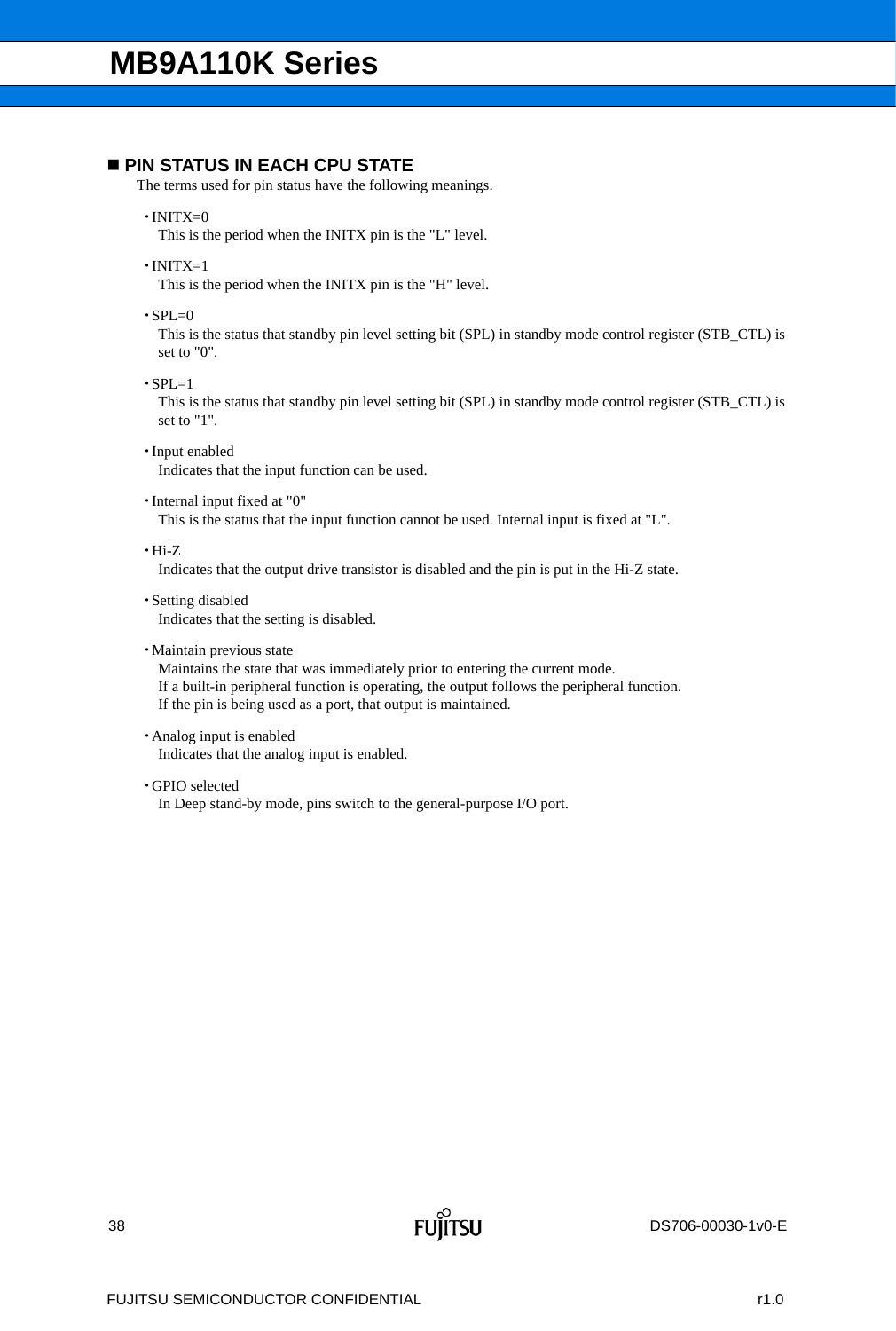## ■ PIN STATUS IN EACH CPU STATE

The terms used for pin status have the following meanings.

- INITX=0
  This is the period when the INITX pin is the "L" level.
- INITX=1
  This is the period when the INITX pin is the "H" level.
- SPL=0
  This is the status that standby pin level setting bit (SPL) in standby mode control register (STB_CTL) is set to "0".
- SPL=1
  This is the status that standby pin level setting bit (SPL) in standby mode control register (STB_CTL) is set to "1".
- Input enabled
  Indicates that the input function can be used.
- Internal input fixed at "0"
  This is the status that the input function cannot be used. Internal input is fixed at "L".
- Hi-Z
  Indicates that the output drive transistor is disabled and the pin is put in the Hi-Z state.
- Setting disabled
  Indicates that the setting is disabled.
- Maintain previous state
  Maintains the state that was immediately prior to entering the current mode.
  If a built-in peripheral function is operating, the output follows the peripheral function.
  If the pin is being used as a port, that output is maintained.
- Analog input is enabled
  Indicates that the analog input is enabled.
- GPIO selected
  In Deep stand-by mode, pins switch to the general-purpose I/O port.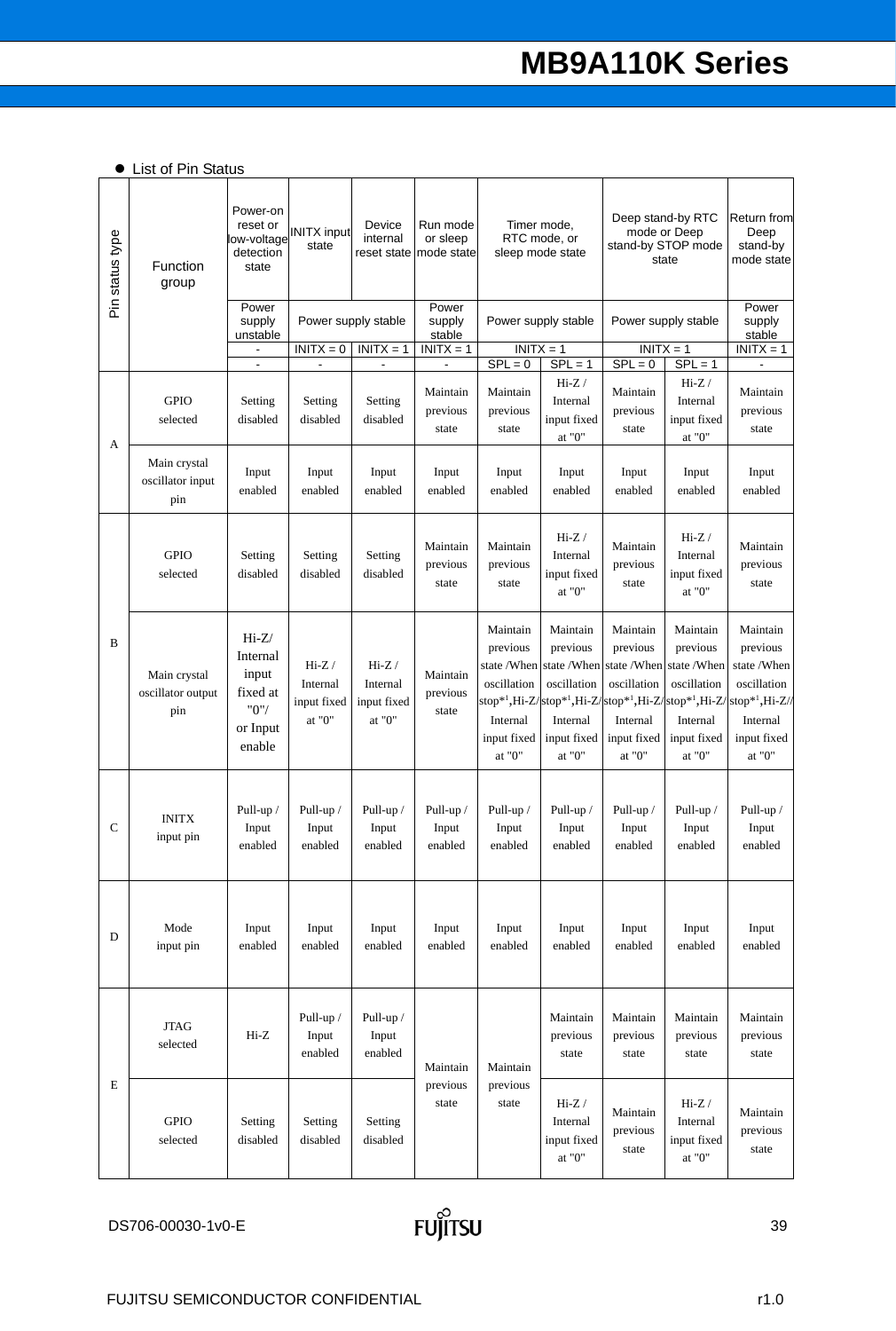- List of Pin Status

| Pin status type | Function group | Power-on reset or low-voltage detection state | INITX input state | Device internal reset state | Run mode or sleep mode state | Timer mode, RTC mode, or sleep mode state | | Deep stand-by RTC mode or Deep stand-by STOP mode state | | Return from Deep stand-by mode state |
|---|---|---|---|---|---|---|---|---|---|---|
| | | Power supply unstable | Power supply stable | | Power supply stable | Power supply stable | | Power supply stable | | Power supply stable |
| | | - | INITX = 0 | INITX = 1 | INITX = 1 | INITX = 1 | | INITX = 1 | | INITX = 1 |
| | | - | - | - | - | SPL = 0 | SPL = 1 | SPL = 0 | SPL = 1 | - |
| A | GPIO selected | Setting disabled | Setting disabled | Setting disabled | Maintain previous state | Maintain previous state | Hi-Z / Internal input fixed at "0" | Maintain previous state | Hi-Z / Internal input fixed at "0" | Maintain previous state |
| A | Main crystal oscillator input pin | Input enabled | Input enabled | Input enabled | Input enabled | Input enabled | Input enabled | Input enabled | Input enabled | Input enabled |
| B | GPIO selected | Setting disabled | Setting disabled | Setting disabled | Maintain previous state | Maintain previous state | Hi-Z / Internal input fixed at "0" | Maintain previous state | Hi-Z / Internal input fixed at "0" | Maintain previous state |
| B | Main crystal oscillator output pin | Hi-Z/ Internal input fixed at "0"/ or Input enable | Hi-Z / Internal input fixed at "0" | Hi-Z / Internal input fixed at "0" | Maintain previous state | Maintain previous state /When oscillation stop*[1],Hi-Z/ Internal input fixed at "0" | Maintain previous state /When oscillation stop*[1],Hi-Z/ Internal input fixed at "0" | Maintain previous state /When oscillation stop*[1],Hi-Z/ Internal input fixed at "0" | Maintain previous state /When oscillation stop*[1],Hi-Z/ Internal input fixed at "0" | Maintain previous state /When oscillation stop*[1],Hi-Z// Internal input fixed at "0" |
| C | INITX input pin | Pull-up / Input enabled | Pull-up / Input enabled | Pull-up / Input enabled | Pull-up / Input enabled | Pull-up / Input enabled | Pull-up / Input enabled | Pull-up / Input enabled | Pull-up / Input enabled | Pull-up / Input enabled |
| D | Mode input pin | Input enabled | Input enabled | Input enabled | Input enabled | Input enabled | Input enabled | Input enabled | Input enabled | Input enabled |
| E | JTAG selected | Hi-Z | Pull-up / Input enabled | Pull-up / Input enabled | Maintain previous state | Maintain previous state | Maintain previous state | Maintain previous state | Maintain previous state | Maintain previous state |
| E | GPIO selected | Setting disabled | Setting disabled | Setting disabled | Maintain previous state | Maintain previous state | Hi-Z / Internal input fixed at "0" | Maintain previous state | Hi-Z / Internal input fixed at "0" | Maintain previous state |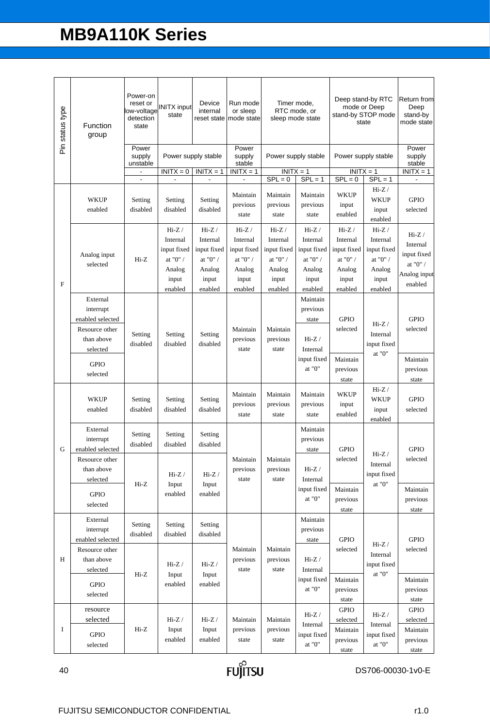| Pin status type | Function group | Power-on reset or low-voltage detection state | INITX input state | Device internal reset state | Run mode or sleep mode state | Timer mode, RTC mode, or sleep mode state | | Deep stand-by RTC mode or Deep stand-by STOP mode state | | Return from Deep stand-by mode state |
|---|---|---|---|---|---|---|---|---|---|---|
| | | Power supply unstable | Power supply stable | | Power supply stable | Power supply stable | | Power supply stable | | Power supply stable |
| | | - | INITX = 0 | INITX = 1 | INITX = 1 | INITX = 1 | | INITX = 1 | | INITX = 1 |
| | | - | - | - | - | SPL = 0 | SPL = 1 | SPL = 0 | SPL = 1 | - |
| F | WKUP enabled | Setting disabled | Setting disabled | Setting disabled | Maintain previous state | Maintain previous state | Maintain previous state | WKUP input enabled | Hi-Z / WKUP input enabled | GPIO selected |
| F | Analog input selected | Hi-Z | Hi-Z / Internal input fixed at "0" / Analog input enabled | Hi-Z / Internal input fixed at "0" / Analog input enabled | Hi-Z / Internal input fixed at "0" / Analog input enabled | Hi-Z / Internal input fixed at "0" / Analog input enabled | Hi-Z / Internal input fixed at "0" / Analog input enabled | Hi-Z / Internal input fixed at "0" / Analog input enabled | Hi-Z / Internal input fixed at "0" / Analog input enabled | Hi-Z / Internal input fixed at "0" / Analog input enabled |
| F | External interrupt enabled selected | Setting disabled | Setting disabled | Setting disabled | Maintain previous state | Maintain previous state | Maintain previous state | GPIO selected | Hi-Z / Internal input fixed at "0" | GPIO selected |
| F | Resource other than above selected | Setting disabled | Setting disabled | Setting disabled | Maintain previous state | Maintain previous state | Hi-Z / Internal input fixed at "0" | GPIO selected | Hi-Z / Internal input fixed at "0" | GPIO selected |
| F | GPIO selected | Setting disabled | Setting disabled | Setting disabled | Maintain previous state | Maintain previous state | Hi-Z / Internal input fixed at "0" | Maintain previous state | Hi-Z / Internal input fixed at "0" | Maintain previous state |
| G | WKUP enabled | Setting disabled | Setting disabled | Setting disabled | Maintain previous state | Maintain previous state | Maintain previous state | WKUP input enabled | Hi-Z / WKUP input enabled | GPIO selected |
| G | External interrupt enabled selected | Setting disabled | Setting disabled | Setting disabled | Maintain previous state | Maintain previous state | Maintain previous state | GPIO selected | Hi-Z / Internal input fixed at "0" | GPIO selected |
| G | Resource other than above selected | Hi-Z | Hi-Z / Input enabled | Hi-Z / Input enabled | Maintain previous state | Maintain previous state | Hi-Z / Internal input fixed at "0" | GPIO selected | Hi-Z / Internal input fixed at "0" | GPIO selected |
| G | GPIO selected | Hi-Z | Hi-Z / Input enabled | Hi-Z / Input enabled | Maintain previous state | Maintain previous state | Hi-Z / Internal input fixed at "0" | Maintain previous state | Hi-Z / Internal input fixed at "0" | Maintain previous state |
| H | External interrupt enabled selected | Setting disabled | Setting disabled | Setting disabled | Maintain previous state | Maintain previous state | Maintain previous state | GPIO selected | Hi-Z / Internal input fixed at "0" | GPIO selected |
| H | Resource other than above selected | Hi-Z | Hi-Z / Input enabled | Hi-Z / Input enabled | Maintain previous state | Maintain previous state | Hi-Z / Internal input fixed at "0" | GPIO selected | Hi-Z / Internal input fixed at "0" | GPIO selected |
| H | GPIO selected | Hi-Z | Hi-Z / Input enabled | Hi-Z / Input enabled | Maintain previous state | Maintain previous state | Hi-Z / Internal input fixed at "0" | Maintain previous state | Hi-Z / Internal input fixed at "0" | Maintain previous state |
| I | resource selected | Hi-Z | Hi-Z / Input enabled | Hi-Z / Input enabled | Maintain previous state | Maintain previous state | Hi-Z / Internal input fixed at "0" | GPIO selected | Hi-Z / Internal input fixed at "0" | GPIO selected |
| I | GPIO selected | Hi-Z | Hi-Z / Input enabled | Hi-Z / Input enabled | Maintain previous state | Maintain previous state | Hi-Z / Internal input fixed at "0" | Maintain previous state | Hi-Z / Internal input fixed at "0" | Maintain previous state |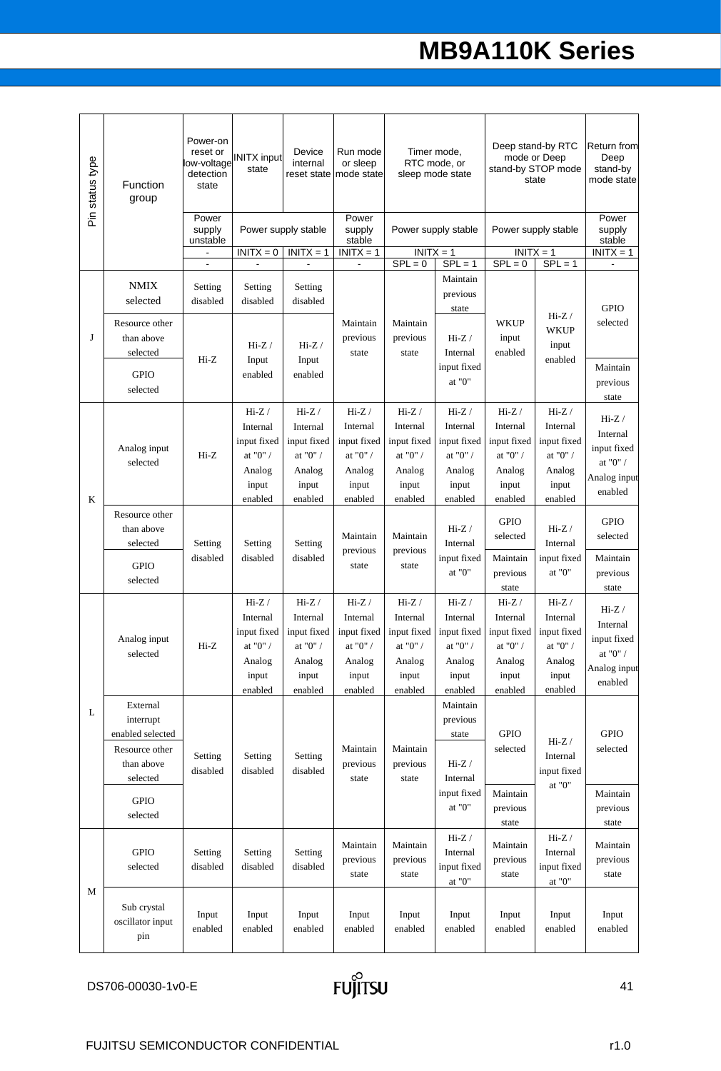| Pin status type | Function group | Power-on reset or low-voltage detection state | INITX input state | Device internal reset state | Run mode or sleep mode state | Timer mode, RTC mode, or sleep mode state | | Deep stand-by RTC mode or Deep stand-by STOP mode state | | Return from Deep stand-by mode state |
|---|---|---|---|---|---|---|---|---|---|---|
| | | Power supply unstable | Power supply stable | | Power supply stable | Power supply stable | | Power supply stable | | Power supply stable |
| | | - | INITX = 0 | INITX = 1 | INITX = 1 | INITX = 1 | | INITX = 1 | | INITX = 1 |
| | | - | - | - | - | SPL = 0 | SPL = 1 | SPL = 0 | SPL = 1 | - |
| J | NMIX selected | Setting disabled | Setting disabled | Setting disabled | Maintain previous state | Maintain previous state | Maintain previous state | WKUP input enabled | Hi-Z / WKUP input enabled | GPIO selected |
| | Resource other than above selected | Hi-Z | Hi-Z / Input enabled | Hi-Z / Input enabled | | | Hi-Z / Internal input fixed at "0" | | | |
| | GPIO selected | | | | | | | | | Maintain previous state |
| K | Analog input selected | Hi-Z | Hi-Z / Internal input fixed at "0" / Analog input enabled | Hi-Z / Internal input fixed at "0" / Analog input enabled | Hi-Z / Internal input fixed at "0" / Analog input enabled | Hi-Z / Internal input fixed at "0" / Analog input enabled | Hi-Z / Internal input fixed at "0" / Analog input enabled | Hi-Z / Internal input fixed at "0" / Analog input enabled | Hi-Z / Internal input fixed at "0" / Analog input enabled | Hi-Z / Internal input fixed at "0" / Analog input enabled |
| | Resource other than above selected | Setting disabled | Setting disabled | Setting disabled | Maintain previous state | Maintain previous state | Hi-Z / Internal input fixed at "0" | GPIO selected | Hi-Z / Internal input fixed at "0" | GPIO selected |
| | GPIO selected | | | | | | | Maintain previous state | | Maintain previous state |
| L | Analog input selected | Hi-Z | Hi-Z / Internal input fixed at "0" / Analog input enabled | Hi-Z / Internal input fixed at "0" / Analog input enabled | Hi-Z / Internal input fixed at "0" / Analog input enabled | Hi-Z / Internal input fixed at "0" / Analog input enabled | Hi-Z / Internal input fixed at "0" / Analog input enabled | Hi-Z / Internal input fixed at "0" / Analog input enabled | Hi-Z / Internal input fixed at "0" / Analog input enabled | Hi-Z / Internal input fixed at "0" / Analog input enabled |
| | External interrupt enabled selected | Setting disabled | Setting disabled | Setting disabled | Maintain previous state | Maintain previous state | Maintain previous state | GPIO selected | Hi-Z / Internal input fixed at "0" | GPIO selected |
| | Resource other than above selected | | | | | | Hi-Z / Internal input fixed at "0" | | | |
| | GPIO selected | | | | | | | Maintain previous state | | Maintain previous state |
| M | GPIO selected | Setting disabled | Setting disabled | Setting disabled | Maintain previous state | Maintain previous state | Hi-Z / Internal input fixed at "0" | Maintain previous state | Hi-Z / Internal input fixed at "0" | Maintain previous state |
| | Sub crystal oscillator input pin | Input enabled | Input enabled | Input enabled | Input enabled | Input enabled | Input enabled | Input enabled | Input enabled | Input enabled |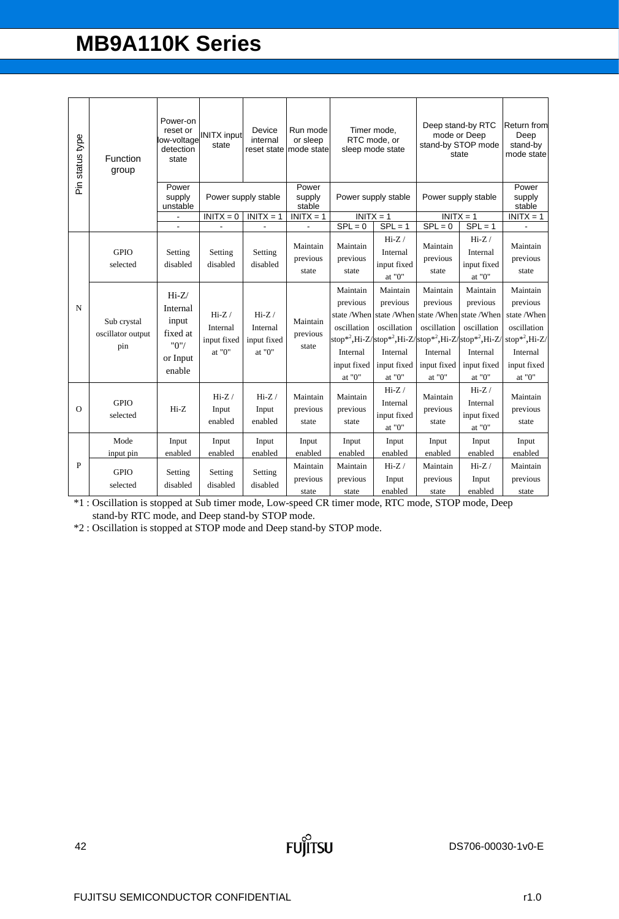| Pin status type | Function group | Power-on reset or low-voltage detection state | INITX input state | Device internal reset state | Run mode or sleep mode state | Timer mode, RTC mode, or sleep mode state | | Deep stand-by RTC mode or Deep stand-by STOP mode state | | Return from Deep stand-by mode state |
|---|---|---|---|---|---|---|---|---|---|---|
| | | Power supply unstable | Power supply stable | | Power supply stable | Power supply stable | | Power supply stable | | Power supply stable |
| | | - | INITX = 0 | INITX = 1 | INITX = 1 | INITX = 1 | | INITX = 1 | | INITX = 1 |
| | | - | - | - | - | SPL = 0 | SPL = 1 | SPL = 0 | SPL = 1 | - |
| N | GPIO selected | Setting disabled | Setting disabled | Setting disabled | Maintain previous state | Maintain previous state | Hi-Z / Internal input fixed at "0" | Maintain previous state | Hi-Z / Internal input fixed at "0" | Maintain previous state |
| | Sub crystal oscillator output pin | Hi-Z/ Internal input fixed at "0"/ or Input enable | Hi-Z / Internal input fixed at "0" | Hi-Z / Internal input fixed at "0" | Maintain previous state | Maintain previous state /When oscillation stop*2,Hi-Z/ Internal input fixed at "0" | Maintain previous state /When oscillation stop*2,Hi-Z/ Internal input fixed at "0" | Maintain previous state /When oscillation stop*2,Hi-Z/ Internal input fixed at "0" | Maintain previous state /When oscillation stop*2,Hi-Z/ Internal input fixed at "0" | Maintain previous state /When oscillation stop*2,Hi-Z/ Internal input fixed at "0" |
| O | GPIO selected | Hi-Z | Hi-Z / Input enabled | Hi-Z / Input enabled | Maintain previous state | Maintain previous state | Hi-Z / Internal input fixed at "0" | Maintain previous state | Hi-Z / Internal input fixed at "0" | Maintain previous state |
| P | Mode input pin | Input enabled | Input enabled | Input enabled | Input enabled | Input enabled | Input enabled | Input enabled | Input enabled | Input enabled |
| | GPIO selected | Setting disabled | Setting disabled | Setting disabled | Maintain previous state | Maintain previous state | Hi-Z / Input enabled | Maintain previous state | Hi-Z / Input enabled | Maintain previous state |

*1 : Oscillation is stopped at Sub timer mode, Low-speed CR timer mode, RTC mode, STOP mode, Deep stand-by RTC mode, and Deep stand-by STOP mode.

*2 : Oscillation is stopped at STOP mode and Deep stand-by STOP mode.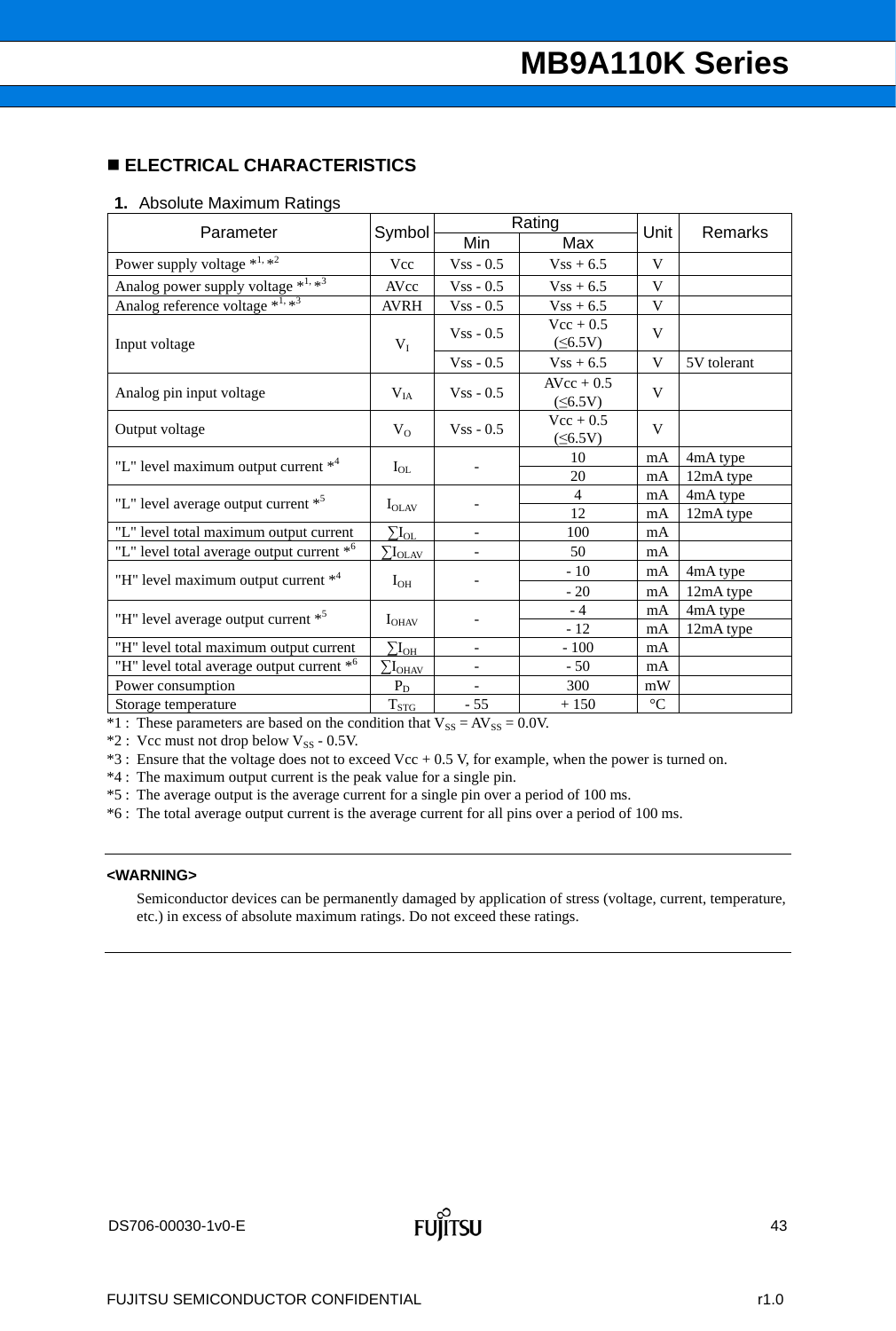## ■ ELECTRICAL CHARACTERISTICS

### 1. Absolute Maximum Ratings

| Parameter | Symbol | Rating | | Unit | Remarks |
|---|---|---|---|---|---|
| | | Min | Max | | |
| Power supply voltage *1, *2 | Vcc | Vss - 0.5 | Vss + 6.5 | V | |
| Analog power supply voltage *1, *3 | AVcc | Vss - 0.5 | Vss + 6.5 | V | |
| Analog reference voltage *1, *3 | AVRH | Vss - 0.5 | Vss + 6.5 | V | |
| Input voltage | $V_I$ | Vss - 0.5 | Vcc + 0.5 (≤6.5V) | V | |
| | | Vss - 0.5 | Vss + 6.5 | V | 5V tolerant |
| Analog pin input voltage | $V_{IA}$ | Vss - 0.5 | AVcc + 0.5 (≤6.5V) | V | |
| Output voltage | $V_O$ | Vss - 0.5 | Vcc + 0.5 (≤6.5V) | V | |
| "L" level maximum output current *4 | $I_{OL}$ | - | 10 | mA | 4mA type |
| | | | 20 | mA | 12mA type |
| "L" level average output current *5 | $I_{OLAV}$ | - | 4 | mA | 4mA type |
| | | | 12 | mA | 12mA type |
| "L" level total maximum output current | $\sum I_{OL}$ | - | 100 | mA | |
| "L" level total average output current *6 | $\sum I_{OLAV}$ | - | 50 | mA | |
| "H" level maximum output current *4 | $I_{OH}$ | - | - 10 | mA | 4mA type |
| | | | - 20 | mA | 12mA type |
| "H" level average output current *5 | $I_{OHAV}$ | - | - 4 | mA | 4mA type |
| | | | - 12 | mA | 12mA type |
| "H" level total maximum output current | $\sum I_{OH}$ | - | - 100 | mA | |
| "H" level total average output current *6 | $\sum I_{OHAV}$ | - | - 50 | mA | |
| Power consumption | $P_D$ | - | 300 | mW | |
| Storage temperature | $T_{STG}$ | - 55 | + 150 | °C | |

*1 : These parameters are based on the condition that $V_{SS} = AV_{SS} = 0.0V$.

*2 : Vcc must not drop below $V_{SS}$ - 0.5V.

*3 : Ensure that the voltage does not to exceed Vcc + 0.5 V, for example, when the power is turned on.

*4 : The maximum output current is the peak value for a single pin.

*5 : The average output is the average current for a single pin over a period of 100 ms.

*6 : The total average output current is the average current for all pins over a period of 100 ms.

---

**<WARNING>**

Semiconductor devices can be permanently damaged by application of stress (voltage, current, temperature, etc.) in excess of absolute maximum ratings. Do not exceed these ratings.

---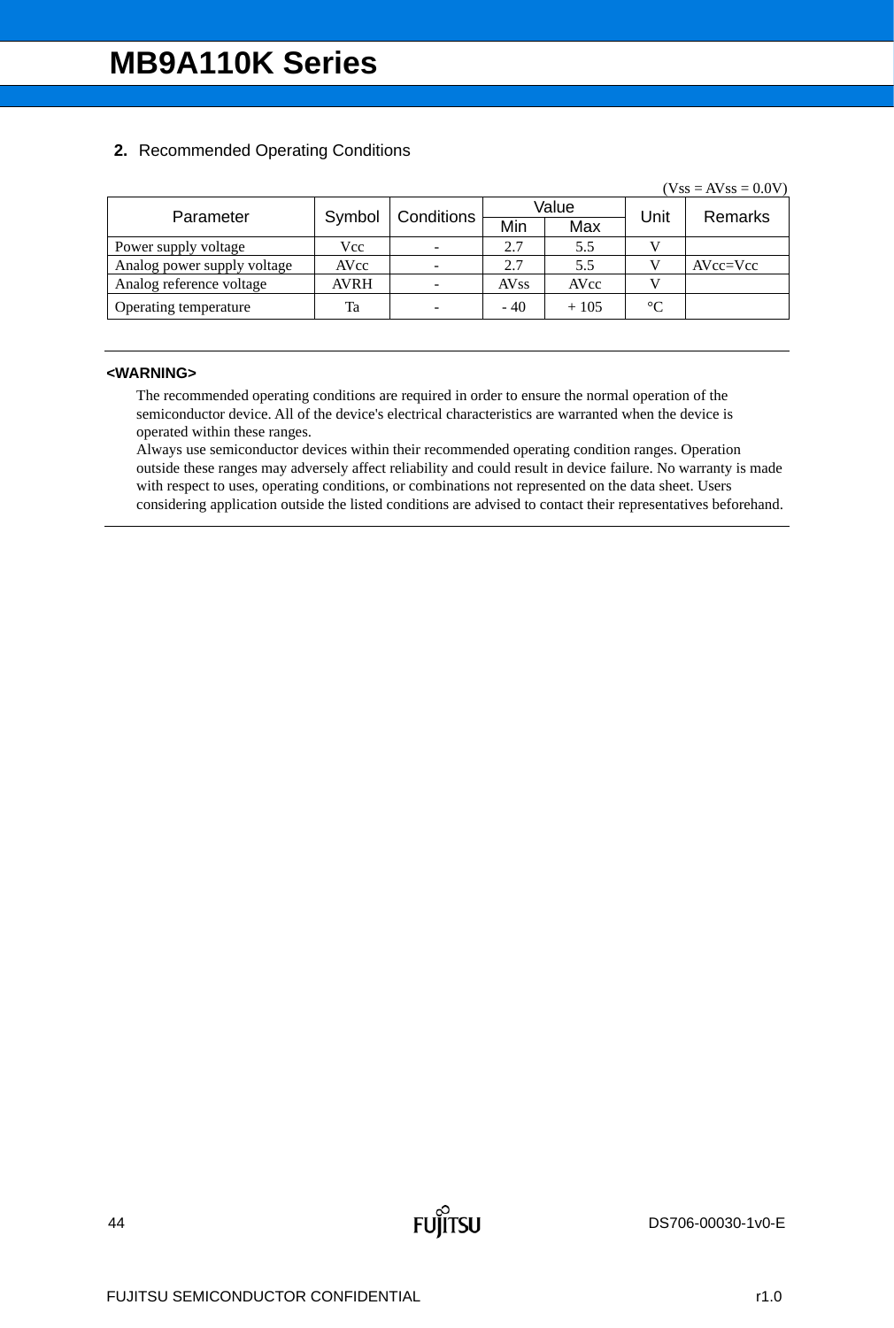## 2. Recommended Operating Conditions

(Vss = AVss = 0.0V)

| Parameter | Symbol | Conditions | Value | | Unit | Remarks |
|---|---|---|---|---|---|---|
| | | | Min | Max | | |
| Power supply voltage | Vcc | - | 2.7 | 5.5 | V | |
| Analog power supply voltage | AVcc | - | 2.7 | 5.5 | V | AVcc=Vcc |
| Analog reference voltage | AVRH | - | AVss | AVcc | V | |
| Operating temperature | Ta | - | - 40 | + 105 | °C | |

**<WARNING>**

The recommended operating conditions are required in order to ensure the normal operation of the semiconductor device. All of the device's electrical characteristics are warranted when the device is operated within these ranges.
Always use semiconductor devices within their recommended operating condition ranges. Operation outside these ranges may adversely affect reliability and could result in device failure. No warranty is made with respect to uses, operating conditions, or combinations not represented on the data sheet. Users considering application outside the listed conditions are advised to contact their representatives beforehand.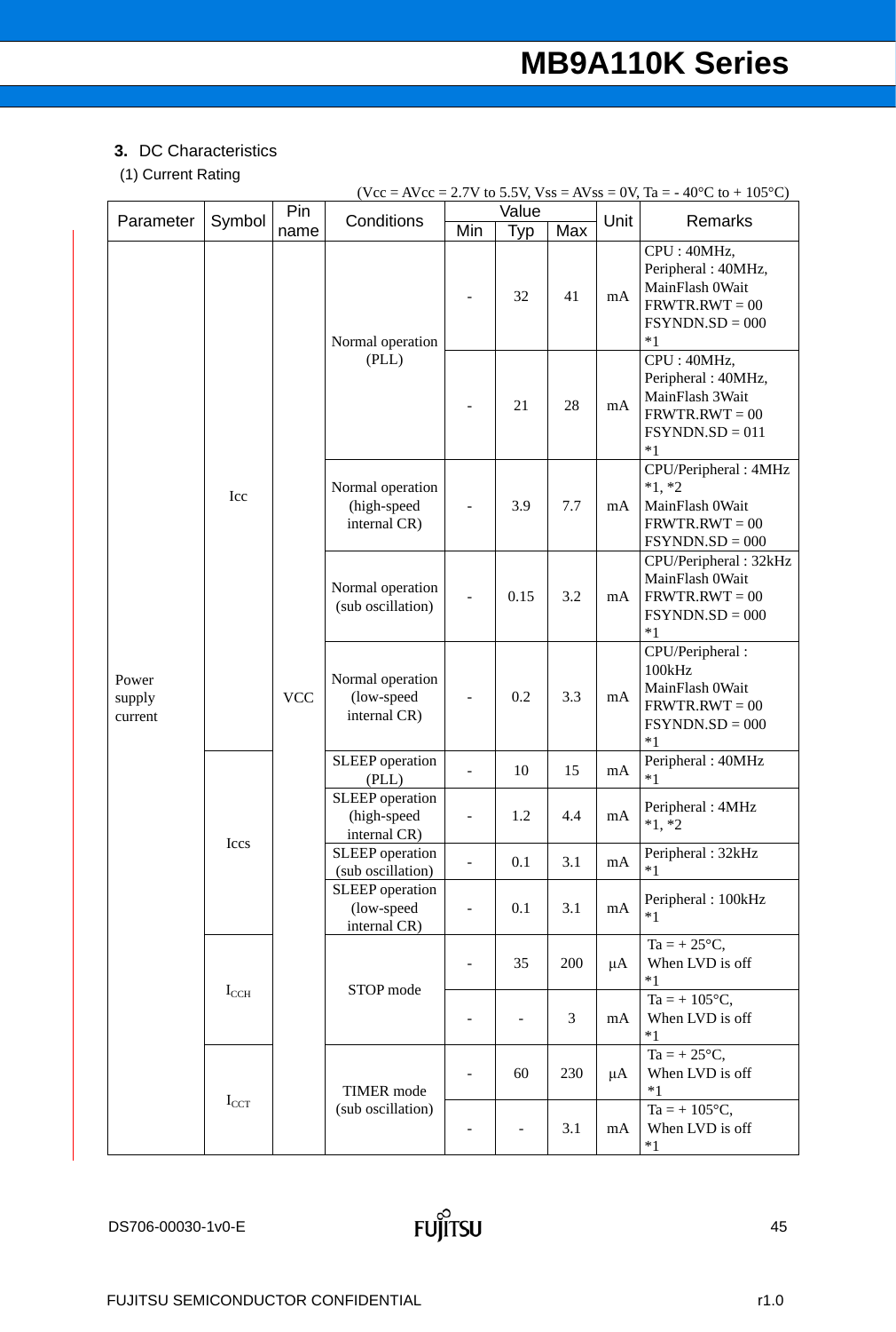## 3. DC Characteristics

(1) Current Rating

(Vcc = AVcc = 2.7V to 5.5V, Vss = AVss = 0V, Ta = - 40°C to + 105°C)

| Parameter | Symbol | Pin name | Conditions | Value | | | Unit | Remarks |
|---|---|---|---|---|---|---|---|---|
| | | | | Min | Typ | Max | | |
| Power supply current | Icc | VCC | Normal operation (PLL) | - | 32 | 41 | mA | CPU : 40MHz, Peripheral : 40MHz, MainFlash 0Wait FRWTR.RWT = 00 FSYNDN.SD = 000 *1 |
| | | | | - | 21 | 28 | mA | CPU : 40MHz, Peripheral : 40MHz, MainFlash 3Wait FRWTR.RWT = 00 FSYNDN.SD = 011 *1 |
| | | | Normal operation (high-speed internal CR) | - | 3.9 | 7.7 | mA | CPU/Peripheral : 4MHz *1, *2 MainFlash 0Wait FRWTR.RWT = 00 FSYNDN.SD = 000 |
| | | | Normal operation (sub oscillation) | - | 0.15 | 3.2 | mA | CPU/Peripheral : 32kHz MainFlash 0Wait FRWTR.RWT = 00 FSYNDN.SD = 000 *1 |
| | | | Normal operation (low-speed internal CR) | - | 0.2 | 3.3 | mA | CPU/Peripheral : 100kHz MainFlash 0Wait FRWTR.RWT = 00 FSYNDN.SD = 000 *1 |
| | Iccs | | SLEEP operation (PLL) | - | 10 | 15 | mA | Peripheral : 40MHz *1 |
| | | | SLEEP operation (high-speed internal CR) | - | 1.2 | 4.4 | mA | Peripheral : 4MHz *1, *2 |
| | | | SLEEP operation (sub oscillation) | - | 0.1 | 3.1 | mA | Peripheral : 32kHz *1 |
| | | | SLEEP operation (low-speed internal CR) | - | 0.1 | 3.1 | mA | Peripheral : 100kHz *1 |
| | $I_{CCH}$ | | STOP mode | - | 35 | 200 | μA | Ta = + 25°C, When LVD is off *1 |
| | | | | - | - | 3 | mA | Ta = + 105°C, When LVD is off *1 |
| | $I_{CCT}$ | | TIMER mode (sub oscillation) | - | 60 | 230 | μA | Ta = + 25°C, When LVD is off *1 |
| | | | | - | - | 3.1 | mA | Ta = + 105°C, When LVD is off *1 |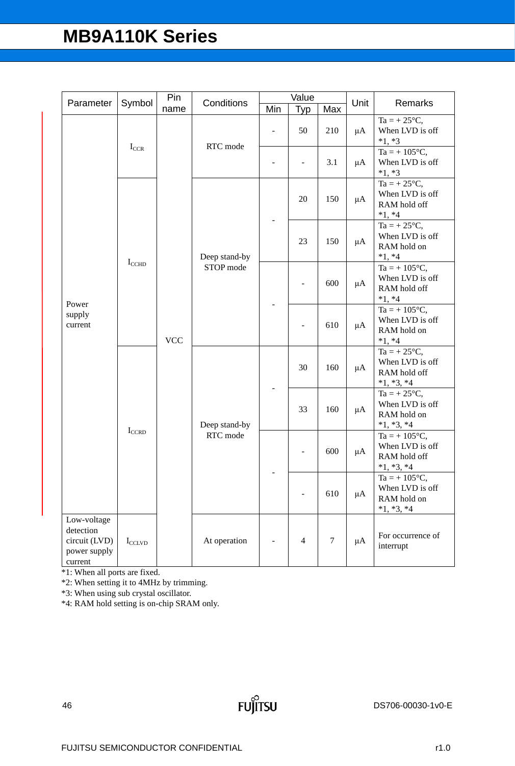| Parameter | Symbol | Pin name | Conditions | Value | | | Unit | Remarks |
|---|---|---|---|---|---|---|---|---|
| | | | | Min | Typ | Max | | |
| Power supply current | $I_{CCR}$ | VCC | RTC mode | - | 50 | 210 | μA | Ta = + 25°C, When LVD is off *1, *3 |
| | | | | - | - | 3.1 | μA | Ta = + 105°C, When LVD is off *1, *3 |
| | $I_{CCHD}$ | | Deep stand-by STOP mode | - | 20 | 150 | μA | Ta = + 25°C, When LVD is off RAM hold off *1, *4 |
| | | | | | 23 | 150 | μA | Ta = + 25°C, When LVD is off RAM hold on *1, *4 |
| | | | | - | - | 600 | μA | Ta = + 105°C, When LVD is off RAM hold off *1, *4 |
| | | | | | - | 610 | μA | Ta = + 105°C, When LVD is off RAM hold on *1, *4 |
| | $I_{CCRD}$ | | Deep stand-by RTC mode | - | 30 | 160 | μA | Ta = + 25°C, When LVD is off RAM hold off *1, *3, *4 |
| | | | | | 33 | 160 | μA | Ta = + 25°C, When LVD is off RAM hold on *1, *3, *4 |
| | | | | - | - | 600 | μA | Ta = + 105°C, When LVD is off RAM hold off *1, *3, *4 |
| | | | | | - | 610 | μA | Ta = + 105°C, When LVD is off RAM hold on *1, *3, *4 |
| Low-voltage detection circuit (LVD) power supply current | $I_{CCLVD}$ | | At operation | - | 4 | 7 | μA | For occurrence of interrupt |

*1: When all ports are fixed.

*2: When setting it to 4MHz by trimming.

*3: When using sub crystal oscillator.

*4: RAM hold setting is on-chip SRAM only.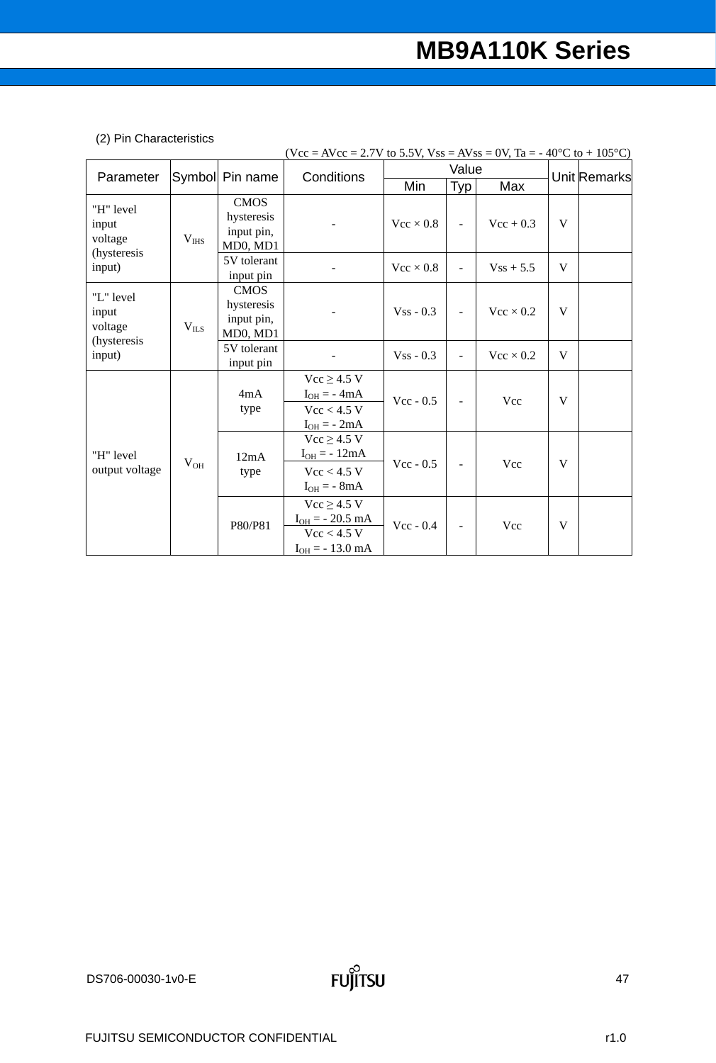(2) Pin Characteristics

(Vcc = AVcc = 2.7V to 5.5V, Vss = AVss = 0V, Ta = - 40°C to + 105°C)

| Parameter | Symbol | Pin name | Conditions | Value | | | Unit | Remarks |
|---|---|---|---|---|---|---|---|---|
| | | | | Min | Typ | Max | | |
| "H" level input voltage (hysteresis input) | $V_{IHS}$ | CMOS hysteresis input pin, MD0, MD1 | - | Vcc × 0.8 | - | Vcc + 0.3 | V | |
| | | 5V tolerant input pin | - | Vcc × 0.8 | - | Vss + 5.5 | V | |
| "L" level input voltage (hysteresis input) | $V_{ILS}$ | CMOS hysteresis input pin, MD0, MD1 | - | Vss - 0.3 | - | Vcc × 0.2 | V | |
| | | 5V tolerant input pin | - | Vss - 0.3 | - | Vcc × 0.2 | V | |
| "H" level output voltage | $V_{OH}$ | 4mA type | Vcc ≥ 4.5 V, $I_{OH}$ = - 4mA | Vcc - 0.5 | - | Vcc | V | |
| | | | Vcc < 4.5 V, $I_{OH}$ = - 2mA | | | | | |
| | | 12mA type | Vcc ≥ 4.5 V, $I_{OH}$ = - 12mA | Vcc - 0.5 | - | Vcc | V | |
| | | | Vcc < 4.5 V, $I_{OH}$ = - 8mA | | | | | |
| | | P80/P81 | Vcc ≥ 4.5 V, $I_{OH}$ = - 20.5 mA | Vcc - 0.4 | - | Vcc | V | |
| | | | Vcc < 4.5 V, $I_{OH}$ = - 13.0 mA | | | | | |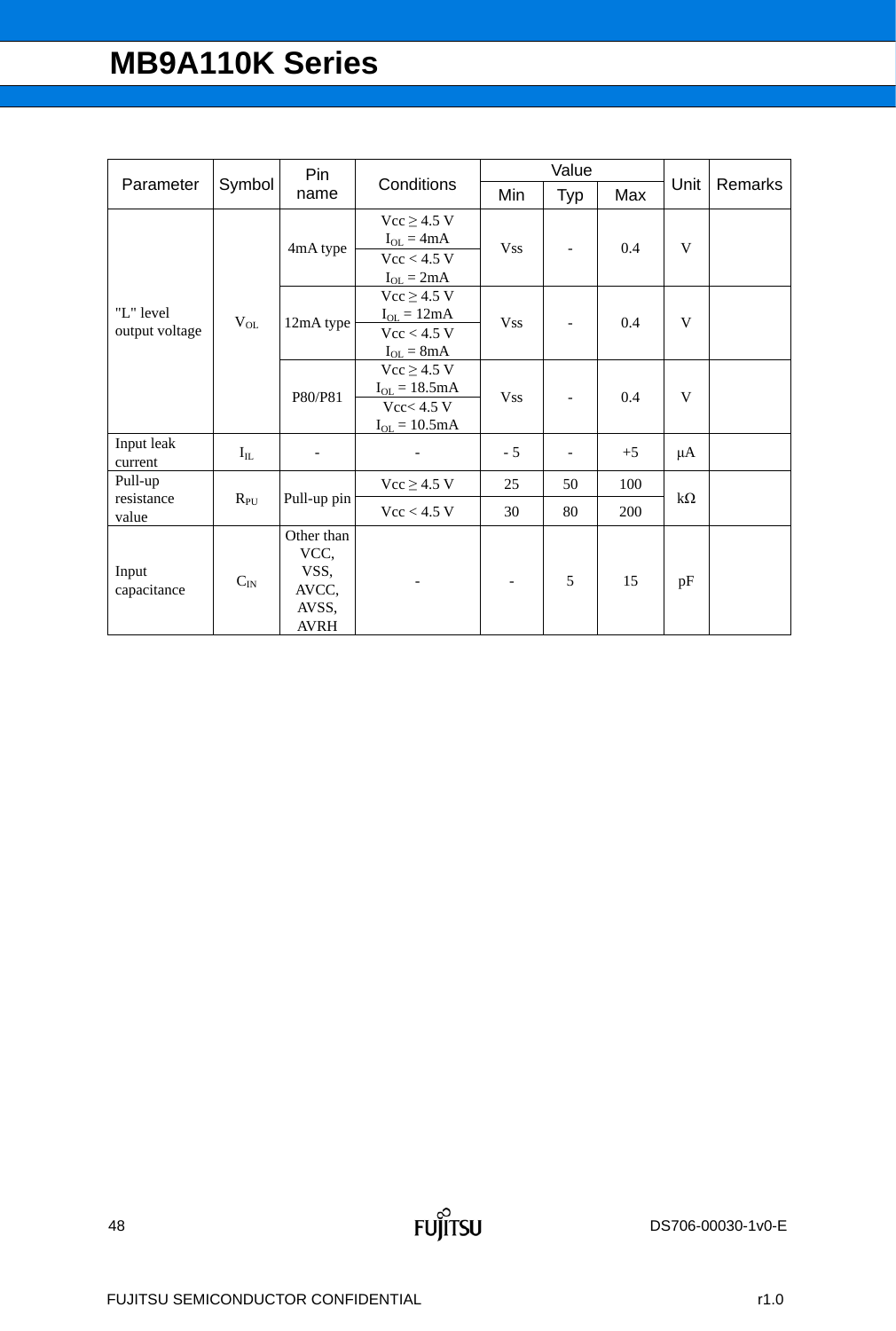| Parameter | Symbol | Pin name | Conditions | Value | | | Unit | Remarks |
|---|---|---|---|---|---|---|---|---|
| | | | | Min | Typ | Max | | |
| "L" level output voltage | $V_{OL}$ | 4mA type | Vcc ≥ 4.5 V $I_{OL}$ = 4mA<br>Vcc < 4.5 V $I_{OL}$ = 2mA | Vss | - | 0.4 | V | |
| | | 12mA type | Vcc ≥ 4.5 V $I_{OL}$ = 12mA<br>Vcc < 4.5 V $I_{OL}$ = 8mA | Vss | - | 0.4 | V | |
| | | P80/P81 | Vcc ≥ 4.5 V $I_{OL}$ = 18.5mA<br>Vcc< 4.5 V $I_{OL}$ = 10.5mA | Vss | - | 0.4 | V | |
| Input leak current | $I_{IL}$ | - | - | - 5 | - | +5 | μA | |
| Pull-up resistance value | $R_{PU}$ | Pull-up pin | Vcc ≥ 4.5 V | 25 | 50 | 100 | kΩ | |
| | | | Vcc < 4.5 V | 30 | 80 | 200 | | |
| Input capacitance | $C_{IN}$ | Other than VCC, VSS, AVCC, AVSS, AVRH | - | - | 5 | 15 | pF | |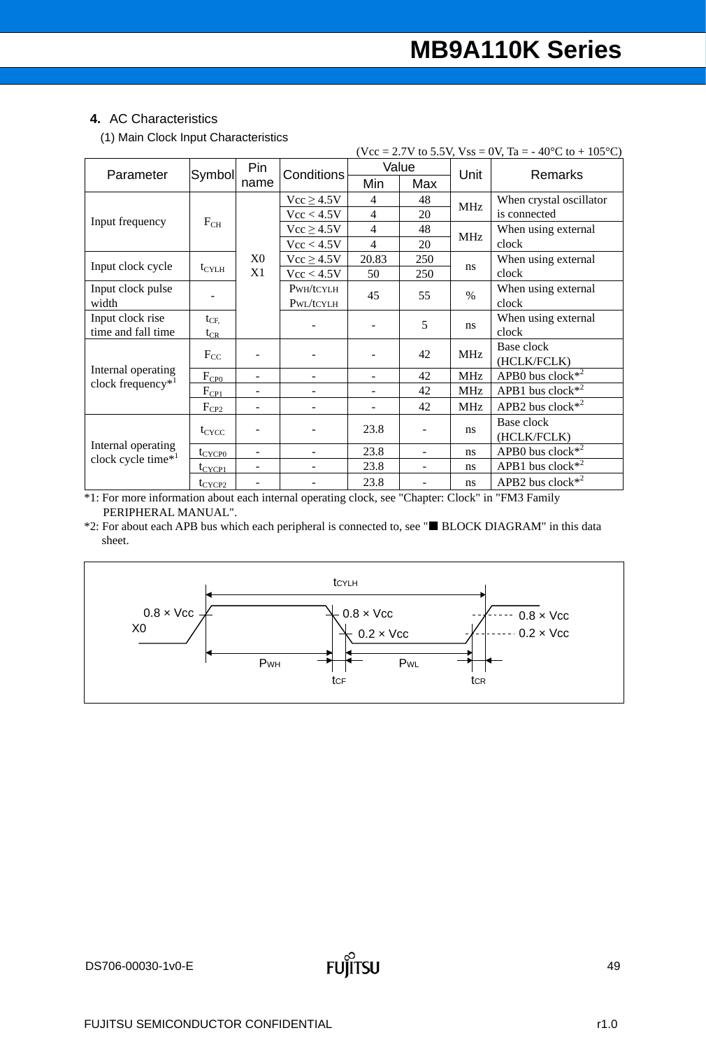## 4. AC Characteristics

### (1) Main Clock Input Characteristics

(Vcc = 2.7V to 5.5V, Vss = 0V, Ta = - 40°C to + 105°C)

| Parameter | Symbol | Pin name | Conditions | Value | | Unit | Remarks |
|---|---|---|---|---|---|---|---|
| | | | | Min | Max | | |
| Input frequency | $F_{CH}$ | X0 X1 | Vcc ≥ 4.5V | 4 | 48 | MHz | When crystal oscillator is connected |
| | | | Vcc < 4.5V | 4 | 20 | | |
| | | | Vcc ≥ 4.5V | 4 | 48 | MHz | When using external clock |
| | | | Vcc < 4.5V | 4 | 20 | | |
| Input clock cycle | $t_{CYLH}$ | | Vcc ≥ 4.5V | 20.83 | 250 | ns | When using external clock |
| | | | Vcc < 4.5V | 50 | 250 | | |
| Input clock pulse width | - | | PWH/tCYLH PWL/tCYLH | 45 | 55 | % | When using external clock |
| Input clock rise time and fall time | $t_{CF}$, $t_{CR}$ | | - | - | 5 | ns | When using external clock |
| Internal operating clock frequency*1 | $F_{CC}$ | - | - | - | 42 | MHz | Base clock (HCLK/FCLK) |
| | $F_{CP0}$ | - | - | - | 42 | MHz | APB0 bus clock*2 |
| | $F_{CP1}$ | - | - | - | 42 | MHz | APB1 bus clock*2 |
| | $F_{CP2}$ | - | - | - | 42 | MHz | APB2 bus clock*2 |
| Internal operating clock cycle time*1 | $t_{CYCC}$ | - | - | 23.8 | - | ns | Base clock (HCLK/FCLK) |
| | $t_{CYCP0}$ | - | - | 23.8 | - | ns | APB0 bus clock*2 |
| | $t_{CYCP1}$ | - | - | 23.8 | - | ns | APB1 bus clock*2 |
| | $t_{CYCP2}$ | - | - | 23.8 | - | ns | APB2 bus clock*2 |

*1: For more information about each internal operating clock, see "Chapter: Clock" in "FM3 Family PERIPHERAL MANUAL".

*2: For about each APB bus which each peripheral is connected to, see "■ BLOCK DIAGRAM" in this data sheet.

tCYLH

0.8 × Vcc

X0

0.8 × Vcc

0.2 × Vcc

0.8 × Vcc

0.2 × Vcc

PWH

PWL

tCF

tCR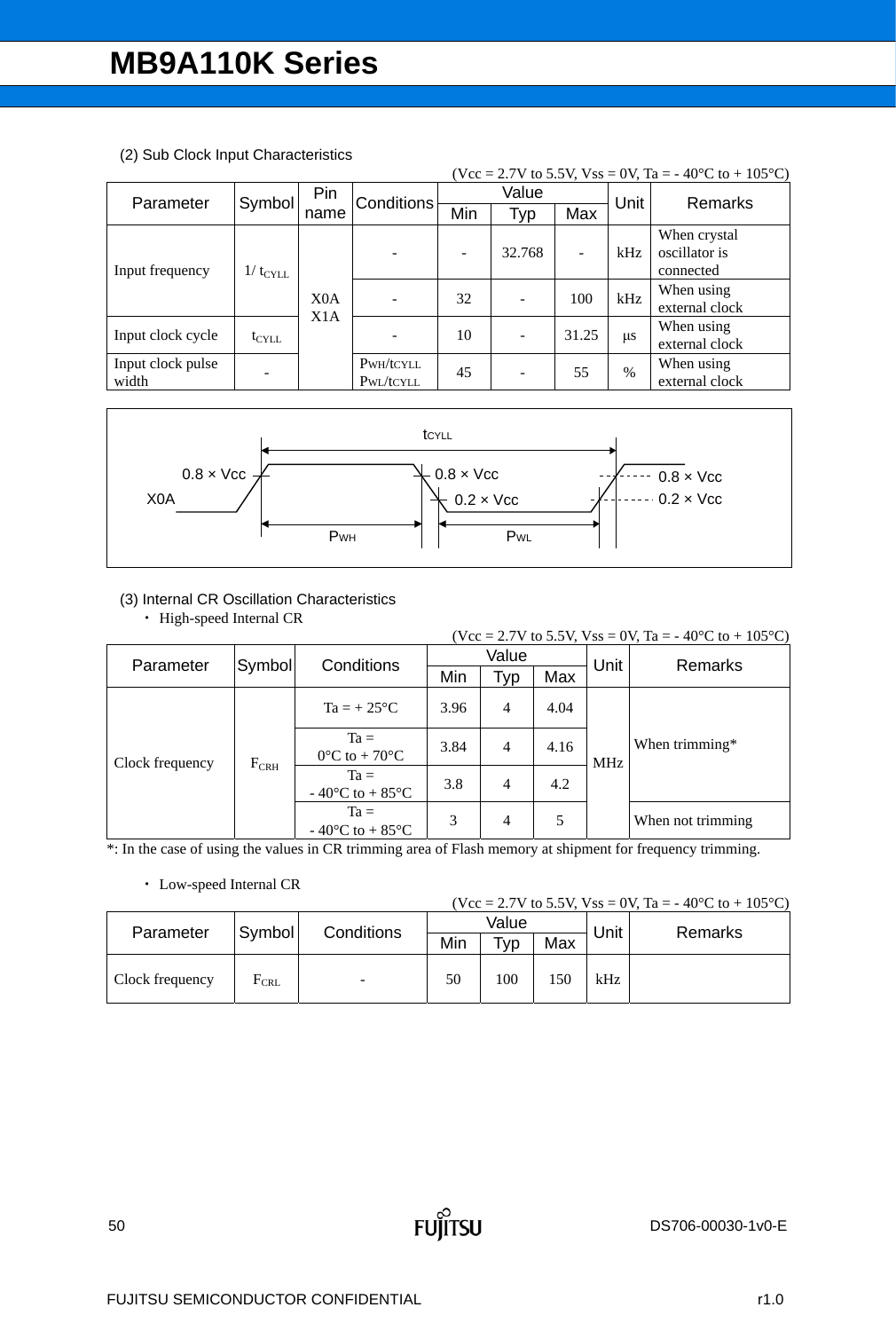(2) Sub Clock Input Characteristics

(Vcc = 2.7V to 5.5V, Vss = 0V, Ta = - 40°C to + 105°C)

| Parameter | Symbol | Pin name | Conditions | Value | | | Unit | Remarks |
|---|---|---|---|---|---|---|---|---|
| | | | | Min | Typ | Max | | |
| Input frequency | $1/t_{CYLL}$ | X0A X1A | - | - | 32.768 | - | kHz | When crystal oscillator is connected |
| | | | - | 32 | - | 100 | kHz | When using external clock |
| Input clock cycle | $t_{CYLL}$ | | - | 10 | - | 31.25 | μs | When using external clock |
| Input clock pulse width | - | | $P_{WH}/t_{CYLL}$ $P_{WL}/t_{CYLL}$ | 45 | - | 55 | % | When using external clock |

(3) Internal CR Oscillation Characteristics

- High-speed Internal CR

(Vcc = 2.7V to 5.5V, Vss = 0V, Ta = - 40°C to + 105°C)

| Parameter | Symbol | Conditions | Value | | | Unit | Remarks |
|---|---|---|---|---|---|---|---|
| | | | Min | Typ | Max | | |
| Clock frequency | $F_{CRH}$ | Ta = + 25°C | 3.96 | 4 | 4.04 | MHz | When trimming* |
| | | Ta = 0°C to + 70°C | 3.84 | 4 | 4.16 | | |
| | | Ta = - 40°C to + 85°C | 3.8 | 4 | 4.2 | | |
| | | Ta = - 40°C to + 85°C | 3 | 4 | 5 | | When not trimming |

*: In the case of using the values in CR trimming area of Flash memory at shipment for frequency trimming.

- Low-speed Internal CR

(Vcc = 2.7V to 5.5V, Vss = 0V, Ta = - 40°C to + 105°C)

| Parameter | Symbol | Conditions | Value | | | Unit | Remarks |
|---|---|---|---|---|---|---|---|
| | | | Min | Typ | Max | | |
| Clock frequency | $F_{CRL}$ | - | 50 | 100 | 150 | kHz | |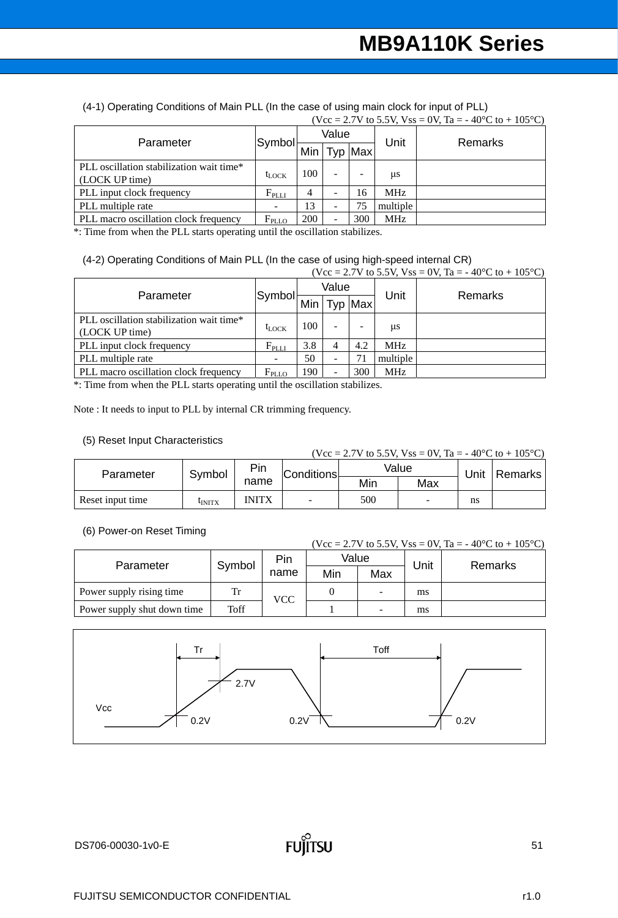(4-1) Operating Conditions of Main PLL (In the case of using main clock for input of PLL)

(Vcc = 2.7V to 5.5V, Vss = 0V, Ta = - 40°C to + 105°C)

| Parameter | Symbol | Value | | | Unit | Remarks |
|---|---|---|---|---|---|---|
| | | Min | Typ | Max | | |
| PLL oscillation stabilization wait time* (LOCK UP time) | $t_{LOCK}$ | 100 | - | - | μs | |
| PLL input clock frequency | $F_{PLLI}$ | 4 | - | 16 | MHz | |
| PLL multiple rate | - | 13 | - | 75 | multiple | |
| PLL macro oscillation clock frequency | $F_{PLLO}$ | 200 | - | 300 | MHz | |

*: Time from when the PLL starts operating until the oscillation stabilizes.

(4-2) Operating Conditions of Main PLL (In the case of using high-speed internal CR)

(Vcc = 2.7V to 5.5V, Vss = 0V, Ta = - 40°C to + 105°C)

| Parameter | Symbol | Value | | | Unit | Remarks |
|---|---|---|---|---|---|---|
| | | Min | Typ | Max | | |
| PLL oscillation stabilization wait time* (LOCK UP time) | $t_{LOCK}$ | 100 | - | - | μs | |
| PLL input clock frequency | $F_{PLLI}$ | 3.8 | 4 | 4.2 | MHz | |
| PLL multiple rate | - | 50 | - | 71 | multiple | |
| PLL macro oscillation clock frequency | $F_{PLLO}$ | 190 | - | 300 | MHz | |

*: Time from when the PLL starts operating until the oscillation stabilizes.

Note : It needs to input to PLL by internal CR trimming frequency.

(5) Reset Input Characteristics

(Vcc = 2.7V to 5.5V, Vss = 0V, Ta = - 40°C to + 105°C)

| Parameter | Symbol | Pin name | Conditions | Value | | Unit | Remarks |
|---|---|---|---|---|---|---|---|
| | | | | Min | Max | | |
| Reset input time | $t_{INITX}$ | INITX | - | 500 | - | ns | |

(6) Power-on Reset Timing

(Vcc = 2.7V to 5.5V, Vss = 0V, Ta = - 40°C to + 105°C)

| Parameter | Symbol | Pin name | Value | | Unit | Remarks |
|---|---|---|---|---|---|---|
| | | | Min | Max | | |
| Power supply rising time | Tr | VCC | 0 | - | ms | |
| Power supply shut down time | Toff | | 1 | - | ms | |

Tr, Toff, 2.7V, Vcc, 0.2V, 0.2V, 0.2V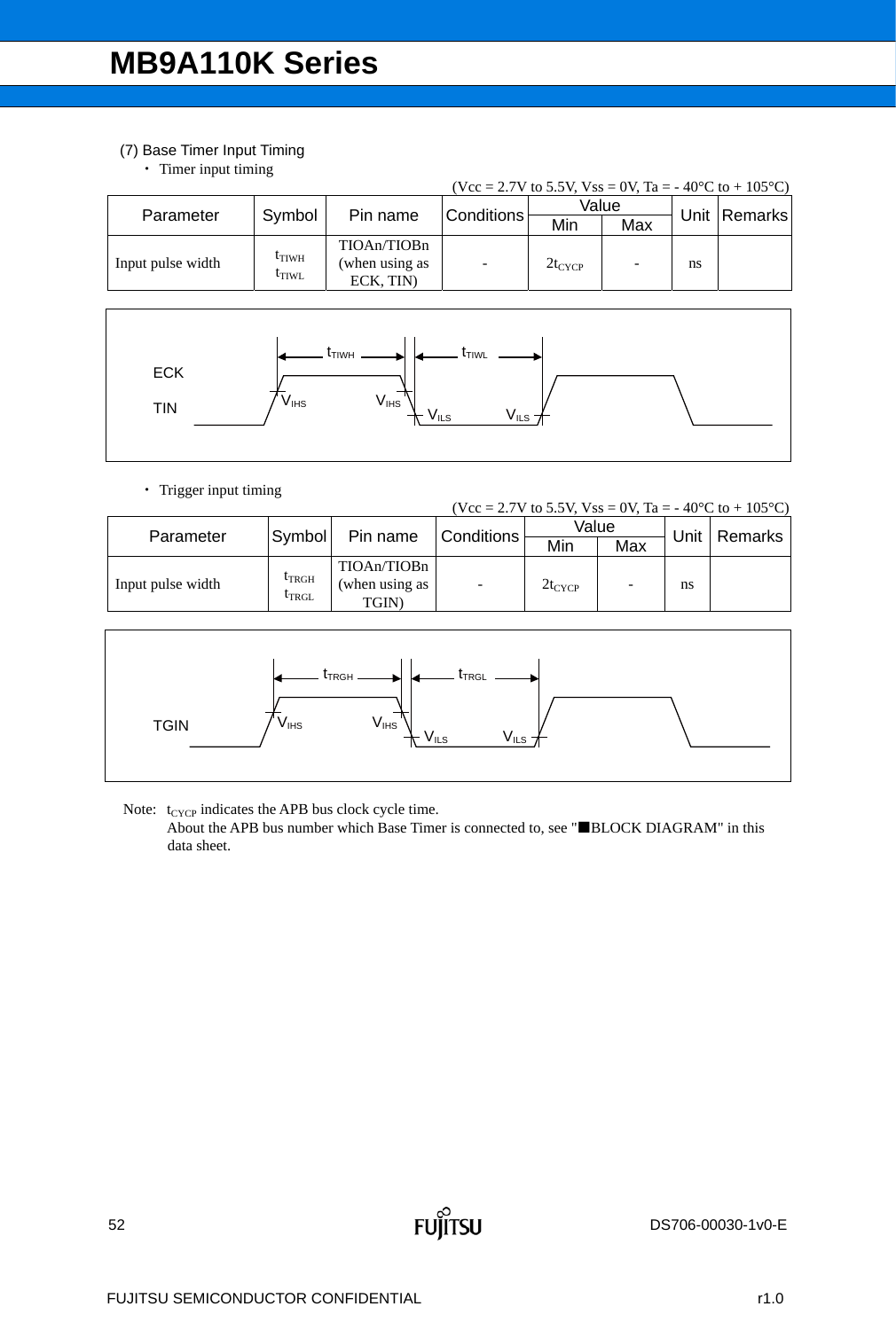(7) Base Timer Input Timing

・ Timer input timing

(Vcc = 2.7V to 5.5V, Vss = 0V, Ta = - 40°C to + 105°C)

| Parameter | Symbol | Pin name | Conditions | Value | | Unit | Remarks |
|---|---|---|---|---|---|---|---|
| | | | | Min | Max | | |
| Input pulse width | $t_{TIWH}$ $t_{TIWL}$ | TIOAn/TIOBn (when using as ECK, TIN) | - | $2t_{CYCP}$ | - | ns | |

・ Trigger input timing

(Vcc = 2.7V to 5.5V, Vss = 0V, Ta = - 40°C to + 105°C)

| Parameter | Symbol | Pin name | Conditions | Value | | Unit | Remarks |
|---|---|---|---|---|---|---|---|
| | | | | Min | Max | | |
| Input pulse width | $t_{TRGH}$ $t_{TRGL}$ | TIOAn/TIOBn (when using as TGIN) | - | $2t_{CYCP}$ | - | ns | |

Note: $t_{CYCP}$ indicates the APB bus clock cycle time.
About the APB bus number which Base Timer is connected to, see "■BLOCK DIAGRAM" in this data sheet.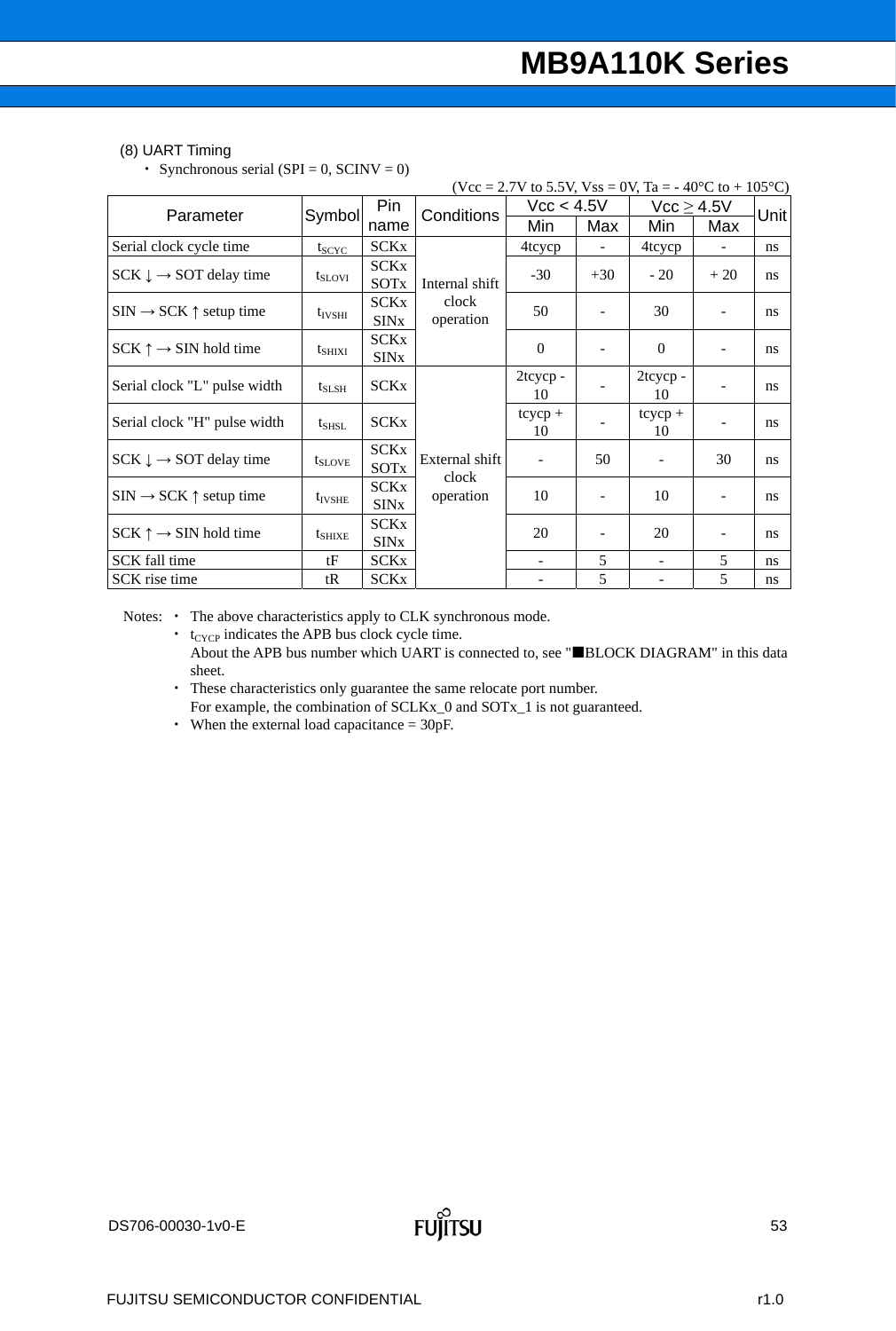(8) UART Timing

- Synchronous serial (SPI = 0, SCINV = 0)

(Vcc = 2.7V to 5.5V, Vss = 0V, Ta = - 40°C to + 105°C)

| Parameter | Symbol | Pin name | Conditions | Vcc < 4.5V | | Vcc ≥ 4.5V | | Unit |
|---|---|---|---|---|---|---|---|---|
| | | | | Min | Max | Min | Max | |
| Serial clock cycle time | $t_{SCYC}$ | SCKx | Internal shift clock operation | 4tcycp | - | 4tcycp | - | ns |
| SCK ↓ → SOT delay time | $t_{SLOVI}$ | SCKx SOTx | | -30 | +30 | - 20 | + 20 | ns |
| SIN → SCK ↑ setup time | $t_{IVSHI}$ | SCKx SINx | | 50 | - | 30 | - | ns |
| SCK ↑ → SIN hold time | $t_{SHIXI}$ | SCKx SINx | | 0 | - | 0 | - | ns |
| Serial clock "L" pulse width | $t_{SLSH}$ | SCKx | External shift clock operation | 2tcycp - 10 | - | 2tcycp - 10 | - | ns |
| Serial clock "H" pulse width | $t_{SHSL}$ | SCKx | | tcycp + 10 | - | tcycp + 10 | - | ns |
| SCK ↓ → SOT delay time | $t_{SLOVE}$ | SCKx SOTx | | - | 50 | - | 30 | ns |
| SIN → SCK ↑ setup time | $t_{IVSHE}$ | SCKx SINx | | 10 | - | 10 | - | ns |
| SCK ↑ → SIN hold time | $t_{SHIXE}$ | SCKx SINx | | 20 | - | 20 | - | ns |
| SCK fall time | tF | SCKx | | - | 5 | - | 5 | ns |
| SCK rise time | tR | SCKx | | - | 5 | - | 5 | ns |

Notes:
- The above characteristics apply to CLK synchronous mode.
- $t_{CYCP}$ indicates the APB bus clock cycle time.
  About the APB bus number which UART is connected to, see "■BLOCK DIAGRAM" in this data sheet.
- These characteristics only guarantee the same relocate port number.
  For example, the combination of SCLKx_0 and SOTx_1 is not guaranteed.
- When the external load capacitance = 30pF.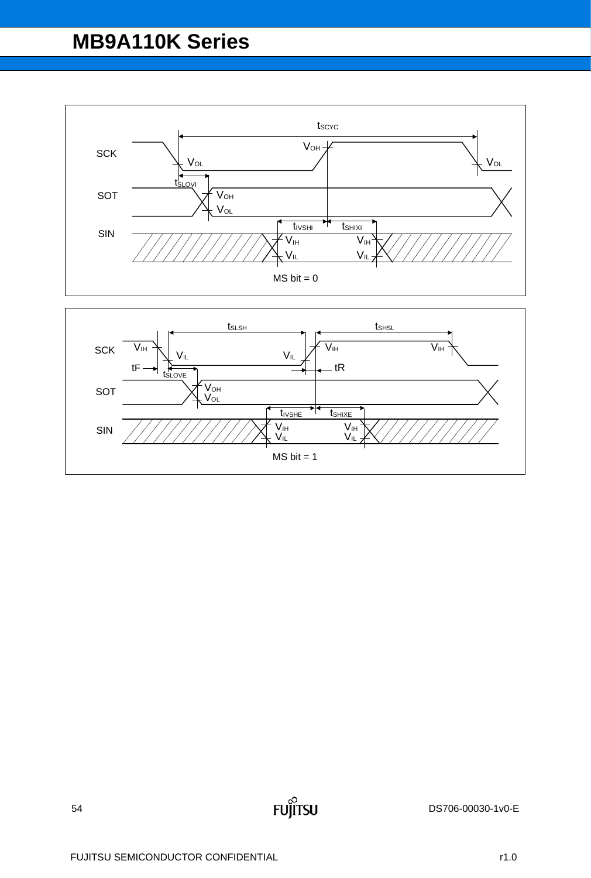SCK, SOT, SIN timing diagram: $t_{SCYC}$, $V_{OH}$, $V_{OL}$, $t_{SLOVI}$, $t_{IVSHI}$, $t_{SHIXI}$, $V_{IH}$, $V_{IL}$

MS bit = 0

SCK, SOT, SIN timing diagram: $t_{SLSH}$, $t_{SHSL}$, $V_{IH}$, $V_{IL}$, tF, tR, $t_{SLOVE}$, $V_{OH}$, $V_{OL}$, $t_{IVSHE}$, $t_{SHIXE}$

MS bit = 1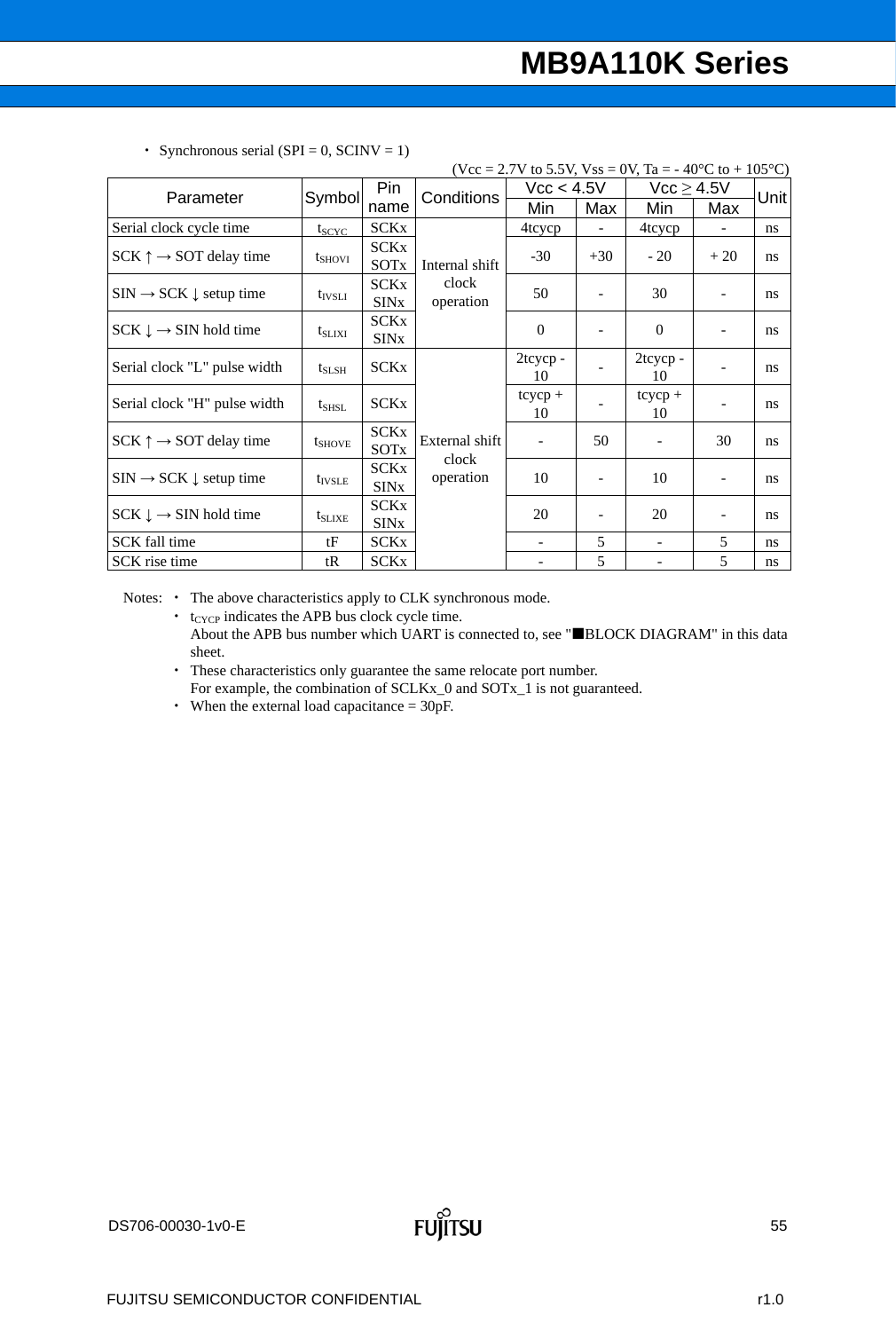・ Synchronous serial (SPI = 0, SCINV = 1)

(Vcc = 2.7V to 5.5V, Vss = 0V, Ta = - 40°C to + 105°C)

| Parameter | Symbol | Pin name | Conditions | Vcc < 4.5V | | Vcc ≥ 4.5V | | Unit |
|---|---|---|---|---|---|---|---|---|
| | | | | Min | Max | Min | Max | |
| Serial clock cycle time | $t_{SCYC}$ | SCKx | Internal shift clock operation | 4tcycp | - | 4tcycp | - | ns |
| SCK ↑ → SOT delay time | $t_{SHOVI}$ | SCKx SOTx | | -30 | +30 | - 20 | + 20 | ns |
| SIN → SCK ↓ setup time | $t_{IVSLI}$ | SCKx SINx | | 50 | - | 30 | - | ns |
| SCK ↓ → SIN hold time | $t_{SLIXI}$ | SCKx SINx | | 0 | - | 0 | - | ns |
| Serial clock "L" pulse width | $t_{SLSH}$ | SCKx | External shift clock operation | 2tcycp - 10 | - | 2tcycp - 10 | - | ns |
| Serial clock "H" pulse width | $t_{SHSL}$ | SCKx | | tcycp + 10 | - | tcycp + 10 | - | ns |
| SCK ↑ → SOT delay time | $t_{SHOVE}$ | SCKx SOTx | | - | 50 | - | 30 | ns |
| SIN → SCK ↓ setup time | $t_{IVSLE}$ | SCKx SINx | | 10 | - | 10 | - | ns |
| SCK ↓ → SIN hold time | $t_{SLIXE}$ | SCKx SINx | | 20 | - | 20 | - | ns |
| SCK fall time | tF | SCKx | | - | 5 | - | 5 | ns |
| SCK rise time | tR | SCKx | | - | 5 | - | 5 | ns |

Notes:
- The above characteristics apply to CLK synchronous mode.
- $t_{CYCP}$ indicates the APB bus clock cycle time.
  About the APB bus number which UART is connected to, see "■BLOCK DIAGRAM" in this data sheet.
- These characteristics only guarantee the same relocate port number.
  For example, the combination of SCLKx_0 and SOTx_1 is not guaranteed.
- When the external load capacitance = 30pF.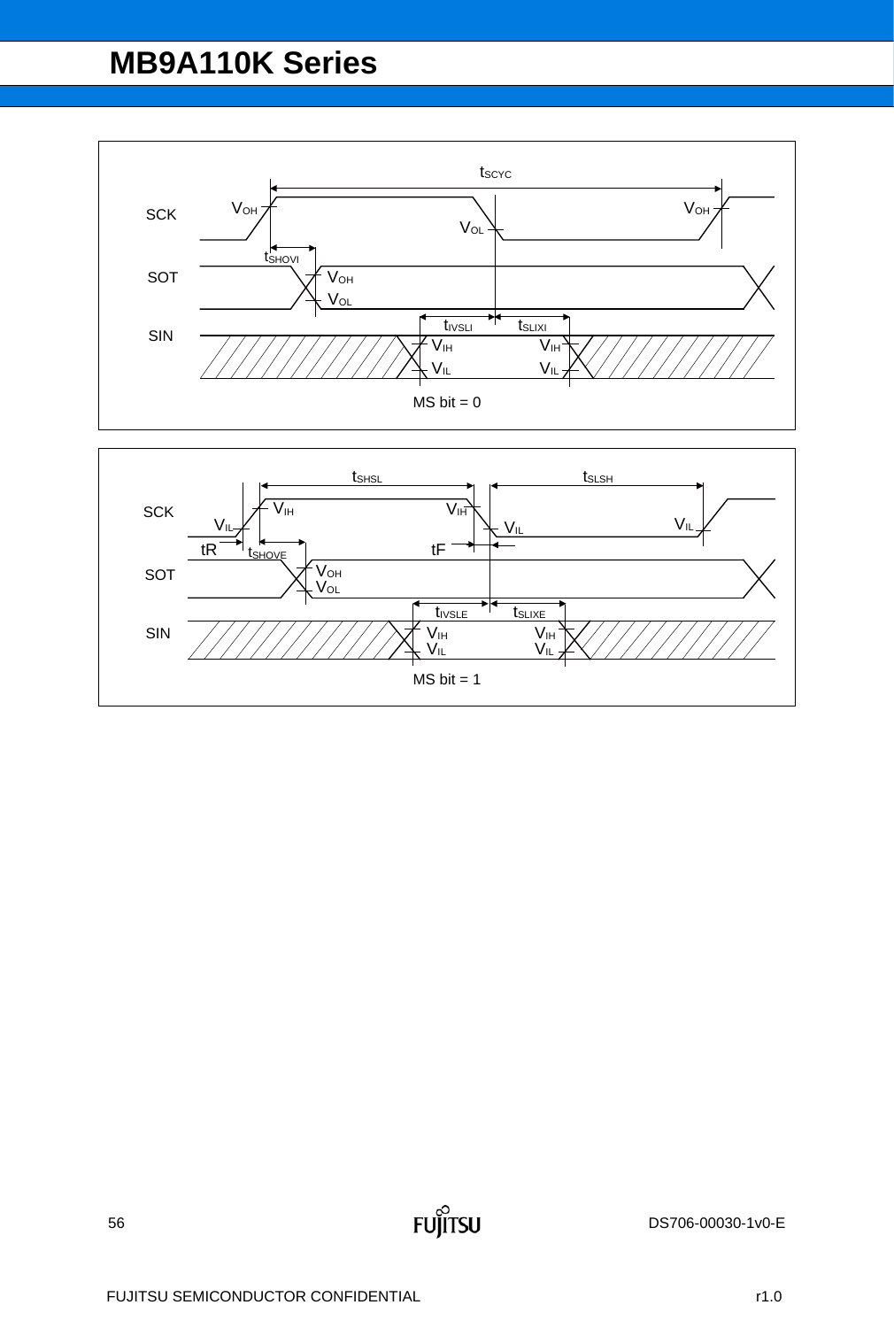SCK

SOT

SIN

$t_{SCYC}$

$V_{OH}$ $V_{OL}$ $V_{OH}$

$t_{SHOVI}$

$V_{OH}$ $V_{OL}$

$t_{IVSLI}$ $t_{SLIXI}$

$V_{IH}$ $V_{IL}$ $V_{IH}$ $V_{IL}$

MS bit = 0

SCK

SOT

SIN

$t_{SHSL}$ $t_{SLSH}$

$V_{IL}$ $V_{IH}$ $V_{IH}$ $V_{IL}$ $V_{IL}$

tR $t_{SHOVE}$ tF

$V_{OH}$ $V_{OL}$

$t_{IVSLE}$ $t_{SLIXE}$

$V_{IH}$ $V_{IL}$ $V_{IH}$ $V_{IL}$

MS bit = 1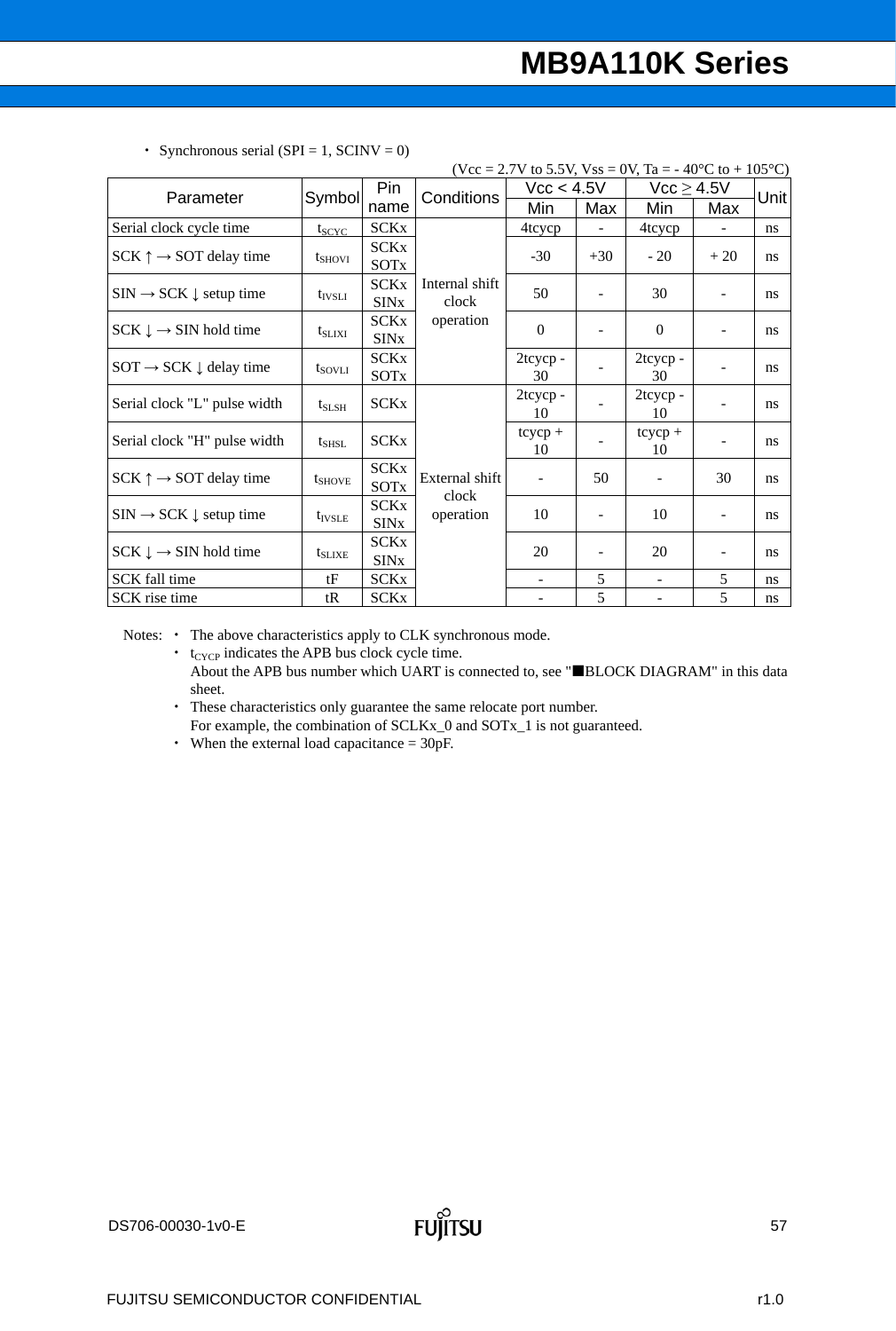・ Synchronous serial (SPI = 1, SCINV = 0)

(Vcc = 2.7V to 5.5V, Vss = 0V, Ta = - 40°C to + 105°C)

| Parameter | Symbol | Pin name | Conditions | Vcc < 4.5V | | Vcc ≥ 4.5V | | Unit |
|---|---|---|---|---|---|---|---|---|
| | | | | Min | Max | Min | Max | |
| Serial clock cycle time | $t_{SCYC}$ | SCKx | Internal shift clock operation | 4tcycp | - | 4tcycp | - | ns |
| SCK ↑ → SOT delay time | $t_{SHOVI}$ | SCKx SOTx | Internal shift clock operation | -30 | +30 | - 20 | + 20 | ns |
| SIN → SCK ↓ setup time | $t_{IVSLI}$ | SCKx SINx | Internal shift clock operation | 50 | - | 30 | - | ns |
| SCK ↓ → SIN hold time | $t_{SLIXI}$ | SCKx SINx | Internal shift clock operation | 0 | - | 0 | - | ns |
| SOT → SCK ↓ delay time | $t_{SOVLI}$ | SCKx SOTx | Internal shift clock operation | 2tcycp - 30 | - | 2tcycp - 30 | - | ns |
| Serial clock "L" pulse width | $t_{SLSH}$ | SCKx | External shift clock operation | 2tcycp - 10 | - | 2tcycp - 10 | - | ns |
| Serial clock "H" pulse width | $t_{SHSL}$ | SCKx | External shift clock operation | tcycp + 10 | - | tcycp + 10 | - | ns |
| SCK ↑ → SOT delay time | $t_{SHOVE}$ | SCKx SOTx | External shift clock operation | - | 50 | - | 30 | ns |
| SIN → SCK ↓ setup time | $t_{IVSLE}$ | SCKx SINx | External shift clock operation | 10 | - | 10 | - | ns |
| SCK ↓ → SIN hold time | $t_{SLIXE}$ | SCKx SINx | External shift clock operation | 20 | - | 20 | - | ns |
| SCK fall time | tF | SCKx | External shift clock operation | - | 5 | - | 5 | ns |
| SCK rise time | tR | SCKx | External shift clock operation | - | 5 | - | 5 | ns |

Notes:
- The above characteristics apply to CLK synchronous mode.
- $t_{CYCP}$ indicates the APB bus clock cycle time.
  About the APB bus number which UART is connected to, see "■BLOCK DIAGRAM" in this data sheet.
- These characteristics only guarantee the same relocate port number.
  For example, the combination of SCLKx_0 and SOTx_1 is not guaranteed.
- When the external load capacitance = 30pF.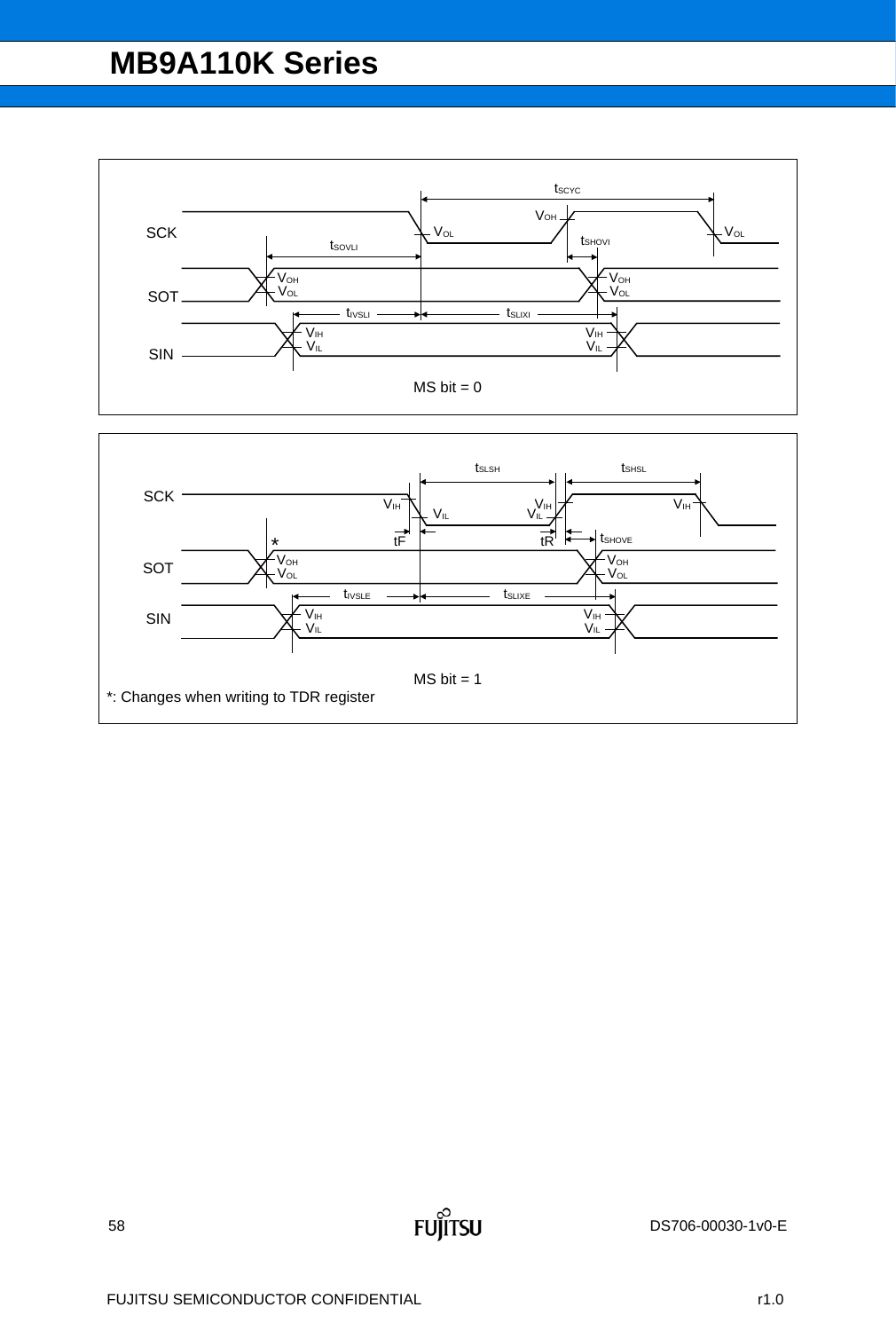MS bit = 0

MS bit = 1

*: Changes when writing to TDR register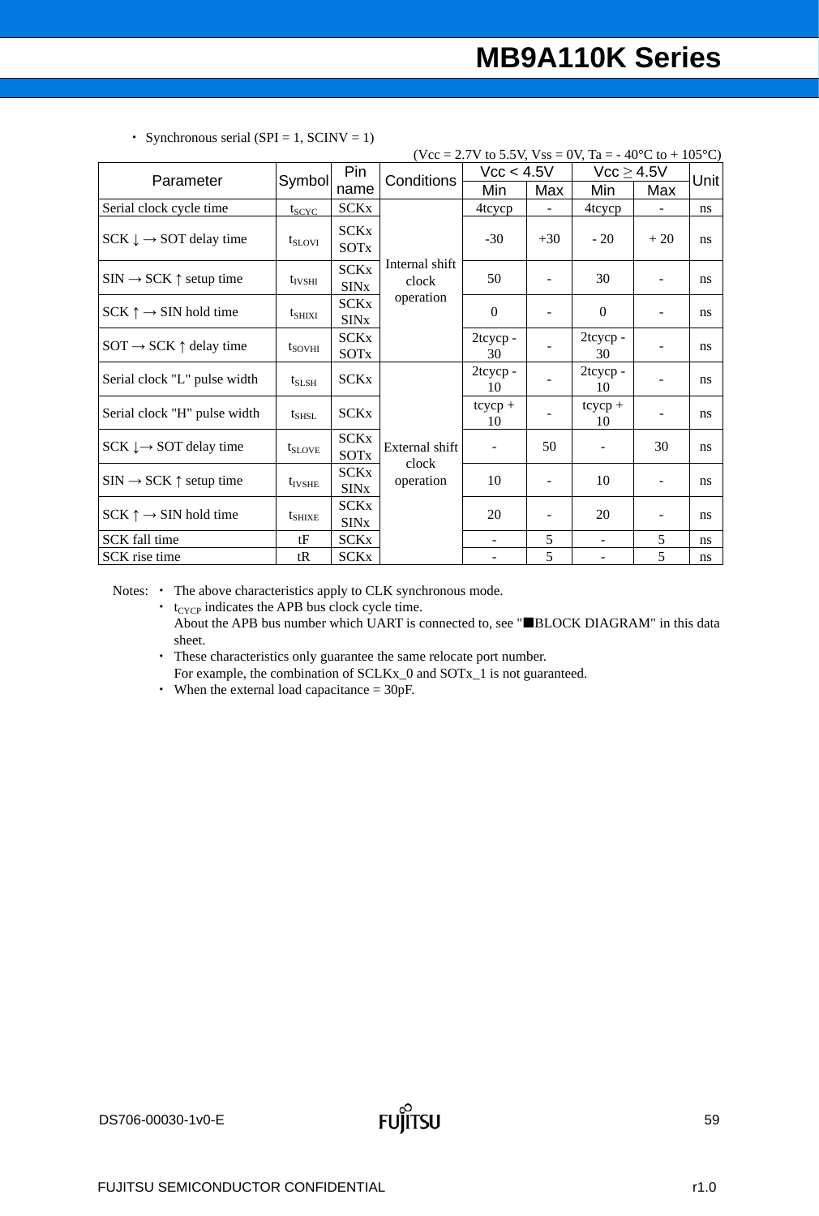・ Synchronous serial (SPI = 1, SCINV = 1)

(Vcc = 2.7V to 5.5V, Vss = 0V, Ta = - 40°C to + 105°C)

| Parameter | Symbol | Pin name | Conditions | Vcc < 4.5V | | Vcc ≥ 4.5V | | Unit |
|---|---|---|---|---|---|---|---|---|
| | | | | Min | Max | Min | Max | |
| Serial clock cycle time | $t_{SCYC}$ | SCKx | Internal shift clock operation | 4tcycp | - | 4tcycp | - | ns |
| SCK ↓ → SOT delay time | $t_{SLOVI}$ | SCKx SOTx | | -30 | +30 | - 20 | + 20 | ns |
| SIN → SCK ↑ setup time | $t_{IVSHI}$ | SCKx SINx | | 50 | - | 30 | - | ns |
| SCK ↑ → SIN hold time | $t_{SHIXI}$ | SCKx SINx | | 0 | - | 0 | - | ns |
| SOT → SCK ↑ delay time | $t_{SOVHI}$ | SCKx SOTx | | 2tcycp - 30 | - | 2tcycp - 30 | - | ns |
| Serial clock "L" pulse width | $t_{SLSH}$ | SCKx | External shift clock operation | 2tcycp - 10 | - | 2tcycp - 10 | - | ns |
| Serial clock "H" pulse width | $t_{SHSL}$ | SCKx | | tcycp + 10 | - | tcycp + 10 | - | ns |
| SCK ↓→ SOT delay time | $t_{SLOVE}$ | SCKx SOTx | | - | 50 | - | 30 | ns |
| SIN → SCK ↑ setup time | $t_{IVSHE}$ | SCKx SINx | | 10 | - | 10 | - | ns |
| SCK ↑ → SIN hold time | $t_{SHIXE}$ | SCKx SINx | | 20 | - | 20 | - | ns |
| SCK fall time | tF | SCKx | | - | 5 | - | 5 | ns |
| SCK rise time | tR | SCKx | | - | 5 | - | 5 | ns |

Notes:
- The above characteristics apply to CLK synchronous mode.
- $t_{CYCP}$ indicates the APB bus clock cycle time.
  About the APB bus number which UART is connected to, see "■BLOCK DIAGRAM" in this data sheet.
- These characteristics only guarantee the same relocate port number.
  For example, the combination of SCLKx_0 and SOTx_1 is not guaranteed.
- When the external load capacitance = 30pF.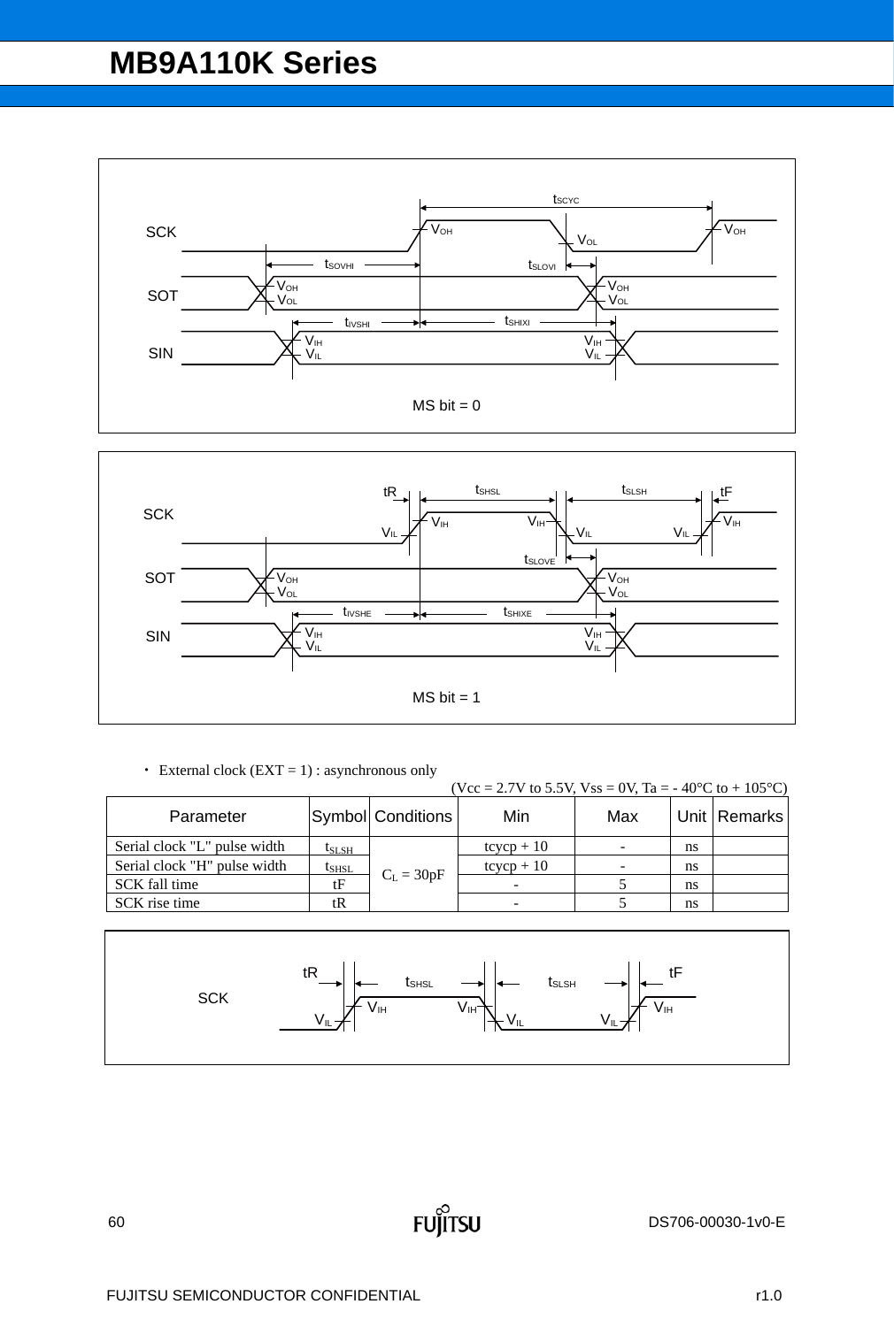MS bit = 0

MS bit = 1

- External clock (EXT = 1) : asynchronous only

(Vcc = 2.7V to 5.5V, Vss = 0V, Ta = - 40°C to + 105°C)

| Parameter | Symbol | Conditions | Min | Max | Unit | Remarks |
|---|---|---|---|---|---|---|
| Serial clock "L" pulse width | $t_{SLSH}$ | $C_L$ = 30pF | tcycp + 10 | - | ns | |
| Serial clock "H" pulse width | $t_{SHSL}$ | | tcycp + 10 | - | ns | |
| SCK fall time | tF | | - | 5 | ns | |
| SCK rise time | tR | | - | 5 | ns | |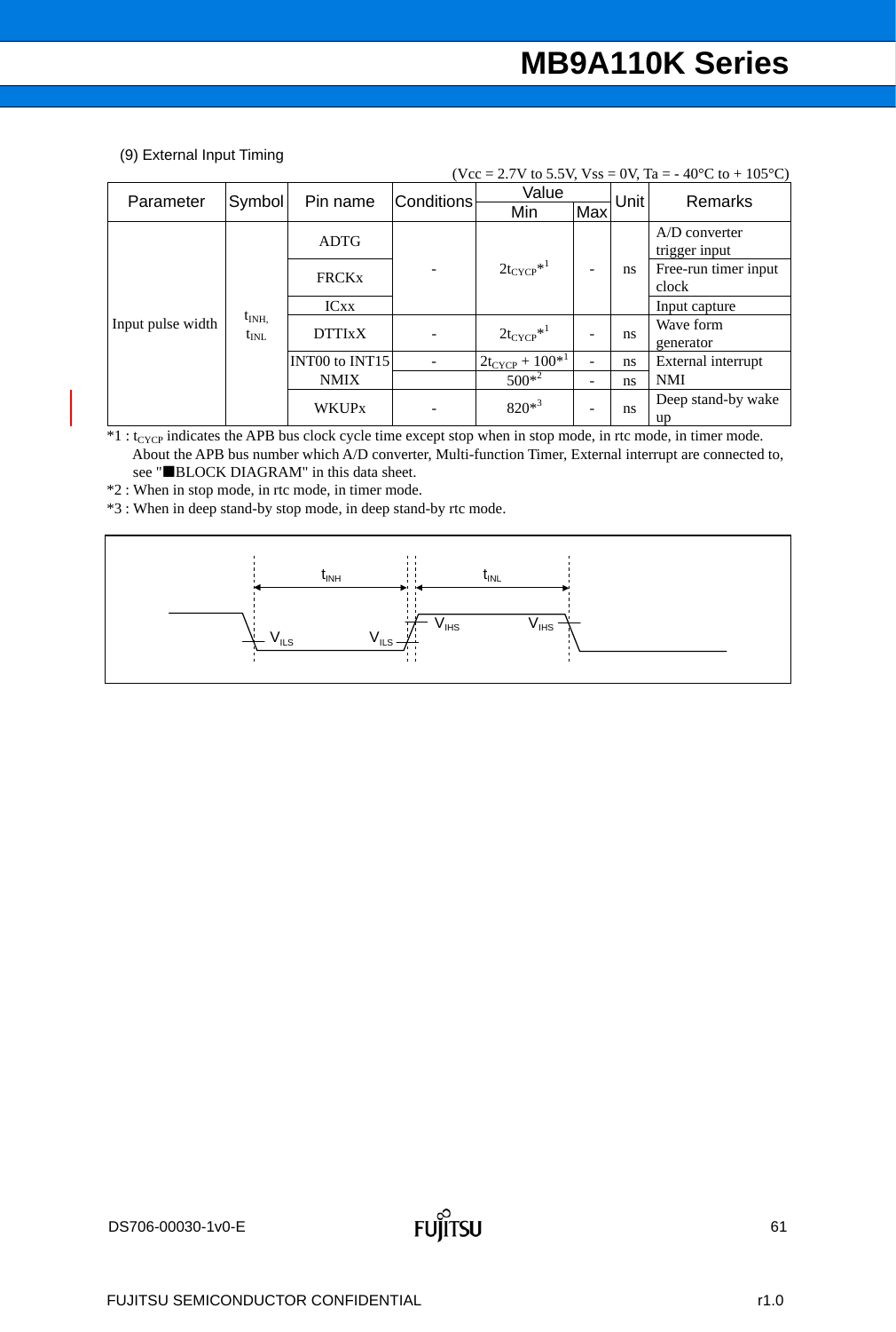(9) External Input Timing

(Vcc = 2.7V to 5.5V, Vss = 0V, Ta = - 40°C to + 105°C)

| Parameter | Symbol | Pin name | Conditions | Value | | Unit | Remarks |
|---|---|---|---|---|---|---|---|
| | | | | Min | Max | | |
| Input pulse width | $t_{INH}$, $t_{INL}$ | ADTG | - | $2t_{CYCP}$*1 | - | ns | A/D converter trigger input |
| | | FRCKx | | | | | Free-run timer input clock |
| | | ICxx | | | | | Input capture |
| | | DTTIxX | - | $2t_{CYCP}$*1 | - | ns | Wave form generator |
| | | INT00 to INT15 | - | $2t_{CYCP}$ + 100*1 | - | ns | External interrupt |
| | | NMIX | | 500*2 | - | ns | NMI |
| | | WKUPx | - | 820*3 | - | ns | Deep stand-by wake up |

*1 : $t_{CYCP}$ indicates the APB bus clock cycle time except stop when in stop mode, in rtc mode, in timer mode.
About the APB bus number which A/D converter, Multi-function Timer, External interrupt are connected to, see "■BLOCK DIAGRAM" in this data sheet.

*2 : When in stop mode, in rtc mode, in timer mode.

*3 : When in deep stand-by stop mode, in deep stand-by rtc mode.

$t_{INH}$ $t_{INL}$ $V_{ILS}$ $V_{ILS}$ $V_{IHS}$ $V_{IHS}$

DS706-00030-1v0-E

FUJITSU SEMICONDUCTOR CONFIDENTIAL r1.0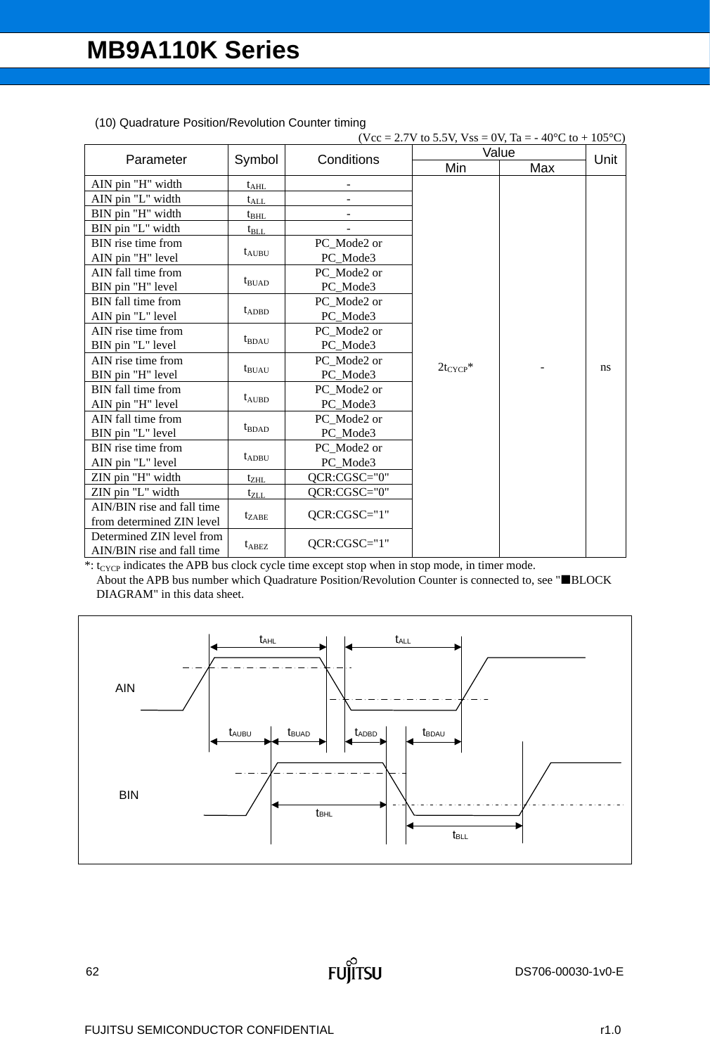(10) Quadrature Position/Revolution Counter timing

(Vcc = 2.7V to 5.5V, Vss = 0V, Ta = - 40°C to + 105°C)

| Parameter | Symbol | Conditions | Value | | Unit |
|---|---|---|---|---|---|
| | | | Min | Max | |
| AIN pin "H" width | $t_{AHL}$ | - | $2t_{CYCP}$* | - | ns |
| AIN pin "L" width | $t_{ALL}$ | - | | | |
| BIN pin "H" width | $t_{BHL}$ | - | | | |
| BIN pin "L" width | $t_{BLL}$ | - | | | |
| BIN rise time from AIN pin "H" level | $t_{AUBU}$ | PC_Mode2 or PC_Mode3 | | | |
| AIN fall time from BIN pin "H" level | $t_{BUAD}$ | PC_Mode2 or PC_Mode3 | | | |
| BIN fall time from AIN pin "L" level | $t_{ADBD}$ | PC_Mode2 or PC_Mode3 | | | |
| AIN rise time from BIN pin "L" level | $t_{BDAU}$ | PC_Mode2 or PC_Mode3 | | | |
| AIN rise time from BIN pin "H" level | $t_{BUAU}$ | PC_Mode2 or PC_Mode3 | | | |
| BIN fall time from AIN pin "H" level | $t_{AUBD}$ | PC_Mode2 or PC_Mode3 | | | |
| AIN fall time from BIN pin "L" level | $t_{BDAD}$ | PC_Mode2 or PC_Mode3 | | | |
| BIN rise time from AIN pin "L" level | $t_{ADBU}$ | PC_Mode2 or PC_Mode3 | | | |
| ZIN pin "H" width | $t_{ZHL}$ | QCR:CGSC="0" | | | |
| ZIN pin "L" width | $t_{ZLL}$ | QCR:CGSC="0" | | | |
| AIN/BIN rise and fall time from determined ZIN level | $t_{ZABE}$ | QCR:CGSC="1" | | | |
| Determined ZIN level from AIN/BIN rise and fall time | $t_{ABEZ}$ | QCR:CGSC="1" | | | |

*: $t_{CYCP}$ indicates the APB bus clock cycle time except stop when in stop mode, in timer mode.
About the APB bus number which Quadrature Position/Revolution Counter is connected to, see "■BLOCK DIAGRAM" in this data sheet.

AIN, BIN timing diagram: $t_{AHL}$, $t_{ALL}$, $t_{AUBU}$, $t_{BUAD}$, $t_{ADBD}$, $t_{BDAU}$, $t_{BHL}$, $t_{BLL}$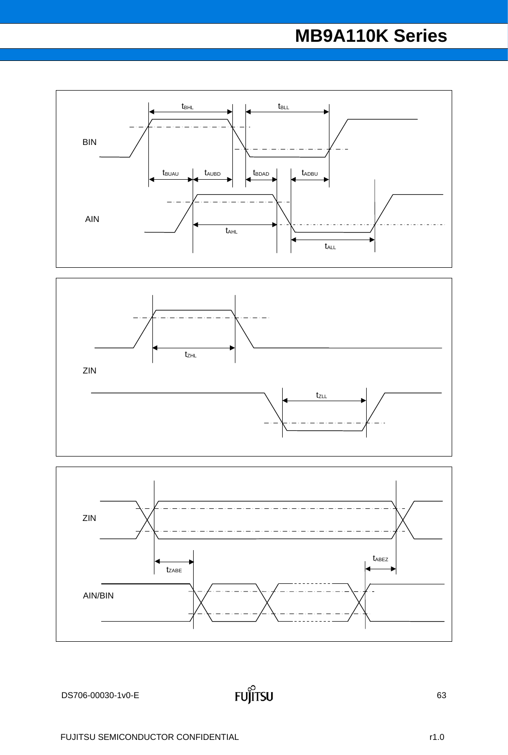BIN

$t_{BHL}$ $t_{BLL}$

$t_{BUAU}$ $t_{AUBD}$ $t_{BDAD}$ $t_{ADBU}$

AIN

$t_{AHL}$

$t_{ALL}$

ZIN

$t_{ZHL}$

$t_{ZLL}$

ZIN

$t_{ZABE}$ $t_{ABEZ}$

AIN/BIN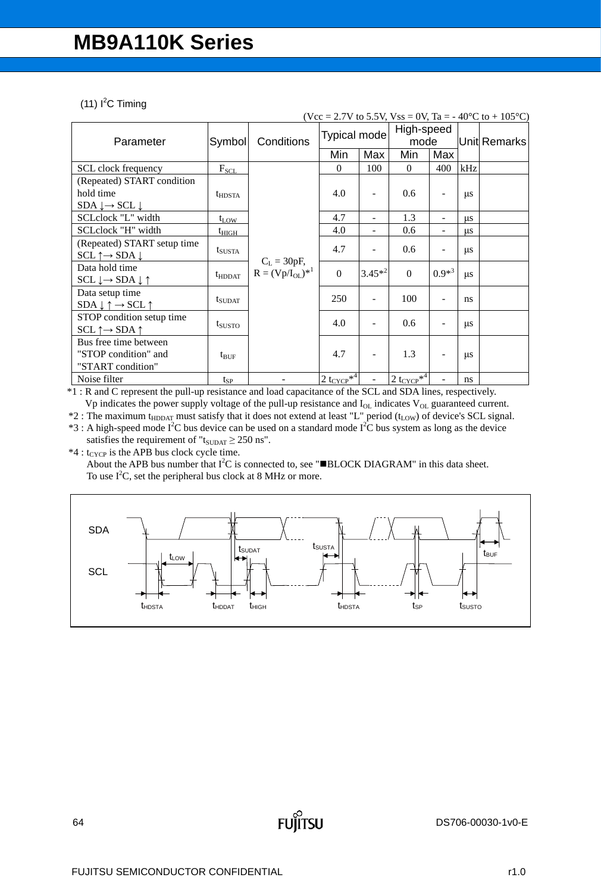# MB9A110K Series

## (11) $I^2C$ Timing

(Vcc = 2.7V to 5.5V, Vss = 0V, Ta = - 40°C to + 105°C)

| Parameter | Symbol | Conditions | Typical mode | | High-speed mode | | Unit | Remarks |
|---|---|---|---|---|---|---|---|---|
| | | | Min | Max | Min | Max | | |
| SCL clock frequency | $F_{SCL}$ | $C_L$ = 30pF, $R = (Vp/I_{OL})$*1 | 0 | 100 | 0 | 400 | kHz | |
| (Repeated) START condition hold time SDA ↓→ SCL ↓ | $t_{HDSTA}$ | | 4.0 | - | 0.6 | - | μs | |
| SCLclock "L" width | $t_{LOW}$ | | 4.7 | - | 1.3 | - | μs | |
| SCLclock "H" width | $t_{HIGH}$ | | 4.0 | - | 0.6 | - | μs | |
| (Repeated) START setup time SCL ↑→ SDA ↓ | $t_{SUSTA}$ | | 4.7 | - | 0.6 | - | μs | |
| Data hold time SCL ↓→ SDA ↓ ↑ | $t_{HDDAT}$ | | 0 | 3.45*2 | 0 | 0.9*3 | μs | |
| Data setup time SDA ↓ ↑ → SCL ↑ | $t_{SUDAT}$ | | 250 | - | 100 | - | ns | |
| STOP condition setup time SCL ↑→ SDA ↑ | $t_{SUSTO}$ | | 4.0 | - | 0.6 | - | μs | |
| Bus free time between "STOP condition" and "START condition" | $t_{BUF}$ | | 4.7 | - | 1.3 | - | μs | |
| Noise filter | $t_{SP}$ | - | 2 $t_{CYCP}$*4 | - | 2 $t_{CYCP}$*4 | - | ns | |

*1 : R and C represent the pull-up resistance and load capacitance of the SCL and SDA lines, respectively.
Vp indicates the power supply voltage of the pull-up resistance and $I_{OL}$ indicates $V_{OL}$ guaranteed current.

*2 : The maximum $t_{HDDAT}$ must satisfy that it does not extend at least "L" period ($t_{LOW}$) of device's SCL signal.

*3 : A high-speed mode $I^2C$ bus device can be used on a standard mode $I^2C$ bus system as long as the device satisfies the requirement of "$t_{SUDAT} \geq 250$ ns".

*4 : $t_{CYCP}$ is the APB bus clock cycle time.
About the APB bus number that $I^2C$ is connected to, see "■BLOCK DIAGRAM" in this data sheet.
To use $I^2C$, set the peripheral bus clock at 8 MHz or more.

SDA, SCL — $t_{LOW}$, $t_{SUDAT}$, $t_{SUSTA}$, $t_{BUF}$, $t_{HDSTA}$, $t_{HDDAT}$, $t_{HIGH}$, $t_{HDSTA}$, $t_{SP}$, $t_{SUSTO}$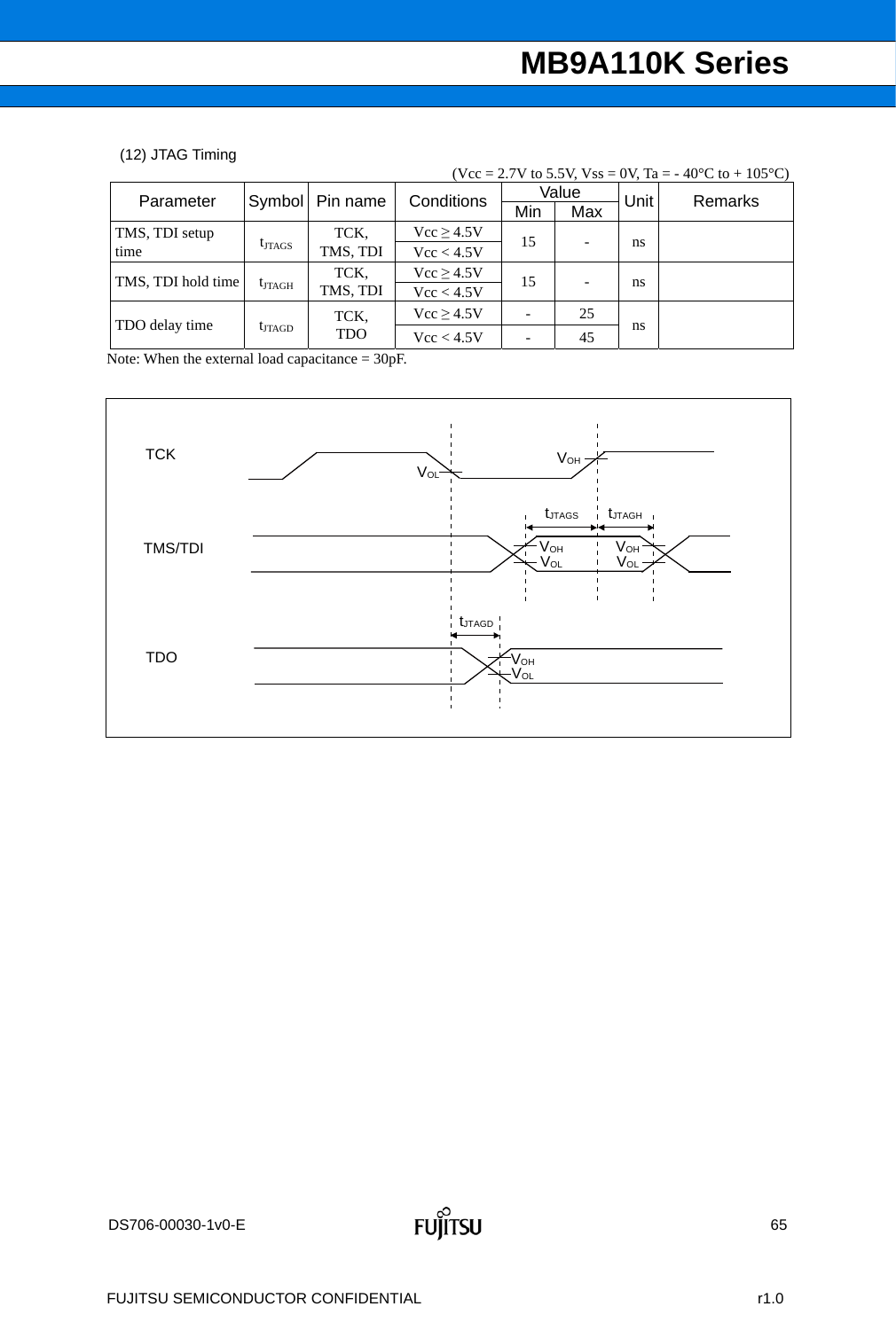(12) JTAG Timing

(Vcc = 2.7V to 5.5V, Vss = 0V, Ta = - 40°C to + 105°C)

| Parameter | Symbol | Pin name | Conditions | Value | | Unit | Remarks |
|---|---|---|---|---|---|---|---|
| | | | | Min | Max | | |
| TMS, TDI setup time | $t_{JTAGS}$ | TCK, TMS, TDI | Vcc ≥ 4.5V | 15 | - | ns | |
| | | | Vcc < 4.5V | | | | |
| TMS, TDI hold time | $t_{JTAGH}$ | TCK, TMS, TDI | Vcc ≥ 4.5V | 15 | - | ns | |
| | | | Vcc < 4.5V | | | | |
| TDO delay time | $t_{JTAGD}$ | TCK, TDO | Vcc ≥ 4.5V | - | 25 | ns | |
| | | | Vcc < 4.5V | - | 45 | | |

Note: When the external load capacitance = 30pF.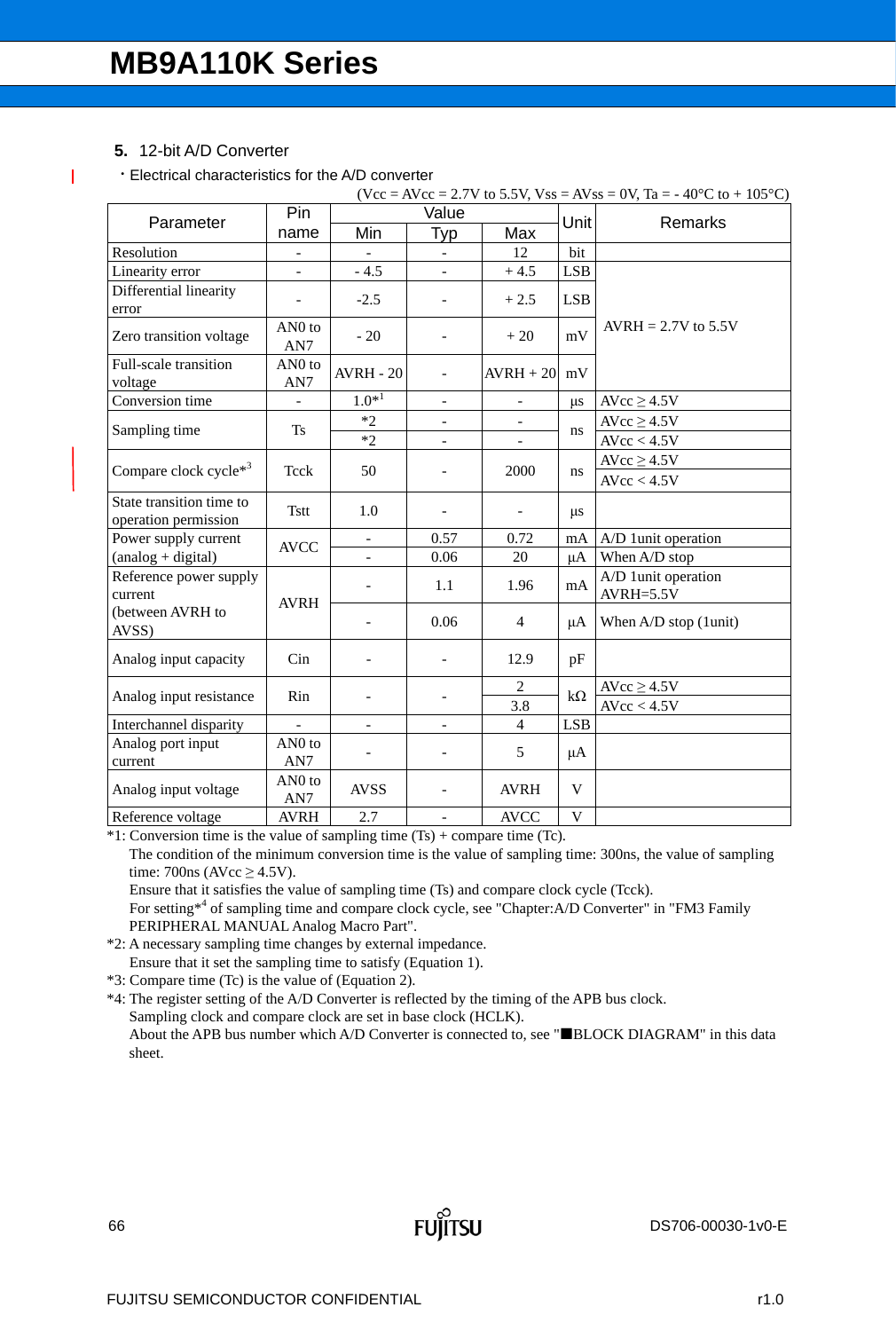## 5. 12-bit A/D Converter

・Electrical characteristics for the A/D converter

(Vcc = AVcc = 2.7V to 5.5V, Vss = AVss = 0V, Ta = - 40°C to + 105°C)

| Parameter | Pin name | Value | | | Unit | Remarks |
|---|---|---|---|---|---|---|
| | | Min | Typ | Max | | |
| Resolution | - | - | - | 12 | bit | |
| Linearity error | - | - 4.5 | - | + 4.5 | LSB | AVRH = 2.7V to 5.5V |
| Differential linearity error | - | -2.5 | - | + 2.5 | LSB | |
| Zero transition voltage | AN0 to AN7 | - 20 | - | + 20 | mV | |
| Full-scale transition voltage | AN0 to AN7 | AVRH - 20 | - | AVRH + 20 | mV | |
| Conversion time | - | 1.0*1 | - | - | μs | AVcc ≥ 4.5V |
| Sampling time | Ts | *2 | - | - | ns | AVcc ≥ 4.5V |
| | | *2 | - | - | | AVcc < 4.5V |
| Compare clock cycle*3 | Tcck | 50 | - | 2000 | ns | AVcc ≥ 4.5V |
| | | | | | | AVcc < 4.5V |
| State transition time to operation permission | Tstt | 1.0 | - | - | μs | |
| Power supply current (analog + digital) | AVCC | - | 0.57 | 0.72 | mA | A/D 1unit operation |
| | | - | 0.06 | 20 | μA | When A/D stop |
| Reference power supply current (between AVRH to AVSS) | AVRH | - | 1.1 | 1.96 | mA | A/D 1unit operation AVRH=5.5V |
| | | - | 0.06 | 4 | μA | When A/D stop (1unit) |
| Analog input capacity | Cin | - | - | 12.9 | pF | |
| Analog input resistance | Rin | - | - | 2 | kΩ | AVcc ≥ 4.5V |
| | | | | 3.8 | | AVcc < 4.5V |
| Interchannel disparity | - | - | - | 4 | LSB | |
| Analog port input current | AN0 to AN7 | - | - | 5 | μA | |
| Analog input voltage | AN0 to AN7 | AVSS | - | AVRH | V | |
| Reference voltage | AVRH | 2.7 | - | AVCC | V | |

*1: Conversion time is the value of sampling time (Ts) + compare time (Tc).
The condition of the minimum conversion time is the value of sampling time: 300ns, the value of sampling time: 700ns (AVcc ≥ 4.5V).
Ensure that it satisfies the value of sampling time (Ts) and compare clock cycle (Tcck).
For setting*4 of sampling time and compare clock cycle, see "Chapter:A/D Converter" in "FM3 Family PERIPHERAL MANUAL Analog Macro Part".

*2: A necessary sampling time changes by external impedance.
Ensure that it set the sampling time to satisfy (Equation 1).

*3: Compare time (Tc) is the value of (Equation 2).

*4: The register setting of the A/D Converter is reflected by the timing of the APB bus clock.
Sampling clock and compare clock are set in base clock (HCLK).
About the APB bus number which A/D Converter is connected to, see "■BLOCK DIAGRAM" in this data sheet.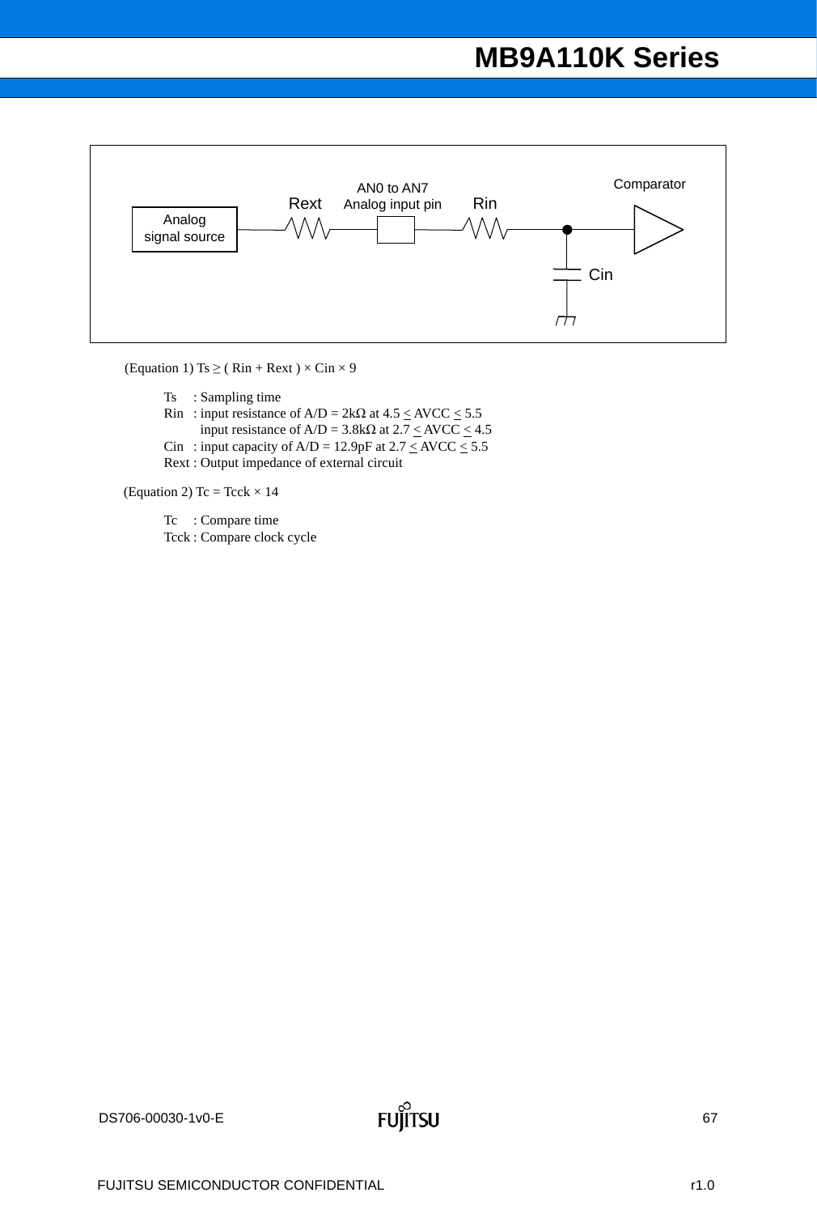Analog signal source — Rext — AN0 to AN7 Analog input pin — Rin — Comparator, Cin

(Equation 1) $Ts \geq ( Rin + Rext ) \times Cin \times 9$

Ts : Sampling time
Rin : input resistance of A/D = 2kΩ at $4.5 \leq AVCC \leq 5.5$
input resistance of A/D = 3.8kΩ at $2.7 \leq AVCC \leq 4.5$
Cin : input capacity of A/D = 12.9pF at $2.7 \leq AVCC \leq 5.5$
Rext : Output impedance of external circuit

(Equation 2) $Tc = Tcck \times 14$

Tc : Compare time
Tcck : Compare clock cycle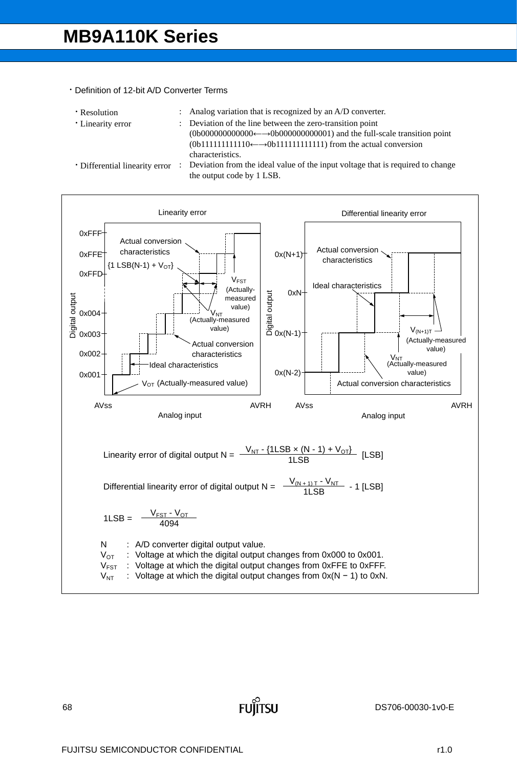- Definition of 12-bit A/D Converter Terms

| | | |
|---|---|---|
| ・Resolution | : | Analog variation that is recognized by an A/D converter. |
| ・Linearity error | : | Deviation of the line between the zero-transition point (0b000000000000←→0b000000000001) and the full-scale transition point (0b111111111110←→0b111111111111) from the actual conversion characteristics. |
| ・Differential linearity error | : | Deviation from the ideal value of the input voltage that is required to change the output code by 1 LSB. |

Linearity error

Differential linearity error

$$\text{Linearity error of digital output N} = \frac{V_{NT} - \{1LSB \times (N - 1) + V_{OT}\}}{1LSB} \text{ [LSB]}$$

$$\text{Differential linearity error of digital output N} = \frac{V_{(N+1)T} - V_{NT}}{1LSB} - 1 \text{ [LSB]}$$

$$1LSB = \frac{V_{FST} - V_{OT}}{4094}$$

N : A/D converter digital output value.
$V_{OT}$ : Voltage at which the digital output changes from 0x000 to 0x001.
$V_{FST}$ : Voltage at which the digital output changes from 0xFFE to 0xFFF.
$V_{NT}$ : Voltage at which the digital output changes from 0x(N − 1) to 0xN.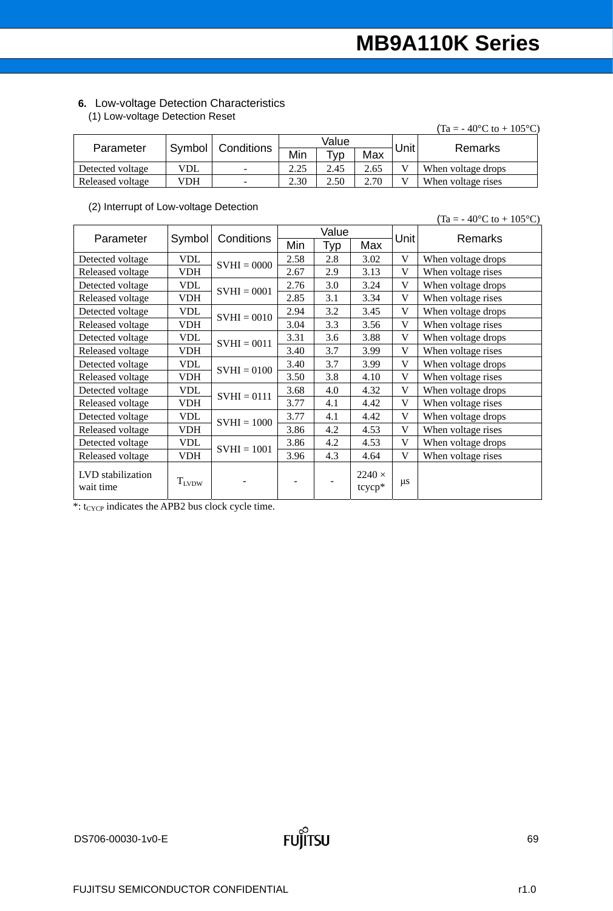## 6. Low-voltage Detection Characteristics

### (1) Low-voltage Detection Reset

(Ta = - 40°C to + 105°C)

| Parameter | Symbol | Conditions | Value | | | Unit | Remarks |
|---|---|---|---|---|---|---|---|
| | | | Min | Typ | Max | | |
| Detected voltage | VDL | - | 2.25 | 2.45 | 2.65 | V | When voltage drops |
| Released voltage | VDH | - | 2.30 | 2.50 | 2.70 | V | When voltage rises |

### (2) Interrupt of Low-voltage Detection

(Ta = - 40°C to + 105°C)

| Parameter | Symbol | Conditions | Value | | | Unit | Remarks |
|---|---|---|---|---|---|---|---|
| | | | Min | Typ | Max | | |
| Detected voltage | VDL | SVHI = 0000 | 2.58 | 2.8 | 3.02 | V | When voltage drops |
| Released voltage | VDH | | 2.67 | 2.9 | 3.13 | V | When voltage rises |
| Detected voltage | VDL | SVHI = 0001 | 2.76 | 3.0 | 3.24 | V | When voltage drops |
| Released voltage | VDH | | 2.85 | 3.1 | 3.34 | V | When voltage rises |
| Detected voltage | VDL | SVHI = 0010 | 2.94 | 3.2 | 3.45 | V | When voltage drops |
| Released voltage | VDH | | 3.04 | 3.3 | 3.56 | V | When voltage rises |
| Detected voltage | VDL | SVHI = 0011 | 3.31 | 3.6 | 3.88 | V | When voltage drops |
| Released voltage | VDH | | 3.40 | 3.7 | 3.99 | V | When voltage rises |
| Detected voltage | VDL | SVHI = 0100 | 3.40 | 3.7 | 3.99 | V | When voltage drops |
| Released voltage | VDH | | 3.50 | 3.8 | 4.10 | V | When voltage rises |
| Detected voltage | VDL | SVHI = 0111 | 3.68 | 4.0 | 4.32 | V | When voltage drops |
| Released voltage | VDH | | 3.77 | 4.1 | 4.42 | V | When voltage rises |
| Detected voltage | VDL | SVHI = 1000 | 3.77 | 4.1 | 4.42 | V | When voltage drops |
| Released voltage | VDH | | 3.86 | 4.2 | 4.53 | V | When voltage rises |
| Detected voltage | VDL | SVHI = 1001 | 3.86 | 4.2 | 4.53 | V | When voltage drops |
| Released voltage | VDH | | 3.96 | 4.3 | 4.64 | V | When voltage rises |
| LVD stabilization wait time | $T_{LVDW}$ | - | - | - | 2240 × tcycp* | μs | |

*: $t_{CYCP}$ indicates the APB2 bus clock cycle time.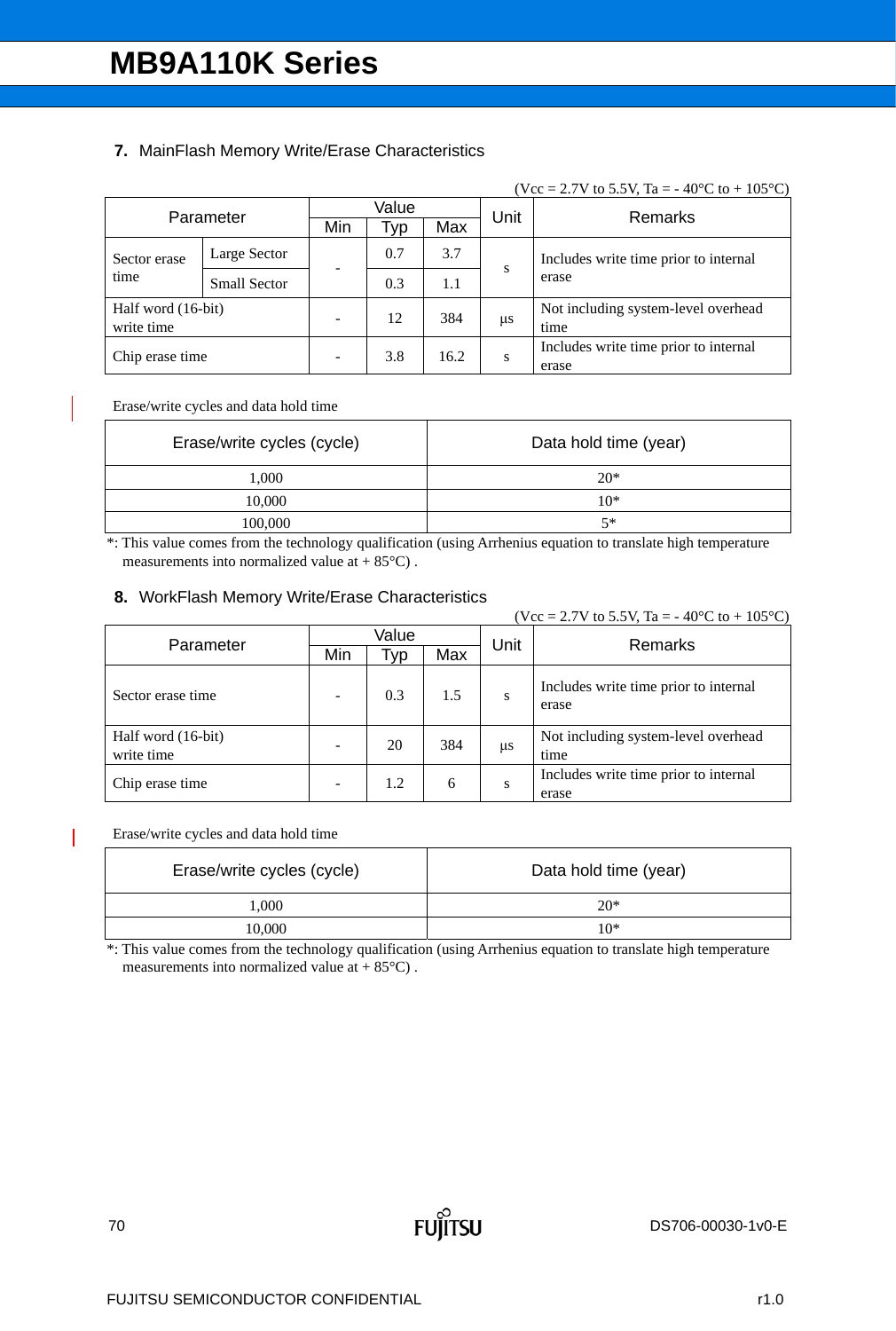### 7. MainFlash Memory Write/Erase Characteristics

(Vcc = 2.7V to 5.5V, Ta = - 40°C to + 105°C)

| Parameter | | Value | | | Unit | Remarks |
|---|---|---|---|---|---|---|
| | | Min | Typ | Max | | |
| Sector erase time | Large Sector | - | 0.7 | 3.7 | s | Includes write time prior to internal erase |
| | Small Sector | | 0.3 | 1.1 | | |
| Half word (16-bit) write time | | - | 12 | 384 | μs | Not including system-level overhead time |
| Chip erase time | | - | 3.8 | 16.2 | s | Includes write time prior to internal erase |

Erase/write cycles and data hold time

| Erase/write cycles (cycle) | Data hold time (year) |
|---|---|
| 1,000 | 20* |
| 10,000 | 10* |
| 100,000 | 5* |

*: This value comes from the technology qualification (using Arrhenius equation to translate high temperature measurements into normalized value at + 85°C) .

### 8. WorkFlash Memory Write/Erase Characteristics

(Vcc = 2.7V to 5.5V, Ta = - 40°C to + 105°C)

| Parameter | Value | | | Unit | Remarks |
|---|---|---|---|---|---|
| | Min | Typ | Max | | |
| Sector erase time | - | 0.3 | 1.5 | s | Includes write time prior to internal erase |
| Half word (16-bit) write time | - | 20 | 384 | μs | Not including system-level overhead time |
| Chip erase time | - | 1.2 | 6 | s | Includes write time prior to internal erase |

Erase/write cycles and data hold time

| Erase/write cycles (cycle) | Data hold time (year) |
|---|---|
| 1,000 | 20* |
| 10,000 | 10* |

*: This value comes from the technology qualification (using Arrhenius equation to translate high temperature measurements into normalized value at + 85°C) .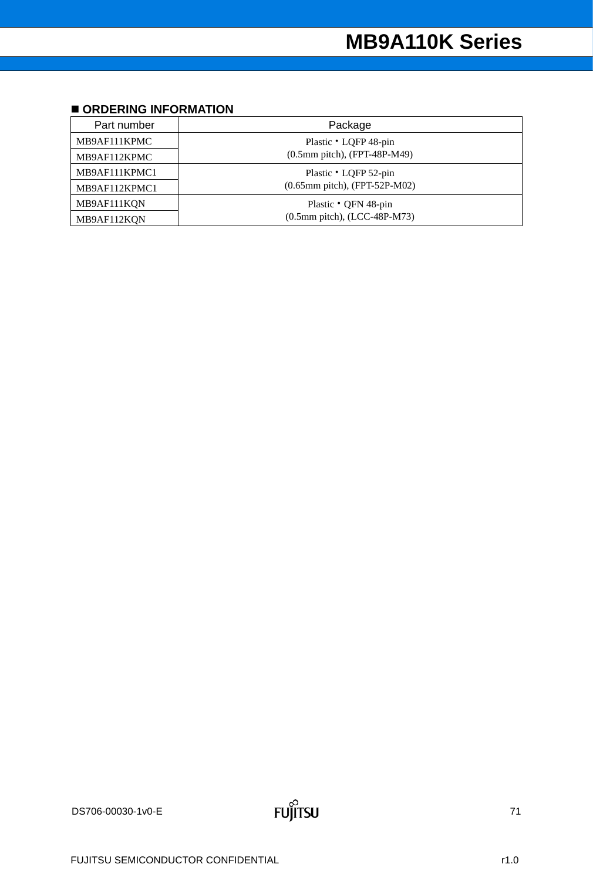## ■ ORDERING INFORMATION

| Part number | Package |
|---|---|
| MB9AF111KPMC | Plastic • LQFP 48-pin (0.5mm pitch), (FPT-48P-M49) |
| MB9AF112KPMC | |
| MB9AF111KPMC1 | Plastic • LQFP 52-pin (0.65mm pitch), (FPT-52P-M02) |
| MB9AF112KPMC1 | |
| MB9AF111KQN | Plastic • QFN 48-pin (0.5mm pitch), (LCC-48P-M73) |
| MB9AF112KQN | |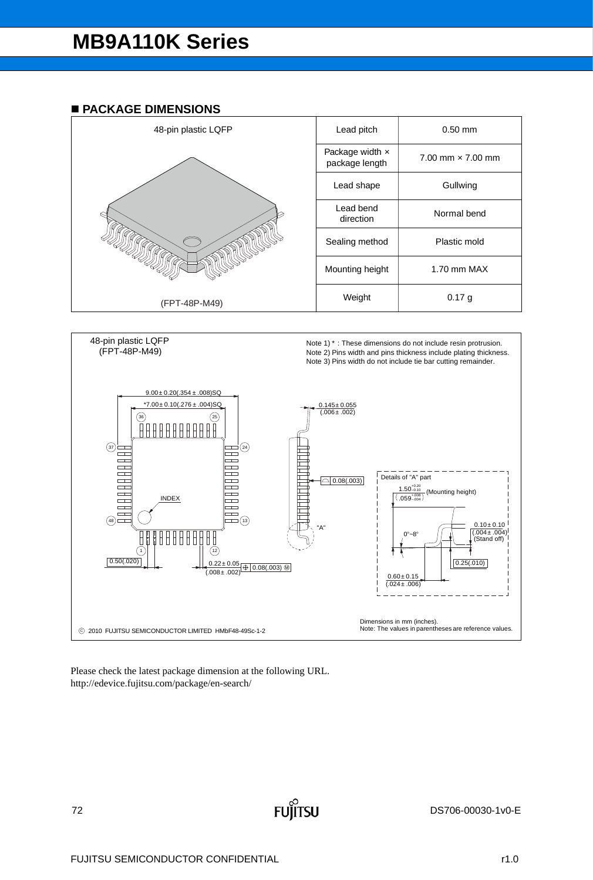## ■ PACKAGE DIMENSIONS

| 48-pin plastic LQFP | Lead pitch | 0.50 mm |
|---|---|---|
| | Package width × package length | 7.00 mm × 7.00 mm |
| | Lead shape | Gullwing |
| | Lead bend direction | Normal bend |
| | Sealing method | Plastic mold |
| | Mounting height | 1.70 mm MAX |
| (FPT-48P-M49) | Weight | 0.17 g |

48-pin plastic LQFP
(FPT-48P-M49)

Note 1) * : These dimensions do not include resin protrusion.
Note 2) Pins width and pins thickness include plating thickness.
Note 3) Pins width do not include tie bar cutting remainder.

- 9.00 ± 0.20(.354 ± .008)SQ
- *7.00 ± 0.10(.276 ± .004)SQ
- 0.145 ± 0.055 (.006 ± .002)
- 0.08(.003)
- INDEX
- "A"
- 0.50(.020)
- 0.22 ± 0.05 (.008 ± .002) ⊕ 0.08(.003) Ⓜ

Details of "A" part

- $1.50^{+0.20}_{-0.10}$ $\left(.059^{+.008}_{-.004}\right)$ (Mounting height)
- 0°~8°
- 0.10 ± 0.10 (.004 ± .004) (Stand off)
- 0.25(.010)
- 0.60 ± 0.15 (.024 ± .006)

© 2010 FUJITSU SEMICONDUCTOR LIMITED HMbF48-49Sc-1-2

Dimensions in mm (inches).
Note: The values in parentheses are reference values.

Please check the latest package dimension at the following URL.
http://edevice.fujitsu.com/package/en-search/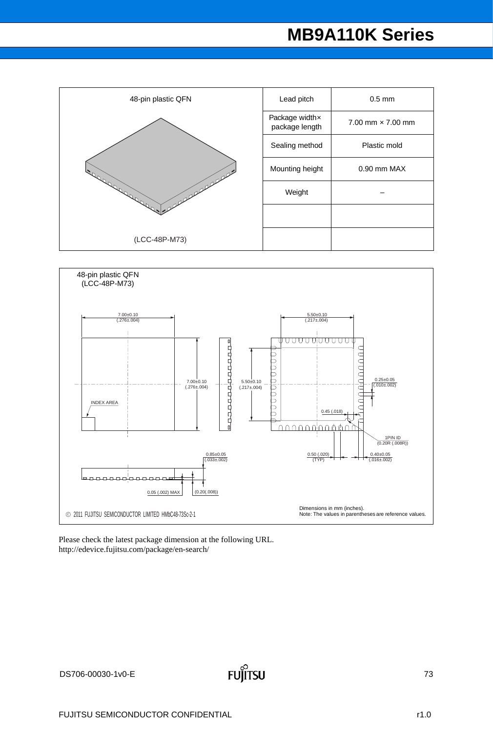| 48-pin plastic QFN | Lead pitch | 0.5 mm |
|---|---|---|
| | Package width× package length | 7.00 mm × 7.00 mm |
| | Sealing method | Plastic mold |
| | Mounting height | 0.90 mm MAX |
| | Weight | – |
| | | |
| (LCC-48P-M73) | | |

48-pin plastic QFN
(LCC-48P-M73)

7.00±0.10 (.276±.004)

5.50±0.10 (.217±.004)

7.00±0.10 (.276±.004)

5.50±0.10 (.217±.004)

0.25±0.05 (.010±.002)

INDEX AREA

0.45 (.018)

1PIN ID (0.20R (.008R))

0.85±0.05 (.033±.002)

0.50 (.020) (TYP)

0.40±0.05 (.016±.002)

0.05 (.002) MAX

(0.20(.008))

© 2011 FUJITSU SEMICONDUCTOR LIMITED HMbC48-73Sc-2-1

Dimensions in mm (inches).
Note: The values in parentheses are reference values.

Please check the latest package dimension at the following URL.
http://edevice.fujitsu.com/package/en-search/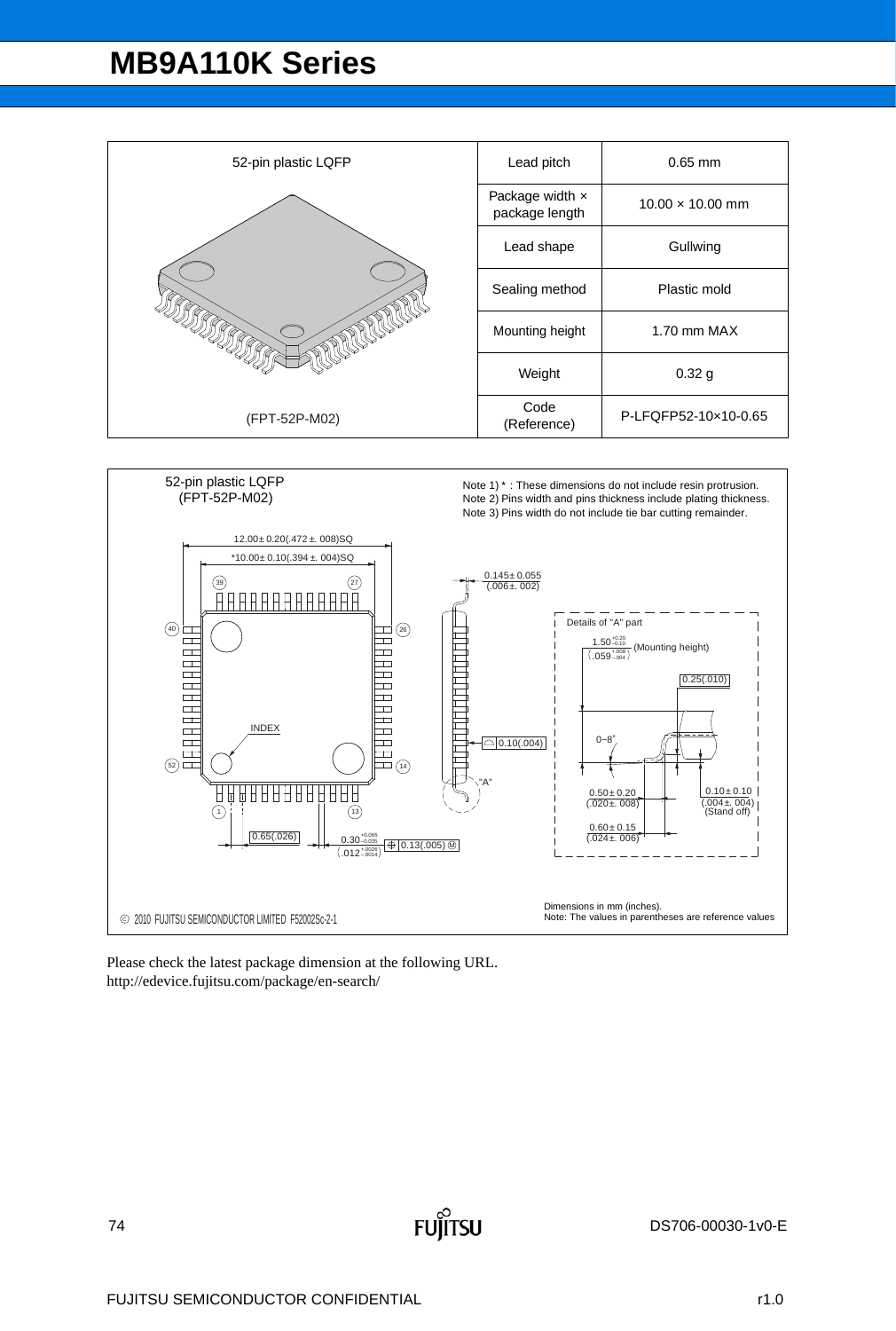| 52-pin plastic LQFP | Lead pitch | 0.65 mm |
|---|---|---|
| | Package width × package length | 10.00 × 10.00 mm |
| | Lead shape | Gullwing |
| | Sealing method | Plastic mold |
| | Mounting height | 1.70 mm MAX |
| | Weight | 0.32 g |
| (FPT-52P-M02) | Code (Reference) | P-LFQFP52-10×10-0.65 |

52-pin plastic LQFP
(FPT-52P-M02)

Note 1) * : These dimensions do not include resin protrusion.
Note 2) Pins width and pins thickness include plating thickness.
Note 3) Pins width do not include tie bar cutting remainder.

12.00±0.20(.472±.008)SQ

*10.00±0.10(.394±.004)SQ

0.145±0.055 (.006±.002)

Details of "A" part

$1.50^{+0.20}_{-0.10}$ $\left(.059^{+.008}_{-.004}\right)$ (Mounting height)

0.25(.010)

0~8°

INDEX

0.10(.004)

"A"

0.50±0.20 (.020±.008)

0.10±0.10 (.004±.004) (Stand off)

0.60±0.15 (.024±.006)

0.65(.026)

$0.30^{+0.065}_{-0.035}$ $\left(.012^{+.0026}_{-.0014}\right)$ 0.13(.005) Ⓜ

© 2010 FUJITSU SEMICONDUCTOR LIMITED F52002Sc-2-1

Dimensions in mm (inches).
Note: The values in parentheses are reference values

Please check the latest package dimension at the following URL.
http://edevice.fujitsu.com/package/en-search/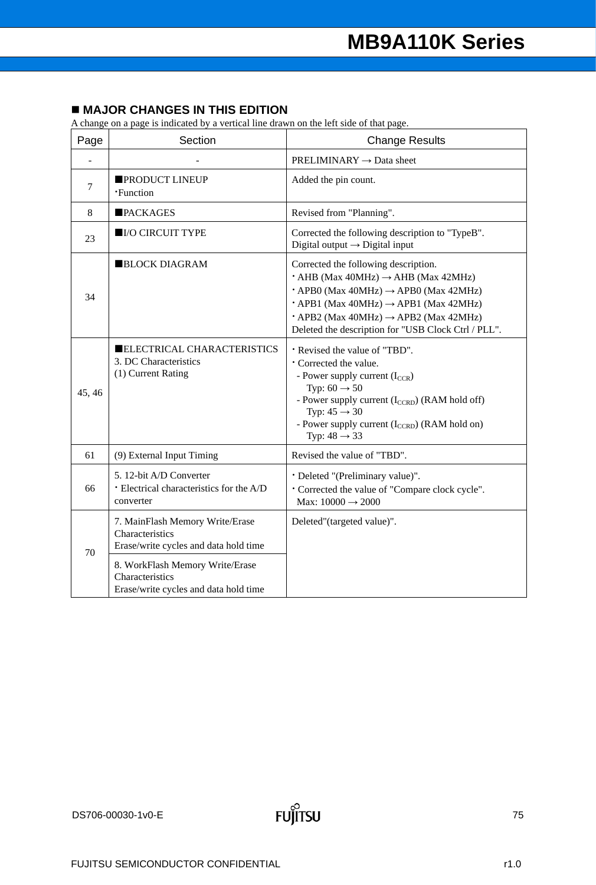## ■ MAJOR CHANGES IN THIS EDITION

A change on a page is indicated by a vertical line drawn on the left side of that page.

| Page | Section | Change Results |
|---|---|---|
| - | - | PRELIMINARY → Data sheet |
| 7 | ■PRODUCT LINEUP<br>・Function | Added the pin count. |
| 8 | ■PACKAGES | Revised from "Planning". |
| 23 | ■I/O CIRCUIT TYPE | Corrected the following description to "TypeB".<br>Digital output → Digital input |
| 34 | ■BLOCK DIAGRAM | Corrected the following description.<br>・AHB (Max 40MHz) → AHB (Max 42MHz)<br>・APB0 (Max 40MHz) → APB0 (Max 42MHz)<br>・APB1 (Max 40MHz) → APB1 (Max 42MHz)<br>・APB2 (Max 40MHz) → APB2 (Max 42MHz)<br>Deleted the description for "USB Clock Ctrl / PLL". |
| 45, 46 | ■ELECTRICAL CHARACTERISTICS<br>3. DC Characteristics<br>(1) Current Rating | ・Revised the value of "TBD".<br>・Corrected the value.<br>- Power supply current ($I_{CCR}$)<br>Typ: 60 → 50<br>- Power supply current ($I_{CCRD}$) (RAM hold off)<br>Typ: 45 → 30<br>- Power supply current ($I_{CCRD}$) (RAM hold on)<br>Typ: 48 → 33 |
| 61 | (9) External Input Timing | Revised the value of "TBD". |
| 66 | 5. 12-bit A/D Converter<br>・Electrical characteristics for the A/D converter | ・Deleted "(Preliminary value)".<br>・Corrected the value of "Compare clock cycle".<br>Max: 10000 → 2000 |
| 70 | 7. MainFlash Memory Write/Erase Characteristics<br>Erase/write cycles and data hold time<br><br>8. WorkFlash Memory Write/Erase Characteristics<br>Erase/write cycles and data hold time | Deleted"(targeted value)". |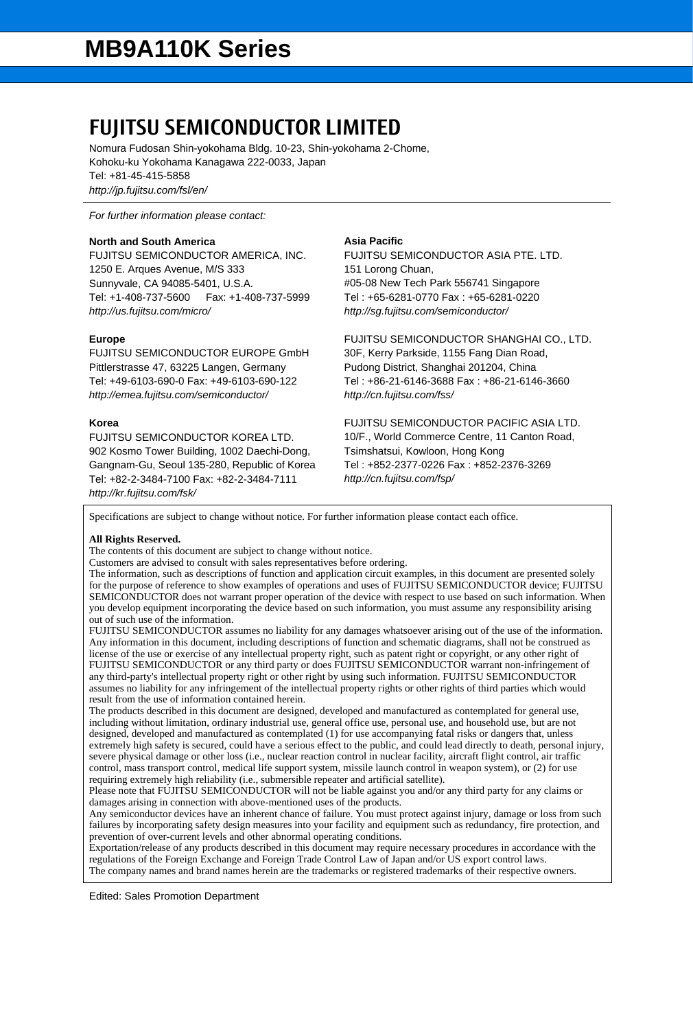# FUJITSU SEMICONDUCTOR LIMITED

Nomura Fudosan Shin-yokohama Bldg. 10-23, Shin-yokohama 2-Chome,
Kohoku-ku Yokohama Kanagawa 222-0033, Japan
Tel: +81-45-415-5858
*http://jp.fujitsu.com/fsl/en/*

---

*For further information please contact:*

**North and South America**
FUJITSU SEMICONDUCTOR AMERICA, INC.
1250 E. Arques Avenue, M/S 333
Sunnyvale, CA 94085-5401, U.S.A.
Tel: +1-408-737-5600 Fax: +1-408-737-5999
*http://us.fujitsu.com/micro/*

**Europe**
FUJITSU SEMICONDUCTOR EUROPE GmbH
Pittlerstrasse 47, 63225 Langen, Germany
Tel: +49-6103-690-0 Fax: +49-6103-690-122
*http://emea.fujitsu.com/semiconductor/*

**Korea**
FUJITSU SEMICONDUCTOR KOREA LTD.
902 Kosmo Tower Building, 1002 Daechi-Dong,
Gangnam-Gu, Seoul 135-280, Republic of Korea
Tel: +82-2-3484-7100 Fax: +82-2-3484-7111
*http://kr.fujitsu.com/fsk/*

**Asia Pacific**
FUJITSU SEMICONDUCTOR ASIA PTE. LTD.
151 Lorong Chuan,
#05-08 New Tech Park 556741 Singapore
Tel : +65-6281-0770 Fax : +65-6281-0220
*http://sg.fujitsu.com/semiconductor/*

FUJITSU SEMICONDUCTOR SHANGHAI CO., LTD.
30F, Kerry Parkside, 1155 Fang Dian Road,
Pudong District, Shanghai 201204, China
Tel : +86-21-6146-3688 Fax : +86-21-6146-3660
*http://cn.fujitsu.com/fss/*

FUJITSU SEMICONDUCTOR PACIFIC ASIA LTD.
10/F., World Commerce Centre, 11 Canton Road,
Tsimshatsui, Kowloon, Hong Kong
Tel : +852-2377-0226 Fax : +852-2376-3269
*http://cn.fujitsu.com/fsp/*

Specifications are subject to change without notice. For further information please contact each office.

**All Rights Reserved.**
The contents of this document are subject to change without notice.
Customers are advised to consult with sales representatives before ordering.
The information, such as descriptions of function and application circuit examples, in this document are presented solely for the purpose of reference to show examples of operations and uses of FUJITSU SEMICONDUCTOR device; FUJITSU SEMICONDUCTOR does not warrant proper operation of the device with respect to use based on such information. When you develop equipment incorporating the device based on such information, you must assume any responsibility arising out of such use of the information.
FUJITSU SEMICONDUCTOR assumes no liability for any damages whatsoever arising out of the use of the information.
Any information in this document, including descriptions of function and schematic diagrams, shall not be construed as license of the use or exercise of any intellectual property right, such as patent right or copyright, or any other right of FUJITSU SEMICONDUCTOR or any third party or does FUJITSU SEMICONDUCTOR warrant non-infringement of any third-party's intellectual property right or other right by using such information. FUJITSU SEMICONDUCTOR assumes no liability for any infringement of the intellectual property rights or other rights of third parties which would result from the use of information contained herein.
The products described in this document are designed, developed and manufactured as contemplated for general use, including without limitation, ordinary industrial use, general office use, personal use, and household use, but are not designed, developed and manufactured as contemplated (1) for use accompanying fatal risks or dangers that, unless extremely high safety is secured, could have a serious effect to the public, and could lead directly to death, personal injury, severe physical damage or other loss (i.e., nuclear reaction control in nuclear facility, aircraft flight control, air traffic control, mass transport control, medical life support system, missile launch control in weapon system), or (2) for use requiring extremely high reliability (i.e., submersible repeater and artificial satellite).
Please note that FUJITSU SEMICONDUCTOR will not be liable against you and/or any third party for any claims or damages arising in connection with above-mentioned uses of the products.
Any semiconductor devices have an inherent chance of failure. You must protect against injury, damage or loss from such failures by incorporating safety design measures into your facility and equipment such as redundancy, fire protection, and prevention of over-current levels and other abnormal operating conditions.
Exportation/release of any products described in this document may require necessary procedures in accordance with the regulations of the Foreign Exchange and Foreign Trade Control Law of Japan and/or US export control laws.
The company names and brand names herein are the trademarks or registered trademarks of their respective owners.

Edited: Sales Promotion Department